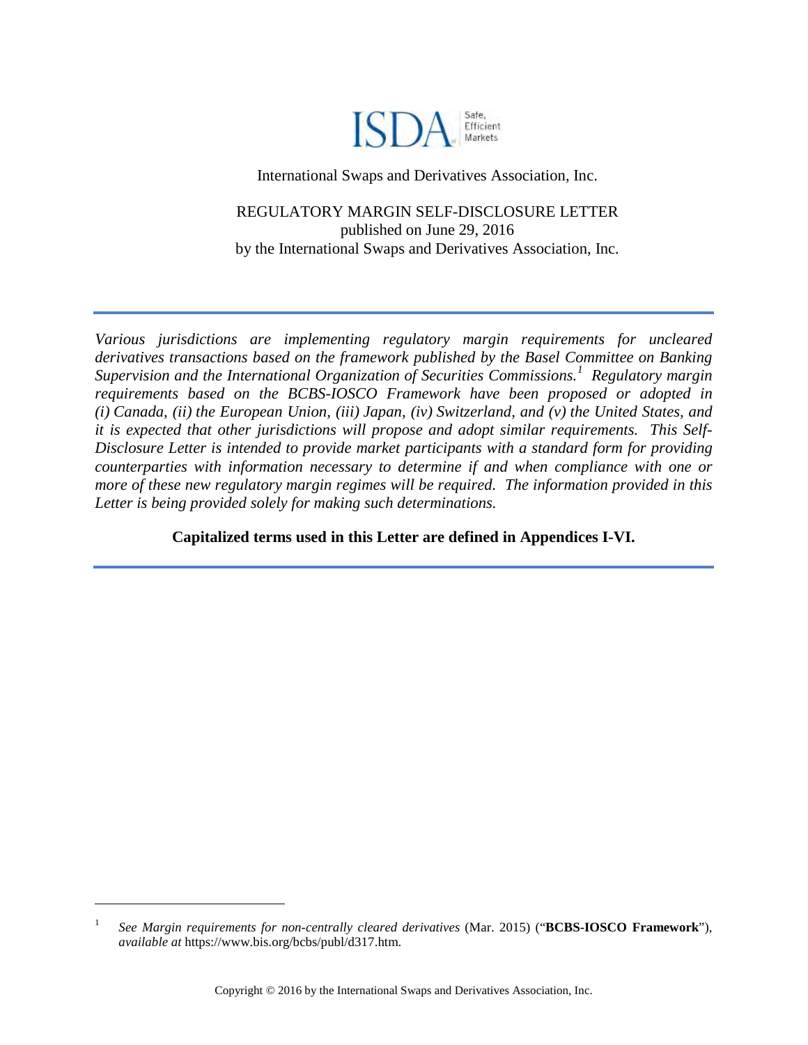ISDA Safe, Efficient Markets

International Swaps and Derivatives Association, Inc.

REGULATORY MARGIN SELF-DISCLOSURE LETTER
published on June 29, 2016
by the International Swaps and Derivatives Association, Inc.

---

*Various jurisdictions are implementing regulatory margin requirements for uncleared derivatives transactions based on the framework published by the Basel Committee on Banking Supervision and the International Organization of Securities Commissions.*[1] *Regulatory margin requirements based on the BCBS-IOSCO Framework have been proposed or adopted in (i) Canada, (ii) the European Union, (iii) Japan, (iv) Switzerland, and (v) the United States, and it is expected that other jurisdictions will propose and adopt similar requirements. This Self-Disclosure Letter is intended to provide market participants with a standard form for providing counterparties with information necessary to determine if and when compliance with one or more of these new regulatory margin regimes will be required. The information provided in this Letter is being provided solely for making such determinations.*

**Capitalized terms used in this Letter are defined in Appendices I-VI.**

---

[1] *See Margin requirements for non-centrally cleared derivatives* (Mar. 2015) ("**BCBS-IOSCO Framework**"), *available at* https://www.bis.org/bcbs/publ/d317.htm.

Copyright © 2016 by the International Swaps and Derivatives Association, Inc.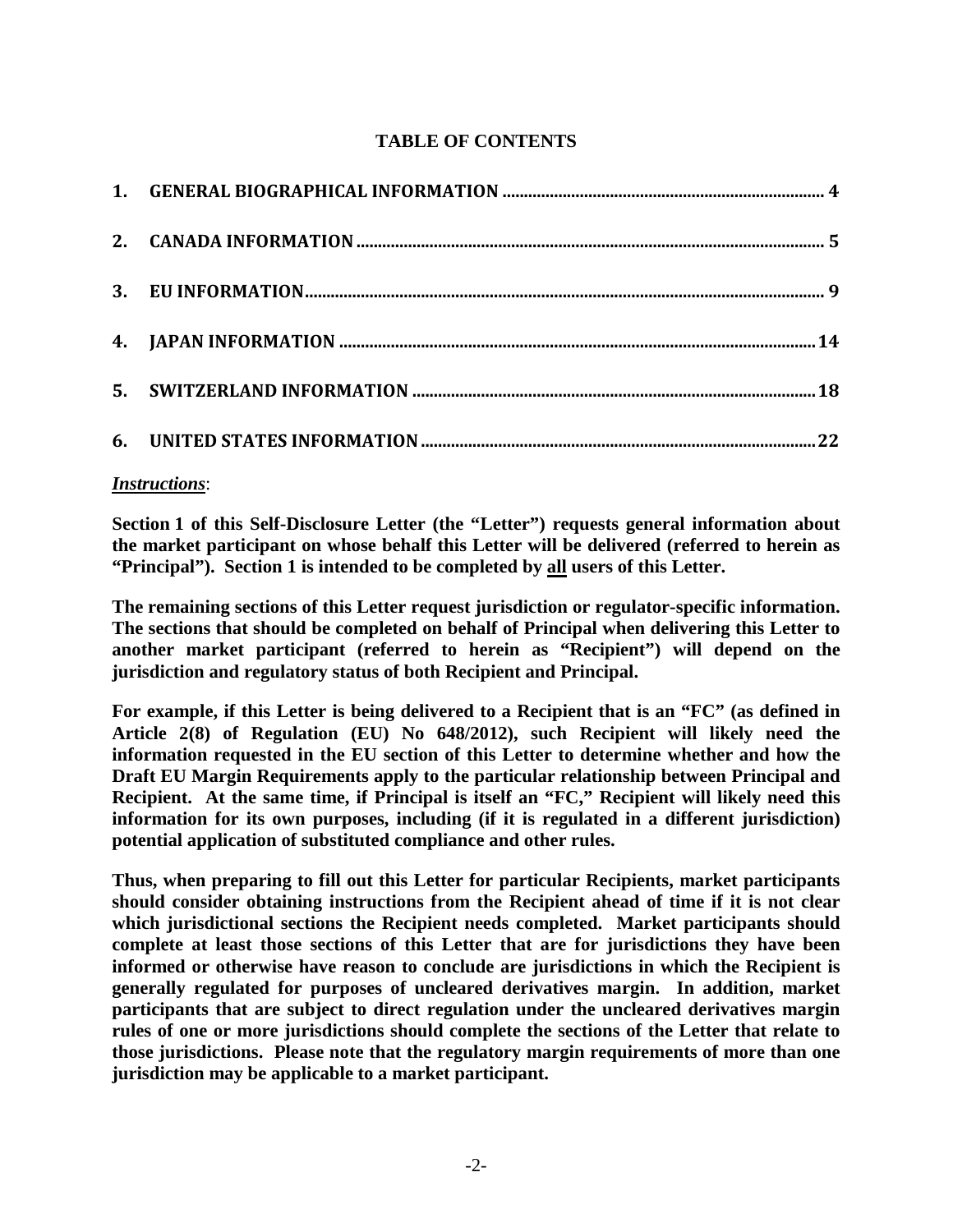## TABLE OF CONTENTS

| | | |
|---|---|---|
| **1.** | **GENERAL BIOGRAPHICAL INFORMATION** | **4** |
| **2.** | **CANADA INFORMATION** | **5** |
| **3.** | **EU INFORMATION** | **9** |
| **4.** | **JAPAN INFORMATION** | **14** |
| **5.** | **SWITZERLAND INFORMATION** | **18** |
| **6.** | **UNITED STATES INFORMATION** | **22** |

***Instructions***:

**Section 1 of this Self-Disclosure Letter (the "Letter") requests general information about the market participant on whose behalf this Letter will be delivered (referred to herein as "Principal"). Section 1 is intended to be completed by <u>all</u> users of this Letter.**

**The remaining sections of this Letter request jurisdiction or regulator-specific information. The sections that should be completed on behalf of Principal when delivering this Letter to another market participant (referred to herein as "Recipient") will depend on the jurisdiction and regulatory status of both Recipient and Principal.**

**For example, if this Letter is being delivered to a Recipient that is an "FC" (as defined in Article 2(8) of Regulation (EU) No 648/2012), such Recipient will likely need the information requested in the EU section of this Letter to determine whether and how the Draft EU Margin Requirements apply to the particular relationship between Principal and Recipient. At the same time, if Principal is itself an "FC," Recipient will likely need this information for its own purposes, including (if it is regulated in a different jurisdiction) potential application of substituted compliance and other rules.**

**Thus, when preparing to fill out this Letter for particular Recipients, market participants should consider obtaining instructions from the Recipient ahead of time if it is not clear which jurisdictional sections the Recipient needs completed. Market participants should complete at least those sections of this Letter that are for jurisdictions they have been informed or otherwise have reason to conclude are jurisdictions in which the Recipient is generally regulated for purposes of uncleared derivatives margin. In addition, market participants that are subject to direct regulation under the uncleared derivatives margin rules of one or more jurisdictions should complete the sections of the Letter that relate to those jurisdictions. Please note that the regulatory margin requirements of more than one jurisdiction may be applicable to a market participant.**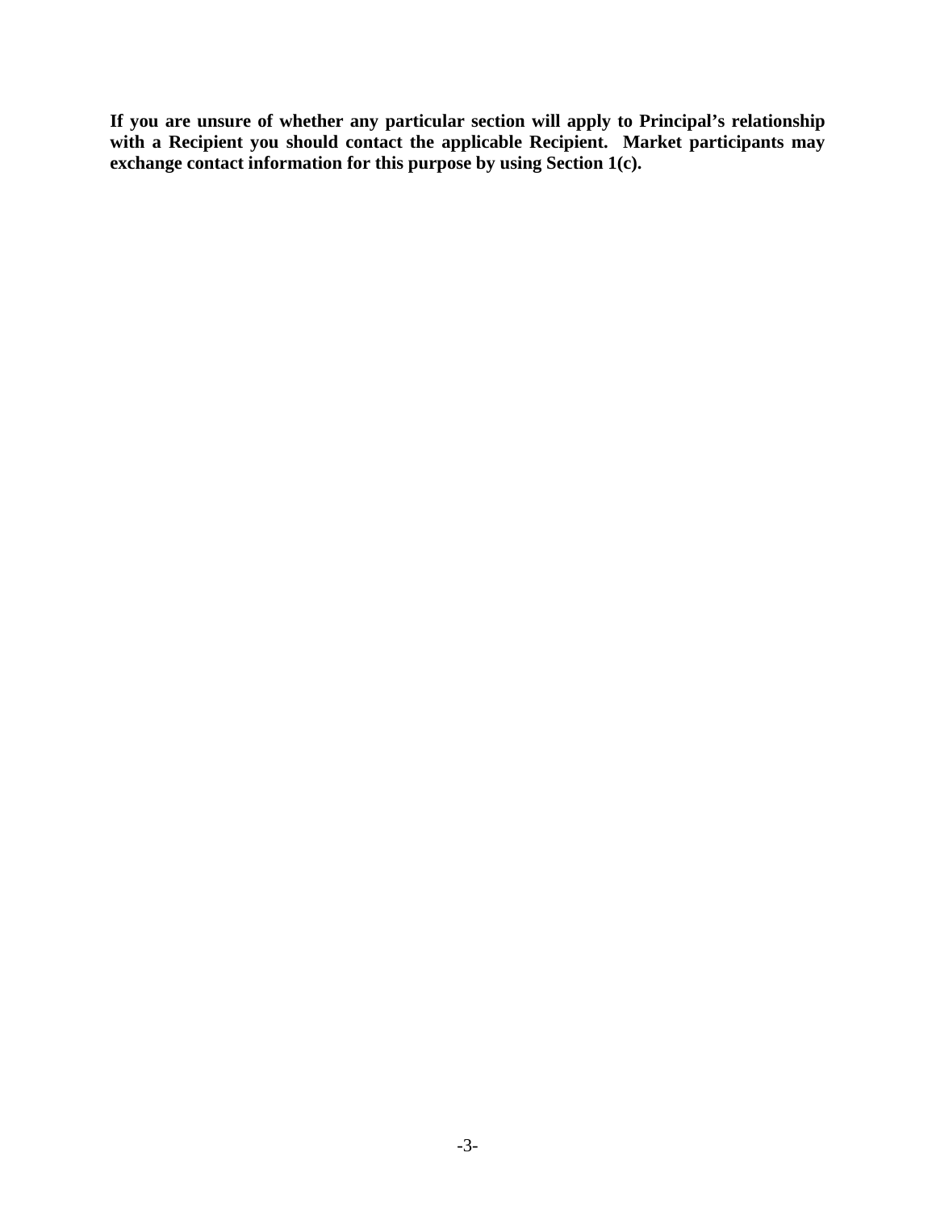**If you are unsure of whether any particular section will apply to Principal's relationship with a Recipient you should contact the applicable Recipient. Market participants may exchange contact information for this purpose by using Section 1(c).**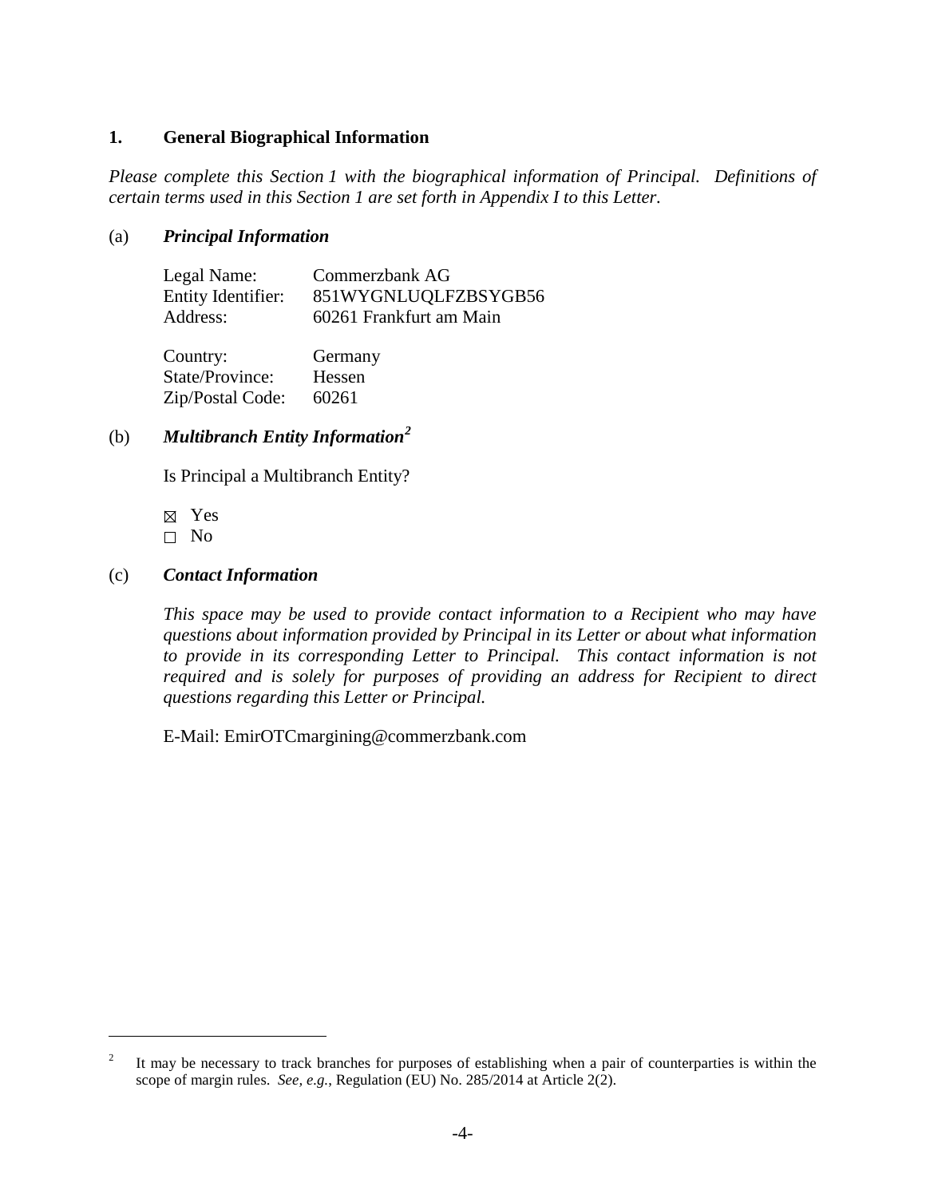## 1. General Biographical Information

*Please complete this Section 1 with the biographical information of Principal. Definitions of certain terms used in this Section 1 are set forth in Appendix I to this Letter.*

(a) ***Principal Information***

Legal Name: Commerzbank AG
Entity Identifier: 851WYGNLUQLFZBSYGB56
Address: 60261 Frankfurt am Main

Country: Germany
State/Province: Hessen
Zip/Postal Code: 60261

(b) ***Multibranch Entity Information***[2]

Is Principal a Multibranch Entity?

☒ Yes
☐ No

(c) ***Contact Information***

*This space may be used to provide contact information to a Recipient who may have questions about information provided by Principal in its Letter or about what information to provide in its corresponding Letter to Principal. This contact information is not required and is solely for purposes of providing an address for Recipient to direct questions regarding this Letter or Principal.*

E-Mail: EmirOTCmargining@commerzbank.com

---

[2] It may be necessary to track branches for purposes of establishing when a pair of counterparties is within the scope of margin rules. *See, e.g.*, Regulation (EU) No. 285/2014 at Article 2(2).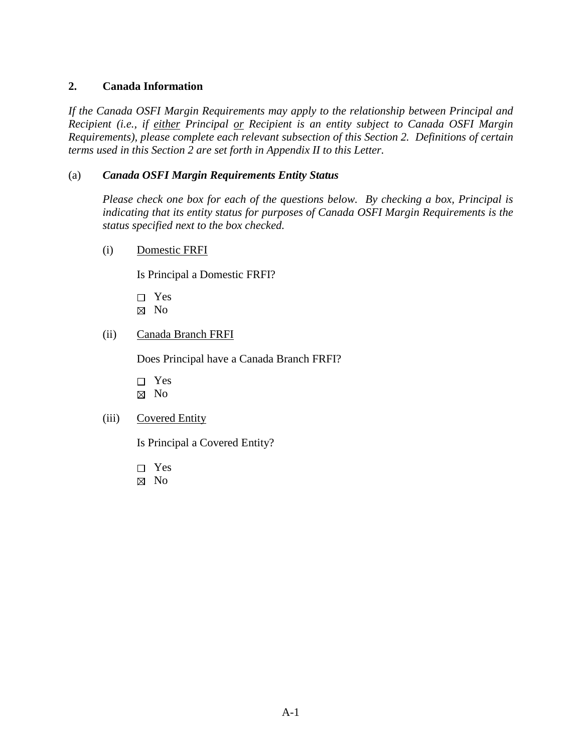## 2. Canada Information

*If the Canada OSFI Margin Requirements may apply to the relationship between Principal and Recipient (i.e., if <u>either</u> Principal <u>or</u> Recipient is an entity subject to Canada OSFI Margin Requirements), please complete each relevant subsection of this Section 2. Definitions of certain terms used in this Section 2 are set forth in Appendix II to this Letter.*

### (a) *Canada OSFI Margin Requirements Entity Status*

*Please check one box for each of the questions below. By checking a box, Principal is indicating that its entity status for purposes of Canada OSFI Margin Requirements is the status specified next to the box checked.*

(i) <u>Domestic FRFI</u>

Is Principal a Domestic FRFI?

☐ Yes
☒ No

(ii) <u>Canada Branch FRFI</u>

Does Principal have a Canada Branch FRFI?

☐ Yes
☒ No

(iii) <u>Covered Entity</u>

Is Principal a Covered Entity?

☐ Yes
☒ No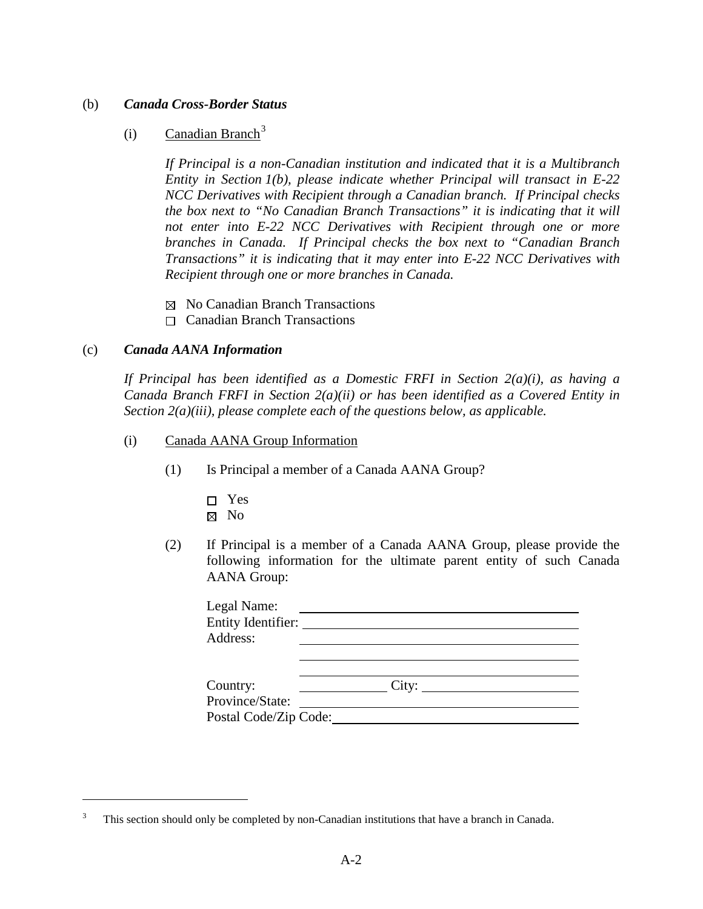(b) ***Canada Cross-Border Status***

(i) Canadian Branch[3]

*If Principal is a non-Canadian institution and indicated that it is a Multibranch Entity in Section 1(b), please indicate whether Principal will transact in E-22 NCC Derivatives with Recipient through a Canadian branch. If Principal checks the box next to "No Canadian Branch Transactions" it is indicating that it will not enter into E-22 NCC Derivatives with Recipient through one or more branches in Canada. If Principal checks the box next to "Canadian Branch Transactions" it is indicating that it may enter into E-22 NCC Derivatives with Recipient through one or more branches in Canada.*

☒ No Canadian Branch Transactions
☐ Canadian Branch Transactions

(c) ***Canada AANA Information***

*If Principal has been identified as a Domestic FRFI in Section 2(a)(i), as having a Canada Branch FRFI in Section 2(a)(ii) or has been identified as a Covered Entity in Section 2(a)(iii), please complete each of the questions below, as applicable.*

(i) Canada AANA Group Information

(1) Is Principal a member of a Canada AANA Group?

☐ Yes
☒ No

(2) If Principal is a member of a Canada AANA Group, please provide the following information for the ultimate parent entity of such Canada AANA Group:

Legal Name: ______________________________
Entity Identifier: ______________________________
Address: ______________________________
______________________________
______________________________
Country: ____________ City: ____________
Province/State: ______________________________
Postal Code/Zip Code: ______________________________

---

[3] This section should only be completed by non-Canadian institutions that have a branch in Canada.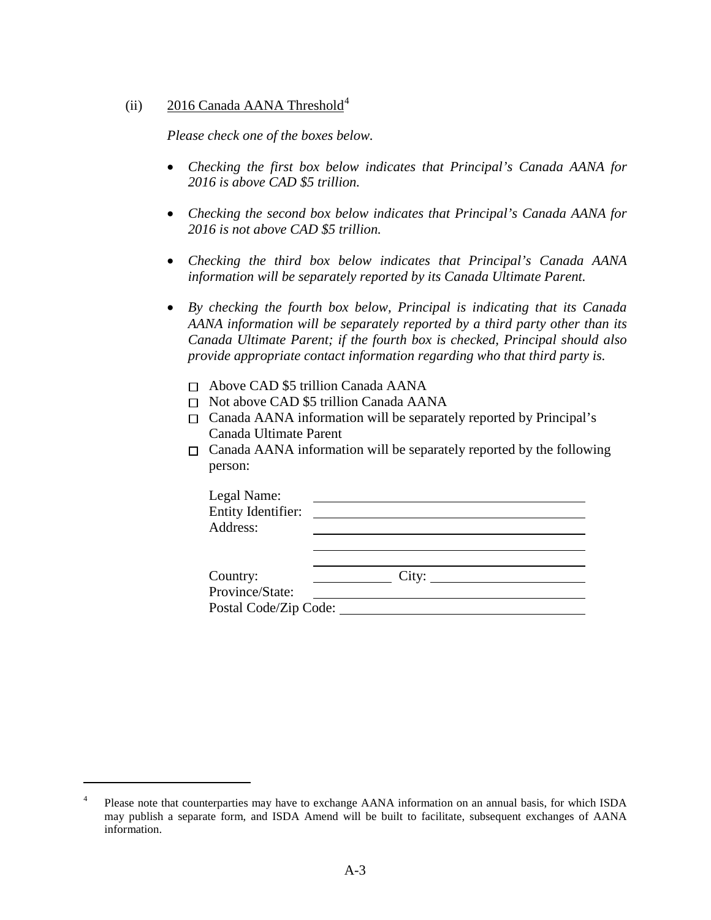(ii) 2016 Canada AANA Threshold[4]

*Please check one of the boxes below.*

- *Checking the first box below indicates that Principal's Canada AANA for 2016 is above CAD $5 trillion.*
- *Checking the second box below indicates that Principal's Canada AANA for 2016 is not above CAD $5 trillion.*
- *Checking the third box below indicates that Principal's Canada AANA information will be separately reported by its Canada Ultimate Parent.*
- *By checking the fourth box below, Principal is indicating that its Canada AANA information will be separately reported by a third party other than its Canada Ultimate Parent; if the fourth box is checked, Principal should also provide appropriate contact information regarding who that third party is.*

☐ Above CAD $5 trillion Canada AANA

☐ Not above CAD $5 trillion Canada AANA

☐ Canada AANA information will be separately reported by Principal's Canada Ultimate Parent

☐ Canada AANA information will be separately reported by the following person:

Legal Name: ____________________

Entity Identifier: ____________________

Address: ____________________

____________________

____________________

Country: __________ City: ____________________

Province/State: ____________________

Postal Code/Zip Code: ____________________

---

[4] Please note that counterparties may have to exchange AANA information on an annual basis, for which ISDA may publish a separate form, and ISDA Amend will be built to facilitate, subsequent exchanges of AANA information.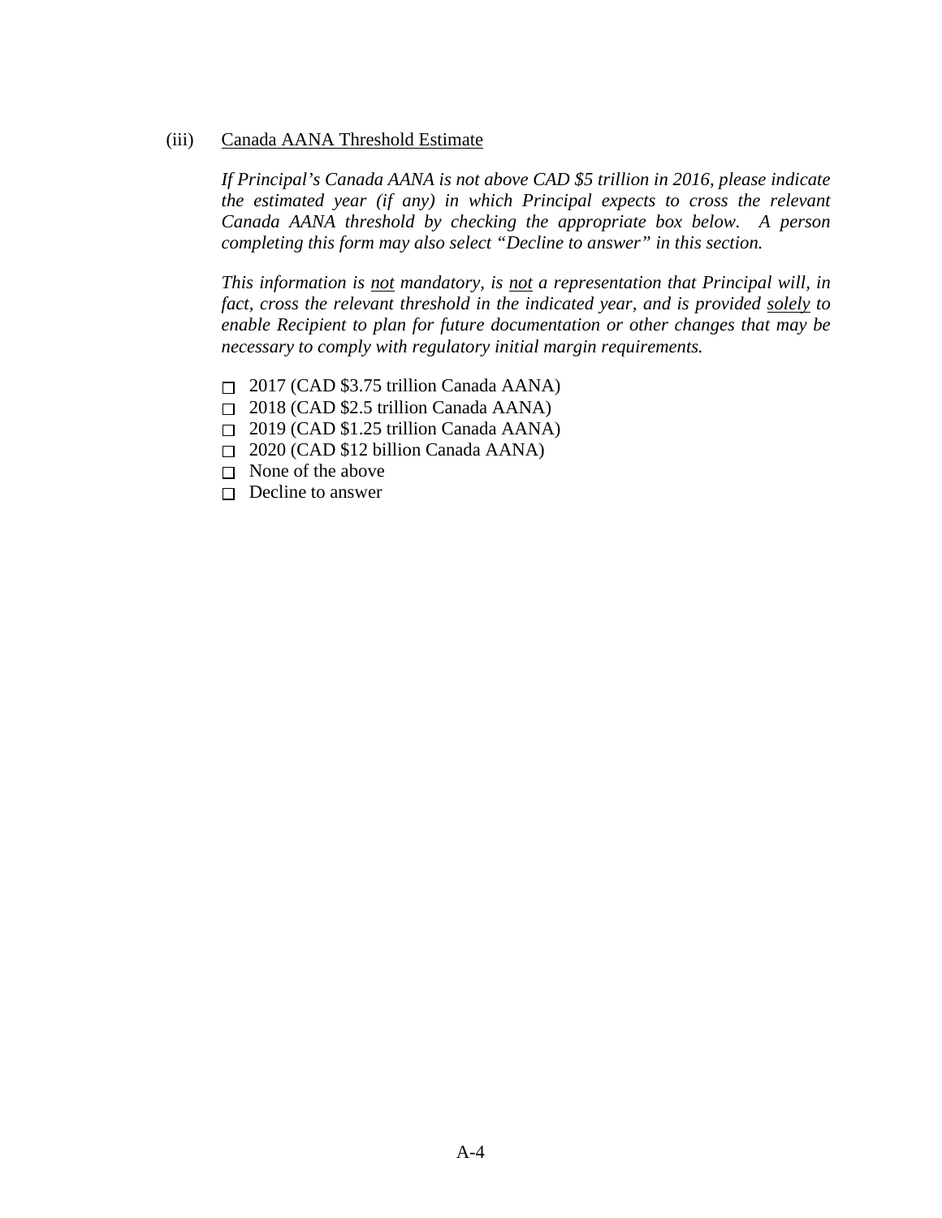(iii) <u>Canada AANA Threshold Estimate</u>

*If Principal's Canada AANA is not above CAD $5 trillion in 2016, please indicate the estimated year (if any) in which Principal expects to cross the relevant Canada AANA threshold by checking the appropriate box below. A person completing this form may also select "Decline to answer" in this section.*

*This information is <u>not</u> mandatory, is <u>not</u> a representation that Principal will, in fact, cross the relevant threshold in the indicated year, and is provided <u>solely</u> to enable Recipient to plan for future documentation or other changes that may be necessary to comply with regulatory initial margin requirements.*

- ☐ 2017 (CAD $3.75 trillion Canada AANA)
- ☐ 2018 (CAD $2.5 trillion Canada AANA)
- ☐ 2019 (CAD $1.25 trillion Canada AANA)
- ☐ 2020 (CAD $12 billion Canada AANA)
- ☐ None of the above
- ☐ Decline to answer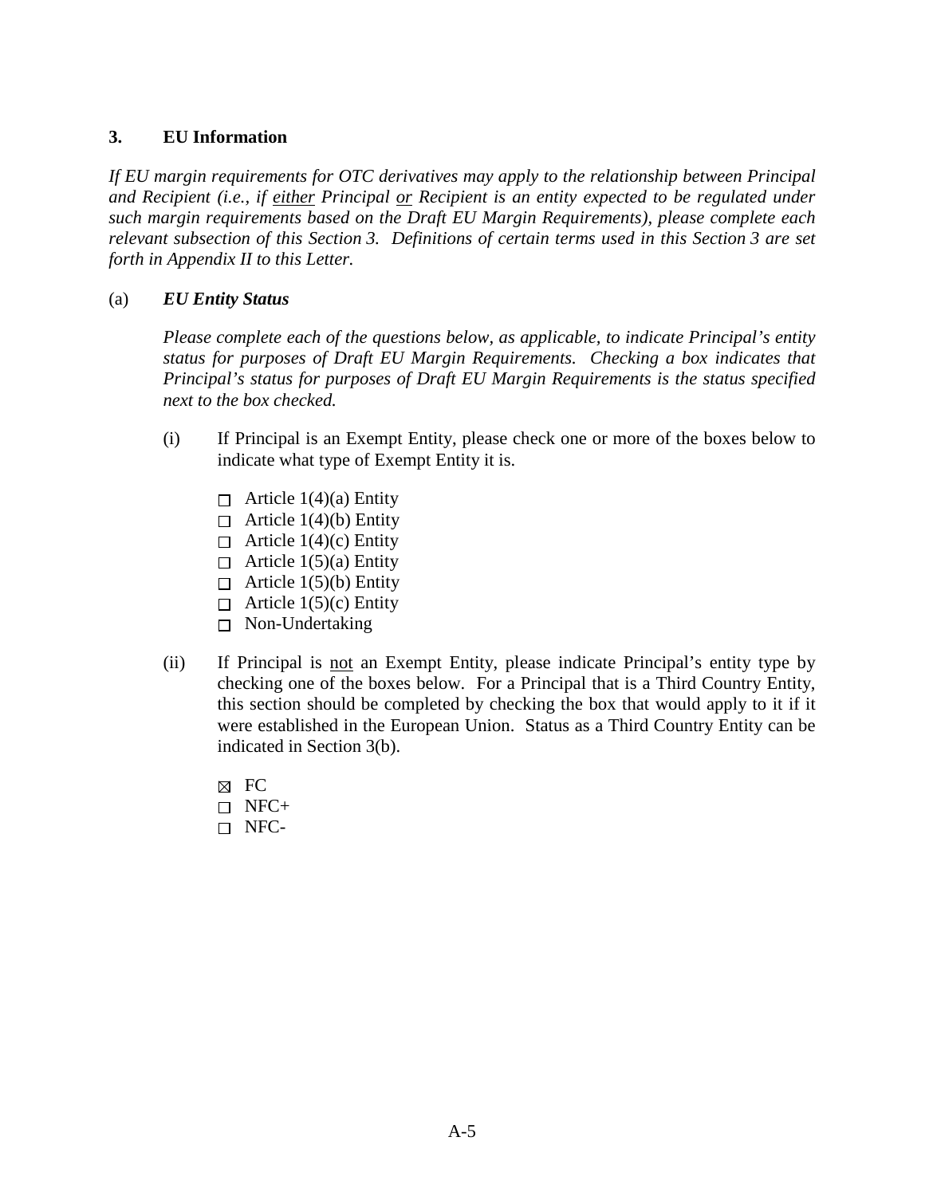## 3. EU Information

*If EU margin requirements for OTC derivatives may apply to the relationship between Principal and Recipient (i.e., if <u>either</u> Principal <u>or</u> Recipient is an entity expected to be regulated under such margin requirements based on the Draft EU Margin Requirements), please complete each relevant subsection of this Section 3. Definitions of certain terms used in this Section 3 are set forth in Appendix II to this Letter.*

### (a) *EU Entity Status*

*Please complete each of the questions below, as applicable, to indicate Principal's entity status for purposes of Draft EU Margin Requirements. Checking a box indicates that Principal's status for purposes of Draft EU Margin Requirements is the status specified next to the box checked.*

(i) If Principal is an Exempt Entity, please check one or more of the boxes below to indicate what type of Exempt Entity it is.

- ☐ Article 1(4)(a) Entity
- ☐ Article 1(4)(b) Entity
- ☐ Article 1(4)(c) Entity
- ☐ Article 1(5)(a) Entity
- ☐ Article 1(5)(b) Entity
- ☐ Article 1(5)(c) Entity
- ☐ Non-Undertaking

(ii) If Principal is <u>not</u> an Exempt Entity, please indicate Principal's entity type by checking one of the boxes below. For a Principal that is a Third Country Entity, this section should be completed by checking the box that would apply to it if it were established in the European Union. Status as a Third Country Entity can be indicated in Section 3(b).

- ☒ FC
- ☐ NFC+
- ☐ NFC-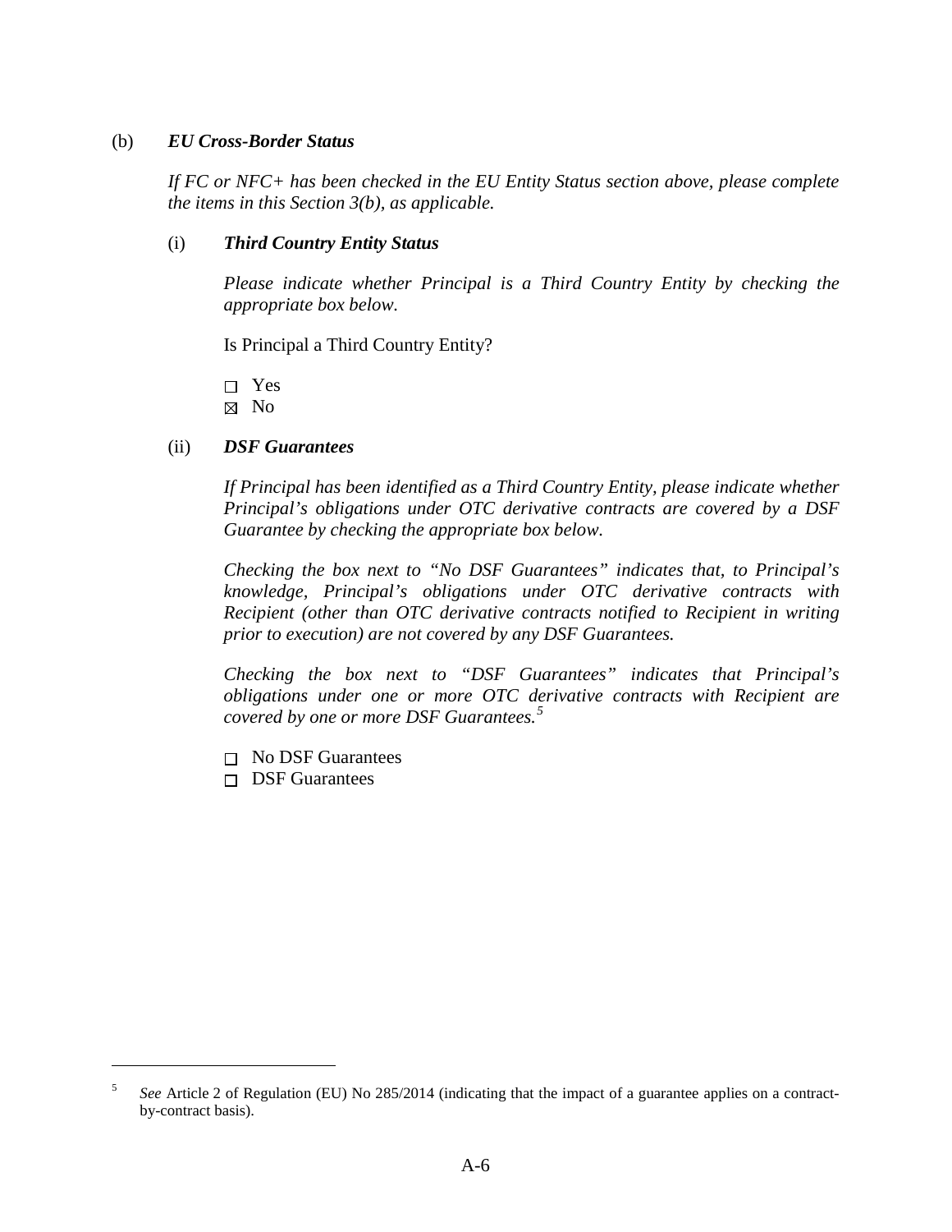(b) ***EU Cross-Border Status***

*If FC or NFC+ has been checked in the EU Entity Status section above, please complete the items in this Section 3(b), as applicable.*

(i) ***Third Country Entity Status***

*Please indicate whether Principal is a Third Country Entity by checking the appropriate box below.*

Is Principal a Third Country Entity?

☐ Yes
☒ No

(ii) ***DSF Guarantees***

*If Principal has been identified as a Third Country Entity, please indicate whether Principal's obligations under OTC derivative contracts are covered by a DSF Guarantee by checking the appropriate box below.*

*Checking the box next to "No DSF Guarantees" indicates that, to Principal's knowledge, Principal's obligations under OTC derivative contracts with Recipient (other than OTC derivative contracts notified to Recipient in writing prior to execution) are not covered by any DSF Guarantees.*

*Checking the box next to "DSF Guarantees" indicates that Principal's obligations under one or more OTC derivative contracts with Recipient are covered by one or more DSF Guarantees.*[5]

☐ No DSF Guarantees
☐ DSF Guarantees

---

[5] *See* Article 2 of Regulation (EU) No 285/2014 (indicating that the impact of a guarantee applies on a contract-by-contract basis).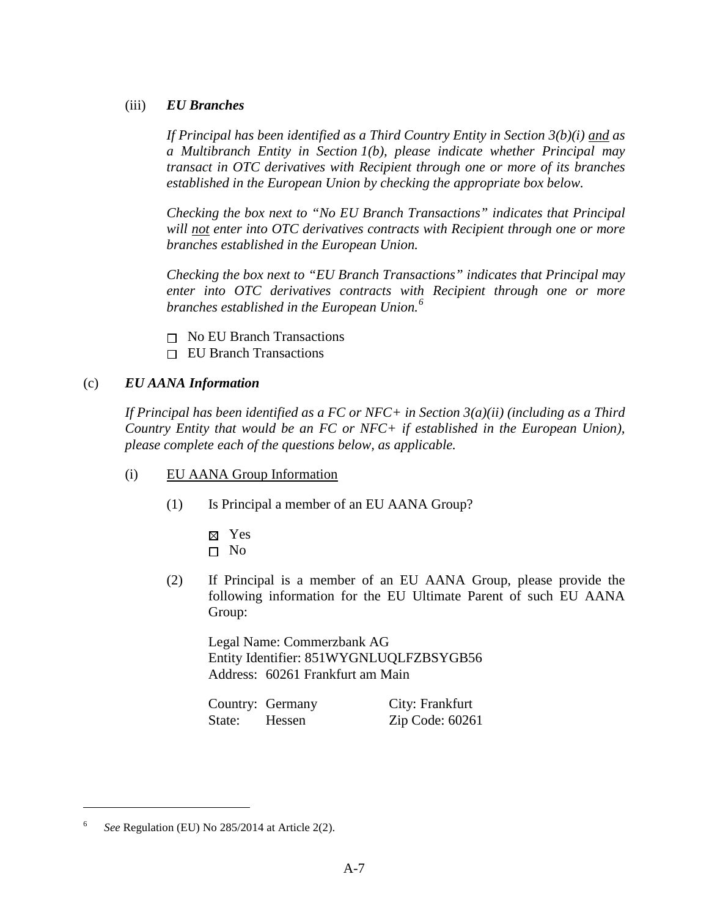(iii) ***EU Branches***

*If Principal has been identified as a Third Country Entity in Section 3(b)(i) and as a Multibranch Entity in Section 1(b), please indicate whether Principal may transact in OTC derivatives with Recipient through one or more of its branches established in the European Union by checking the appropriate box below.*

*Checking the box next to "No EU Branch Transactions" indicates that Principal will not enter into OTC derivatives contracts with Recipient through one or more branches established in the European Union.*

*Checking the box next to "EU Branch Transactions" indicates that Principal may enter into OTC derivatives contracts with Recipient through one or more branches established in the European Union.*[6]

☐ No EU Branch Transactions
☐ EU Branch Transactions

(c) ***EU AANA Information***

*If Principal has been identified as a FC or NFC+ in Section 3(a)(ii) (including as a Third Country Entity that would be an FC or NFC+ if established in the European Union), please complete each of the questions below, as applicable.*

(i) EU AANA Group Information

(1) Is Principal a member of an EU AANA Group?

☒ Yes
☐ No

(2) If Principal is a member of an EU AANA Group, please provide the following information for the EU Ultimate Parent of such EU AANA Group:

Legal Name: Commerzbank AG
Entity Identifier: 851WYGNLUQLFZBSYGB56
Address: 60261 Frankfurt am Main

Country: Germany    City: Frankfurt
State: Hessen    Zip Code: 60261

---

[6] *See* Regulation (EU) No 285/2014 at Article 2(2).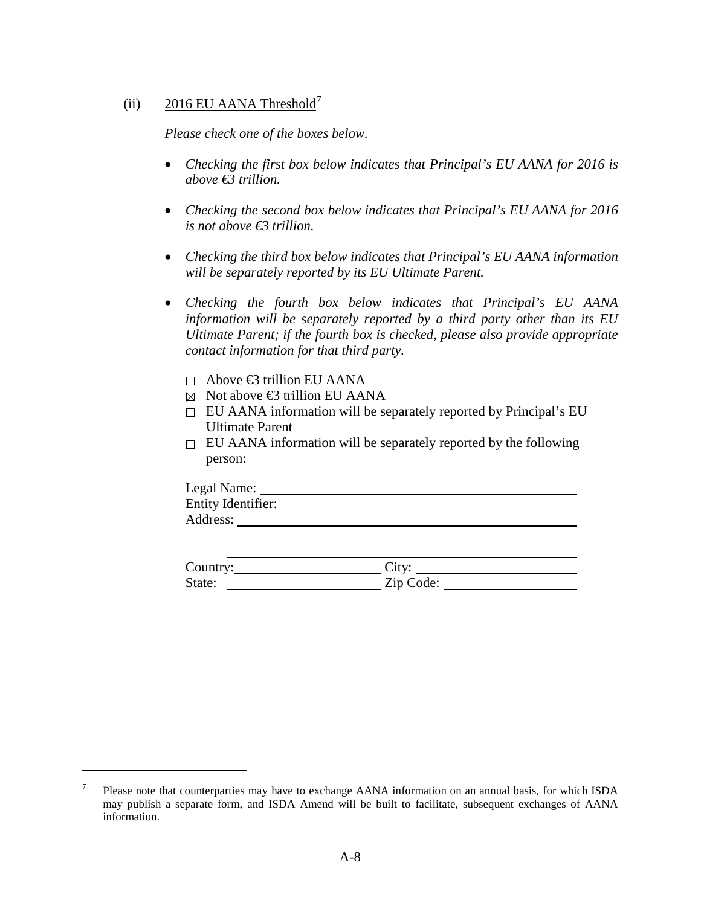(ii) 2016 EU AANA Threshold[7]

*Please check one of the boxes below.*

- *Checking the first box below indicates that Principal's EU AANA for 2016 is above €3 trillion.*
- *Checking the second box below indicates that Principal's EU AANA for 2016 is not above €3 trillion.*
- *Checking the third box below indicates that Principal's EU AANA information will be separately reported by its EU Ultimate Parent.*
- *Checking the fourth box below indicates that Principal's EU AANA information will be separately reported by a third party other than its EU Ultimate Parent; if the fourth box is checked, please also provide appropriate contact information for that third party.*

☐ Above €3 trillion EU AANA
☒ Not above €3 trillion EU AANA
☐ EU AANA information will be separately reported by Principal's EU Ultimate Parent
☐ EU AANA information will be separately reported by the following person:

Legal Name: ______________________________
Entity Identifier: ______________________________
Address: ______________________________
______________________________
______________________________
Country: ______________ City: ______________
State: ______________ Zip Code: ______________

---

[7] Please note that counterparties may have to exchange AANA information on an annual basis, for which ISDA may publish a separate form, and ISDA Amend will be built to facilitate, subsequent exchanges of AANA information.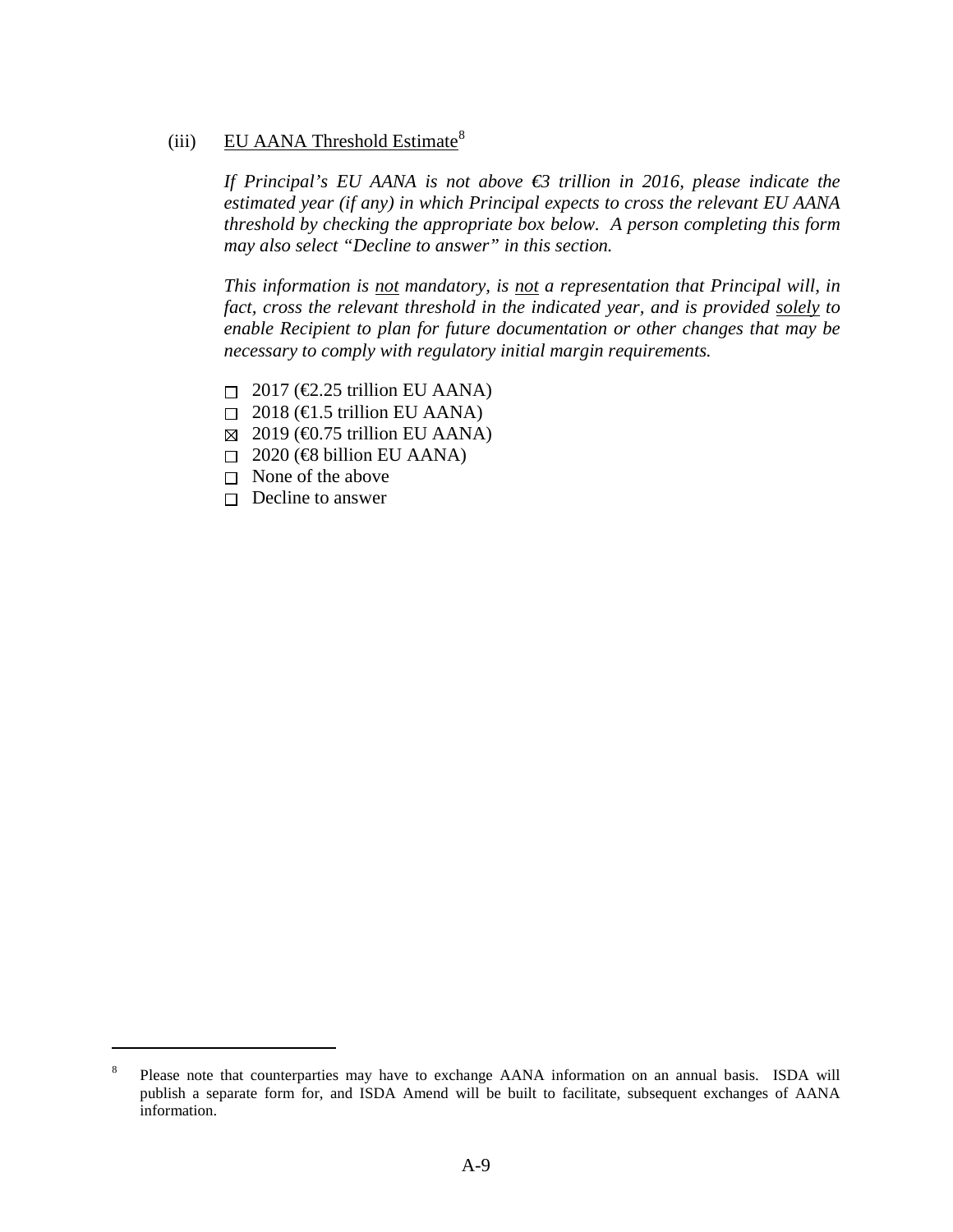(iii) <u>EU AANA Threshold Estimate</u>[8]

*If Principal's EU AANA is not above €3 trillion in 2016, please indicate the estimated year (if any) in which Principal expects to cross the relevant EU AANA threshold by checking the appropriate box below. A person completing this form may also select "Decline to answer" in this section.*

*This information is <u>not</u> mandatory, is <u>not</u> a representation that Principal will, in fact, cross the relevant threshold in the indicated year, and is provided <u>solely</u> to enable Recipient to plan for future documentation or other changes that may be necessary to comply with regulatory initial margin requirements.*

- ☐ 2017 (€2.25 trillion EU AANA)
- ☐ 2018 (€1.5 trillion EU AANA)
- ☒ 2019 (€0.75 trillion EU AANA)
- ☐ 2020 (€8 billion EU AANA)
- ☐ None of the above
- ☐ Decline to answer

---

[8] Please note that counterparties may have to exchange AANA information on an annual basis. ISDA will publish a separate form for, and ISDA Amend will be built to facilitate, subsequent exchanges of AANA information.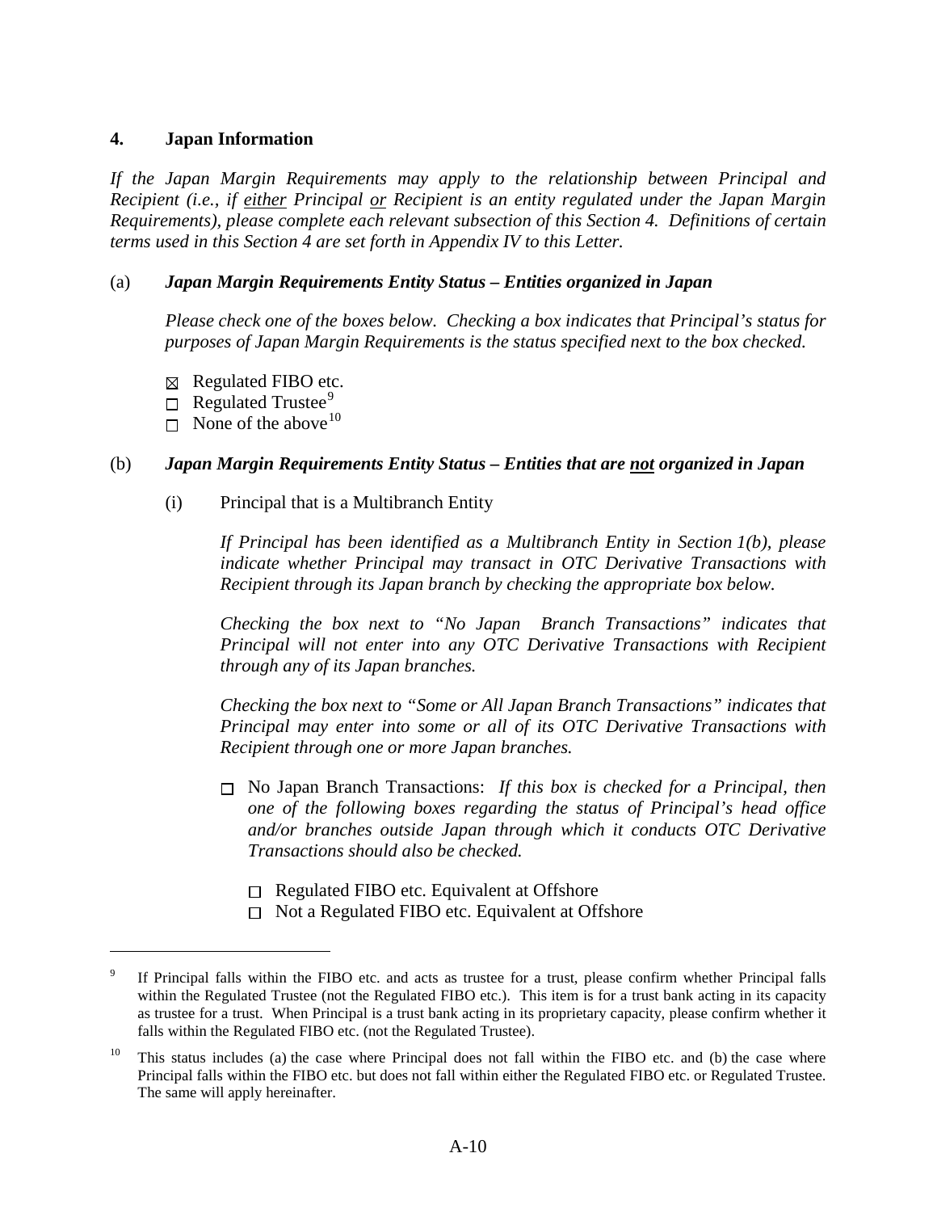## 4. Japan Information

*If the Japan Margin Requirements may apply to the relationship between Principal and Recipient (i.e., if* <u>*either*</u> *Principal* <u>*or*</u> *Recipient is an entity regulated under the Japan Margin Requirements), please complete each relevant subsection of this Section 4. Definitions of certain terms used in this Section 4 are set forth in Appendix IV to this Letter.*

### (a) *Japan Margin Requirements Entity Status – Entities organized in Japan*

*Please check one of the boxes below. Checking a box indicates that Principal's status for purposes of Japan Margin Requirements is the status specified next to the box checked.*

- ☒ Regulated FIBO etc.
- ☐ Regulated Trustee[9]
- ☐ None of the above[10]

### (b) *Japan Margin Requirements Entity Status – Entities that are* <u>*not*</u> *organized in Japan*

(i) Principal that is a Multibranch Entity

*If Principal has been identified as a Multibranch Entity in Section 1(b), please indicate whether Principal may transact in OTC Derivative Transactions with Recipient through its Japan branch by checking the appropriate box below.*

*Checking the box next to "No Japan Branch Transactions" indicates that Principal will not enter into any OTC Derivative Transactions with Recipient through any of its Japan branches.*

*Checking the box next to "Some or All Japan Branch Transactions" indicates that Principal may enter into some or all of its OTC Derivative Transactions with Recipient through one or more Japan branches.*

☐ No Japan Branch Transactions: *If this box is checked for a Principal, then one of the following boxes regarding the status of Principal's head office and/or branches outside Japan through which it conducts OTC Derivative Transactions should also be checked.*

- ☐ Regulated FIBO etc. Equivalent at Offshore
- ☐ Not a Regulated FIBO etc. Equivalent at Offshore

---

[9] If Principal falls within the FIBO etc. and acts as trustee for a trust, please confirm whether Principal falls within the Regulated Trustee (not the Regulated FIBO etc.). This item is for a trust bank acting in its capacity as trustee for a trust. When Principal is a trust bank acting in its proprietary capacity, please confirm whether it falls within the Regulated FIBO etc. (not the Regulated Trustee).

[10] This status includes (a) the case where Principal does not fall within the FIBO etc. and (b) the case where Principal falls within the FIBO etc. but does not fall within either the Regulated FIBO etc. or Regulated Trustee. The same will apply hereinafter.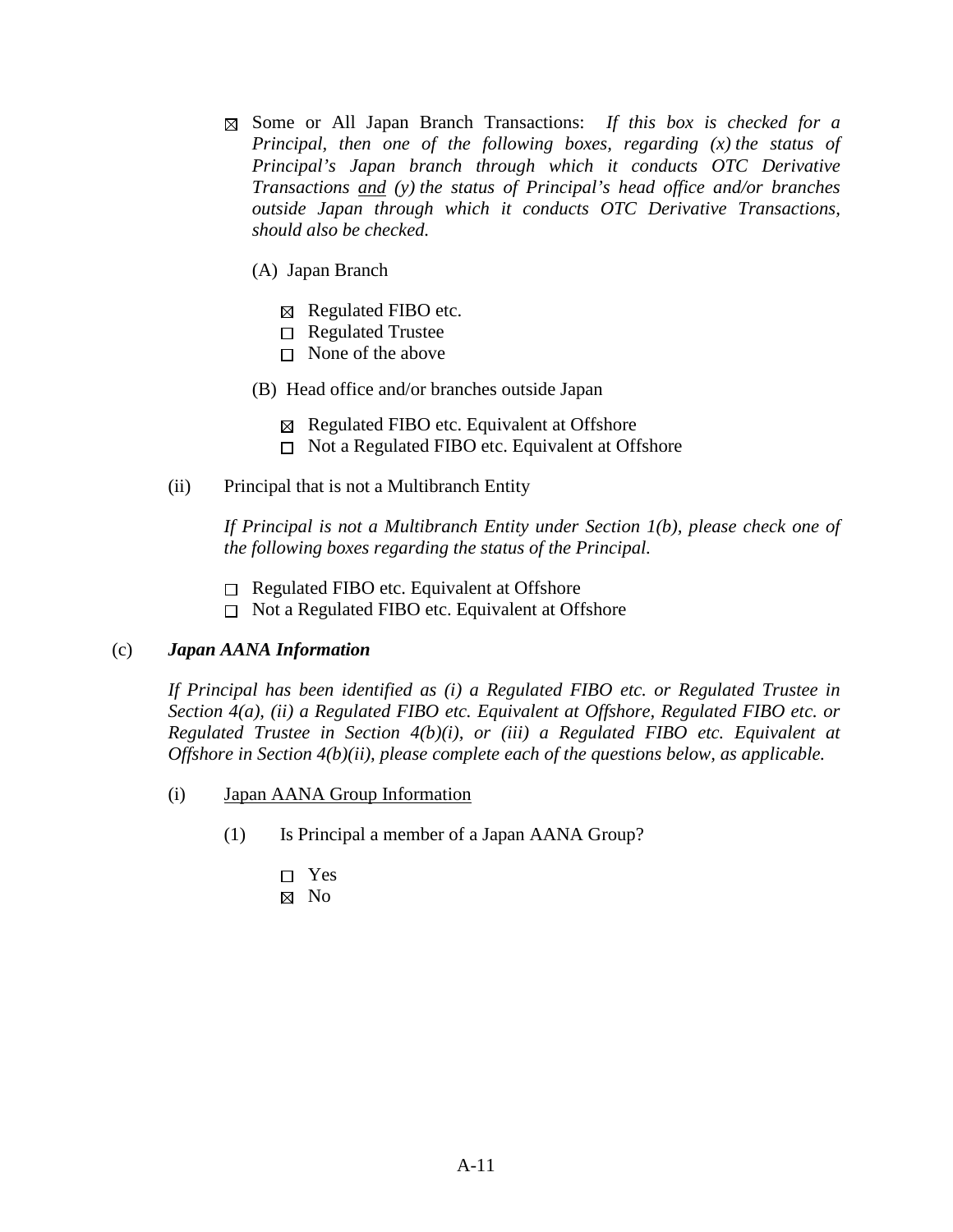☒ Some or All Japan Branch Transactions: *If this box is checked for a Principal, then one of the following boxes, regarding (x) the status of Principal's Japan branch through which it conducts OTC Derivative Transactions* <u>*and*</u> *(y) the status of Principal's head office and/or branches outside Japan through which it conducts OTC Derivative Transactions, should also be checked.*

(A) Japan Branch

☒ Regulated FIBO etc.
☐ Regulated Trustee
☐ None of the above

(B) Head office and/or branches outside Japan

☒ Regulated FIBO etc. Equivalent at Offshore
☐ Not a Regulated FIBO etc. Equivalent at Offshore

(ii) Principal that is not a Multibranch Entity

*If Principal is not a Multibranch Entity under Section 1(b), please check one of the following boxes regarding the status of the Principal.*

☐ Regulated FIBO etc. Equivalent at Offshore
☐ Not a Regulated FIBO etc. Equivalent at Offshore

(c) ***Japan AANA Information***

*If Principal has been identified as (i) a Regulated FIBO etc. or Regulated Trustee in Section 4(a), (ii) a Regulated FIBO etc. Equivalent at Offshore, Regulated FIBO etc. or Regulated Trustee in Section 4(b)(i), or (iii) a Regulated FIBO etc. Equivalent at Offshore in Section 4(b)(ii), please complete each of the questions below, as applicable.*

(i) <u>Japan AANA Group Information</u>

(1) Is Principal a member of a Japan AANA Group?

☐ Yes
☒ No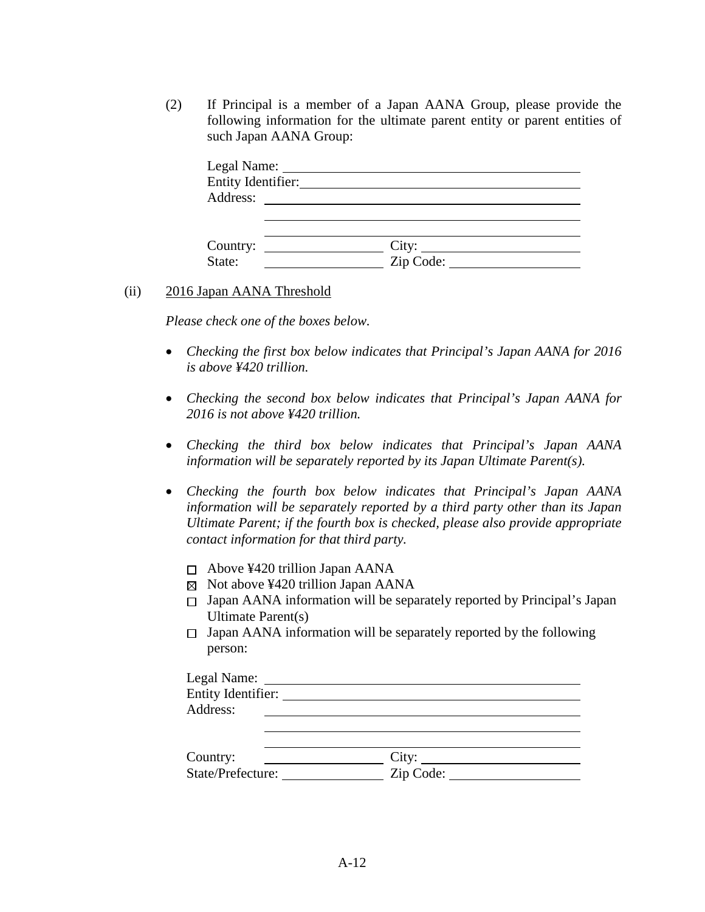(2) If Principal is a member of a Japan AANA Group, please provide the following information for the ultimate parent entity or parent entities of such Japan AANA Group:

Legal Name: ______________________________
Entity Identifier: ______________________________
Address: ______________________________
______________________________
______________________________
Country: ______________ City: ______________
State: ______________ Zip Code: ______________

(ii) 2016 Japan AANA Threshold

*Please check one of the boxes below.*

- *Checking the first box below indicates that Principal's Japan AANA for 2016 is above ¥420 trillion.*
- *Checking the second box below indicates that Principal's Japan AANA for 2016 is not above ¥420 trillion.*
- *Checking the third box below indicates that Principal's Japan AANA information will be separately reported by its Japan Ultimate Parent(s).*
- *Checking the fourth box below indicates that Principal's Japan AANA information will be separately reported by a third party other than its Japan Ultimate Parent; if the fourth box is checked, please also provide appropriate contact information for that third party.*

☐ Above ¥420 trillion Japan AANA
☒ Not above ¥420 trillion Japan AANA
☐ Japan AANA information will be separately reported by Principal's Japan Ultimate Parent(s)
☐ Japan AANA information will be separately reported by the following person:

Legal Name: ______________________________
Entity Identifier: ______________________________
Address: ______________________________
______________________________
______________________________
Country: ______________ City: ______________
State/Prefecture: ______________ Zip Code: ______________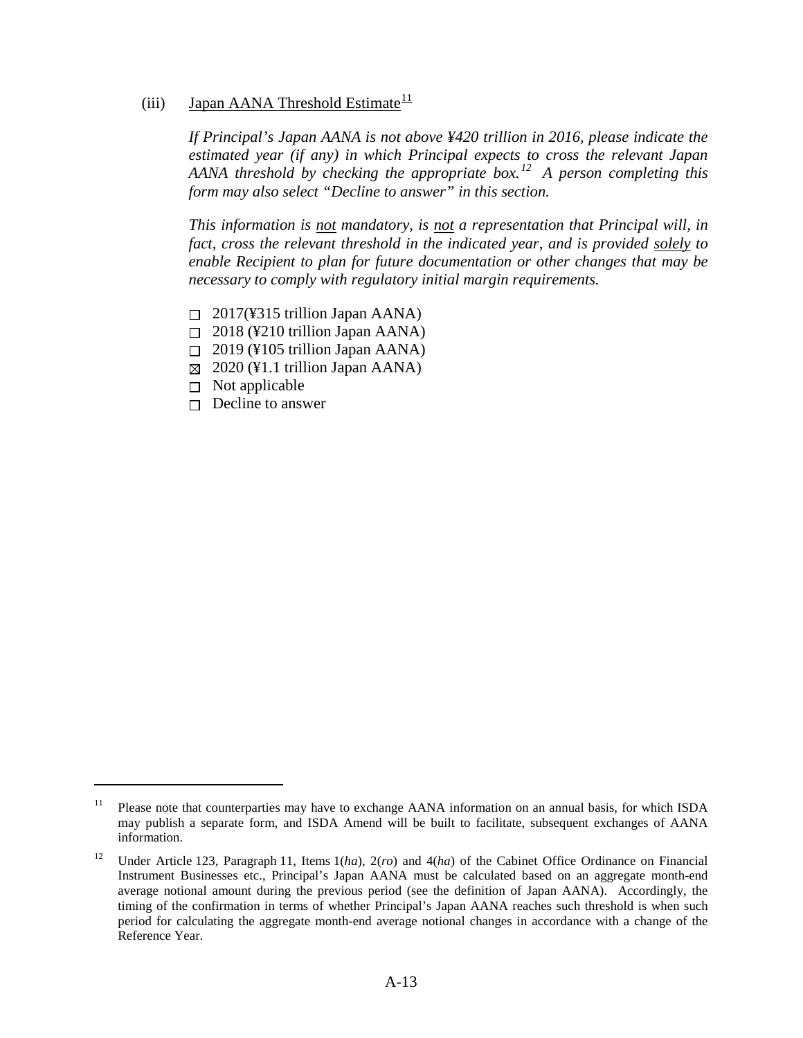(iii) <u>Japan AANA Threshold Estimate</u>[11]

*If Principal's Japan AANA is not above ¥420 trillion in 2016, please indicate the estimated year (if any) in which Principal expects to cross the relevant Japan AANA threshold by checking the appropriate box.*[12] *A person completing this form may also select "Decline to answer" in this section.*

*This information is <u>not</u> mandatory, is <u>not</u> a representation that Principal will, in fact, cross the relevant threshold in the indicated year, and is provided <u>solely</u> to enable Recipient to plan for future documentation or other changes that may be necessary to comply with regulatory initial margin requirements.*

- ☐ 2017(¥315 trillion Japan AANA)
- ☐ 2018 (¥210 trillion Japan AANA)
- ☐ 2019 (¥105 trillion Japan AANA)
- ☒ 2020 (¥1.1 trillion Japan AANA)
- ☐ Not applicable
- ☐ Decline to answer

---

[11] Please note that counterparties may have to exchange AANA information on an annual basis, for which ISDA may publish a separate form, and ISDA Amend will be built to facilitate, subsequent exchanges of AANA information.

[12] Under Article 123, Paragraph 11, Items 1(*ha*), 2(*ro*) and 4(*ha*) of the Cabinet Office Ordinance on Financial Instrument Businesses etc., Principal's Japan AANA must be calculated based on an aggregate month-end average notional amount during the previous period (see the definition of Japan AANA). Accordingly, the timing of the confirmation in terms of whether Principal's Japan AANA reaches such threshold is when such period for calculating the aggregate month-end average notional changes in accordance with a change of the Reference Year.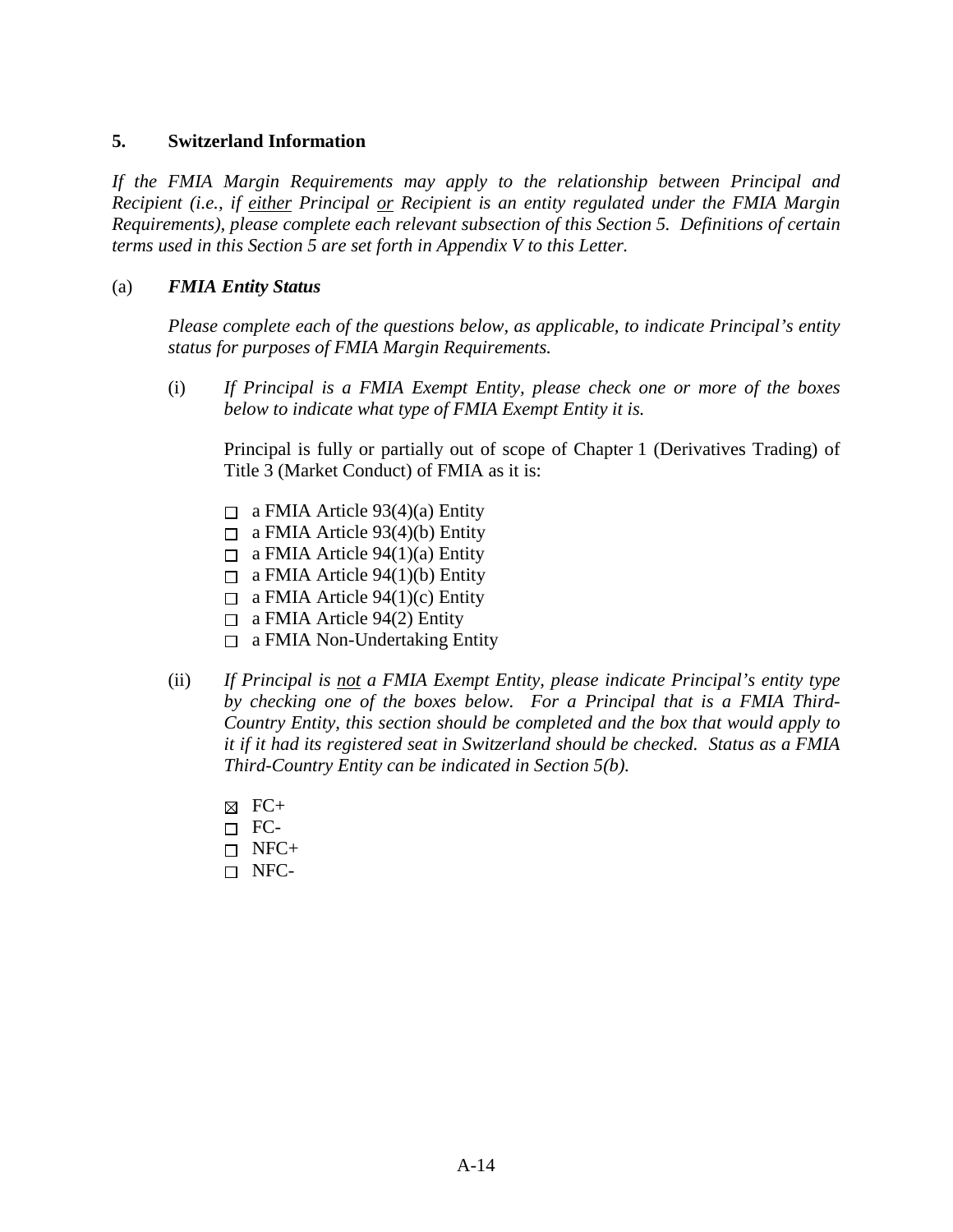## 5. Switzerland Information

*If the FMIA Margin Requirements may apply to the relationship between Principal and Recipient (i.e., if <u>either</u> Principal <u>or</u> Recipient is an entity regulated under the FMIA Margin Requirements), please complete each relevant subsection of this Section 5. Definitions of certain terms used in this Section 5 are set forth in Appendix V to this Letter.*

### (a) *FMIA Entity Status*

*Please complete each of the questions below, as applicable, to indicate Principal's entity status for purposes of FMIA Margin Requirements.*

(i) *If Principal is a FMIA Exempt Entity, please check one or more of the boxes below to indicate what type of FMIA Exempt Entity it is.*

Principal is fully or partially out of scope of Chapter 1 (Derivatives Trading) of Title 3 (Market Conduct) of FMIA as it is:

- ☐ a FMIA Article 93(4)(a) Entity
- ☐ a FMIA Article 93(4)(b) Entity
- ☐ a FMIA Article 94(1)(a) Entity
- ☐ a FMIA Article 94(1)(b) Entity
- ☐ a FMIA Article 94(1)(c) Entity
- ☐ a FMIA Article 94(2) Entity
- ☐ a FMIA Non-Undertaking Entity

(ii) *If Principal is <u>not</u> a FMIA Exempt Entity, please indicate Principal's entity type by checking one of the boxes below. For a Principal that is a FMIA Third-Country Entity, this section should be completed and the box that would apply to it if it had its registered seat in Switzerland should be checked. Status as a FMIA Third-Country Entity can be indicated in Section 5(b).*

- ☒ FC+
- ☐ FC-
- ☐ NFC+
- ☐ NFC-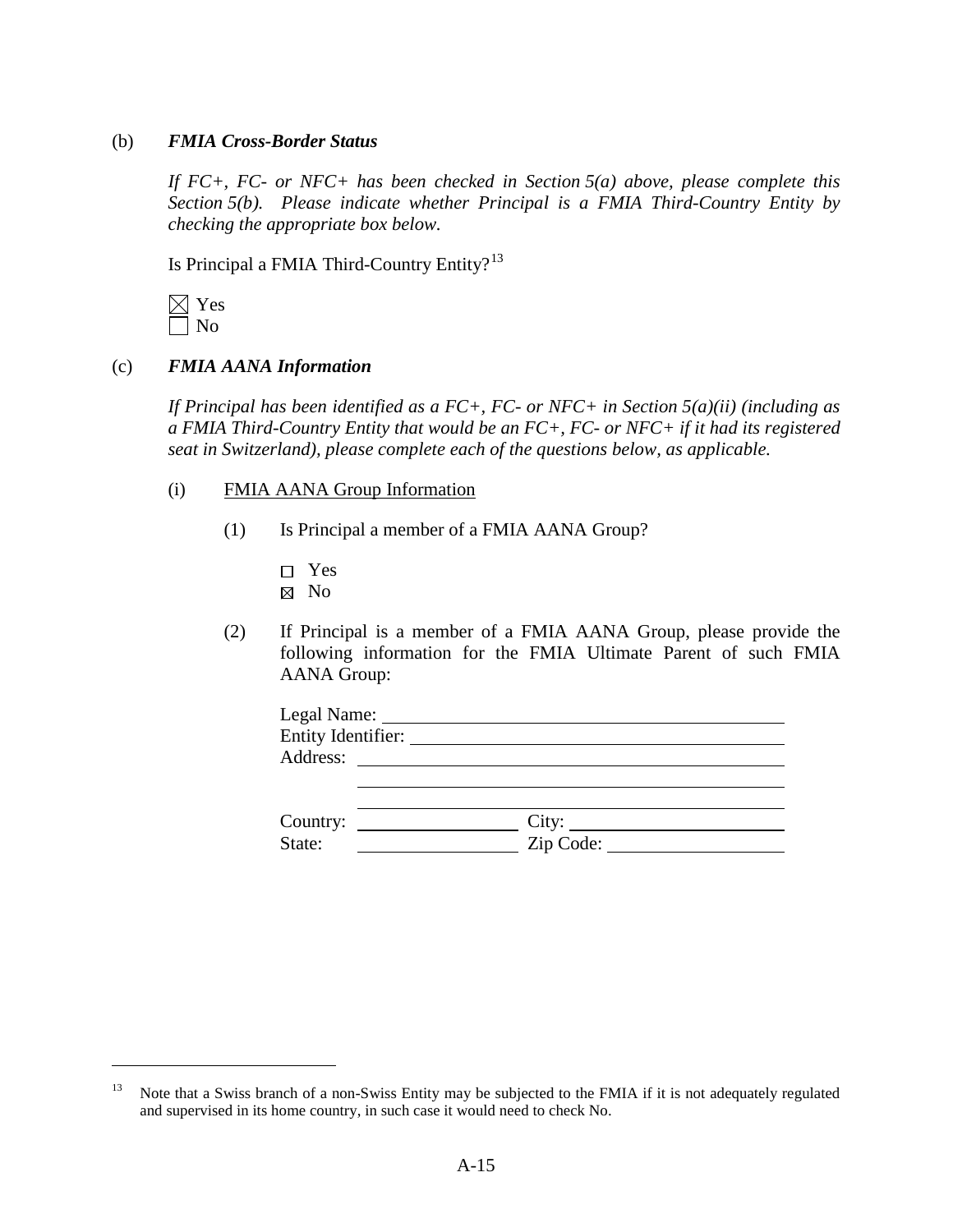(b) ***FMIA Cross-Border Status***

*If FC+, FC- or NFC+ has been checked in Section 5(a) above, please complete this Section 5(b). Please indicate whether Principal is a FMIA Third-Country Entity by checking the appropriate box below.*

Is Principal a FMIA Third-Country Entity?[13]

☒ Yes
☐ No

(c) ***FMIA AANA Information***

*If Principal has been identified as a FC+, FC- or NFC+ in Section 5(a)(ii) (including as a FMIA Third-Country Entity that would be an FC+, FC- or NFC+ if it had its registered seat in Switzerland), please complete each of the questions below, as applicable.*

(i) FMIA AANA Group Information

(1) Is Principal a member of a FMIA AANA Group?

☐ Yes
☒ No

(2) If Principal is a member of a FMIA AANA Group, please provide the following information for the FMIA Ultimate Parent of such FMIA AANA Group:

Legal Name: ______________________________

Entity Identifier: ______________________________

Address: ______________________________

______________________________

______________________________

Country: ______________ City: ______________

State: ______________ Zip Code: ______________

---

[13] Note that a Swiss branch of a non-Swiss Entity may be subjected to the FMIA if it is not adequately regulated and supervised in its home country, in such case it would need to check No.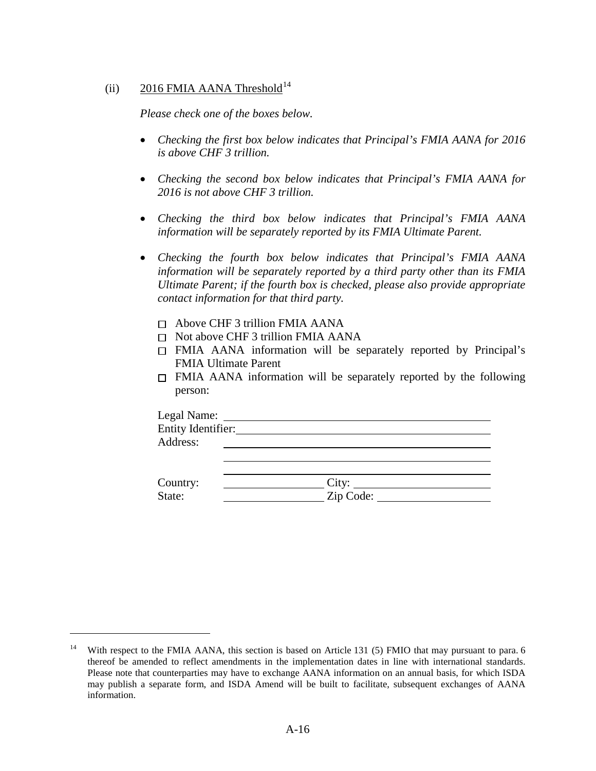(ii) <u>2016 FMIA AANA Threshold</u>[14]

*Please check one of the boxes below.*

- *Checking the first box below indicates that Principal's FMIA AANA for 2016 is above CHF 3 trillion.*
- *Checking the second box below indicates that Principal's FMIA AANA for 2016 is not above CHF 3 trillion.*
- *Checking the third box below indicates that Principal's FMIA AANA information will be separately reported by its FMIA Ultimate Parent.*
- *Checking the fourth box below indicates that Principal's FMIA AANA information will be separately reported by a third party other than its FMIA Ultimate Parent; if the fourth box is checked, please also provide appropriate contact information for that third party.*

☐ Above CHF 3 trillion FMIA AANA
☐ Not above CHF 3 trillion FMIA AANA
☐ FMIA AANA information will be separately reported by Principal's FMIA Ultimate Parent
☐ FMIA AANA information will be separately reported by the following person:

Legal Name: ______________________________
Entity Identifier: ______________________________
Address: ______________________________
______________________________
______________________________
Country: ______________ City: ______________
State: ______________ Zip Code: ______________

---

[14] With respect to the FMIA AANA, this section is based on Article 131 (5) FMIO that may pursuant to para. 6 thereof be amended to reflect amendments in the implementation dates in line with international standards. Please note that counterparties may have to exchange AANA information on an annual basis, for which ISDA may publish a separate form, and ISDA Amend will be built to facilitate, subsequent exchanges of AANA information.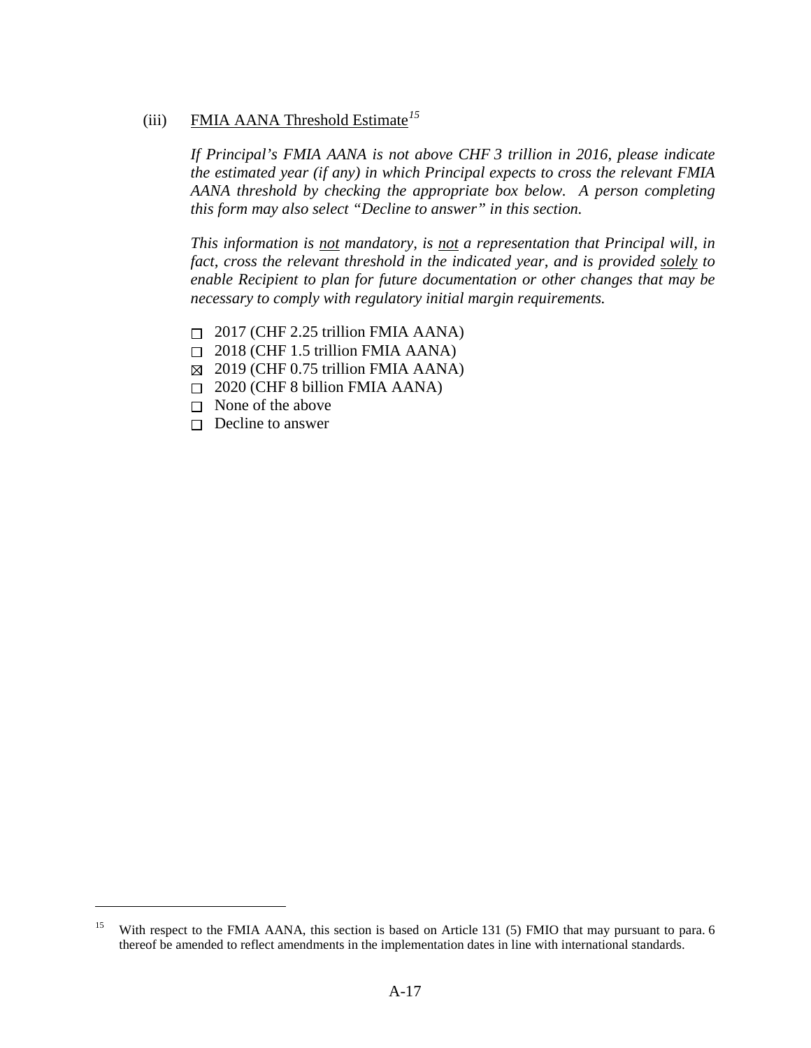(iii) FMIA AANA Threshold Estimate[15]

*If Principal's FMIA AANA is not above CHF 3 trillion in 2016, please indicate the estimated year (if any) in which Principal expects to cross the relevant FMIA AANA threshold by checking the appropriate box below. A person completing this form may also select "Decline to answer" in this section.*

*This information is not mandatory, is not a representation that Principal will, in fact, cross the relevant threshold in the indicated year, and is provided solely to enable Recipient to plan for future documentation or other changes that may be necessary to comply with regulatory initial margin requirements.*

- ☐ 2017 (CHF 2.25 trillion FMIA AANA)
- ☐ 2018 (CHF 1.5 trillion FMIA AANA)
- ☒ 2019 (CHF 0.75 trillion FMIA AANA)
- ☐ 2020 (CHF 8 billion FMIA AANA)
- ☐ None of the above
- ☐ Decline to answer

---

[15] With respect to the FMIA AANA, this section is based on Article 131 (5) FMIO that may pursuant to para. 6 thereof be amended to reflect amendments in the implementation dates in line with international standards.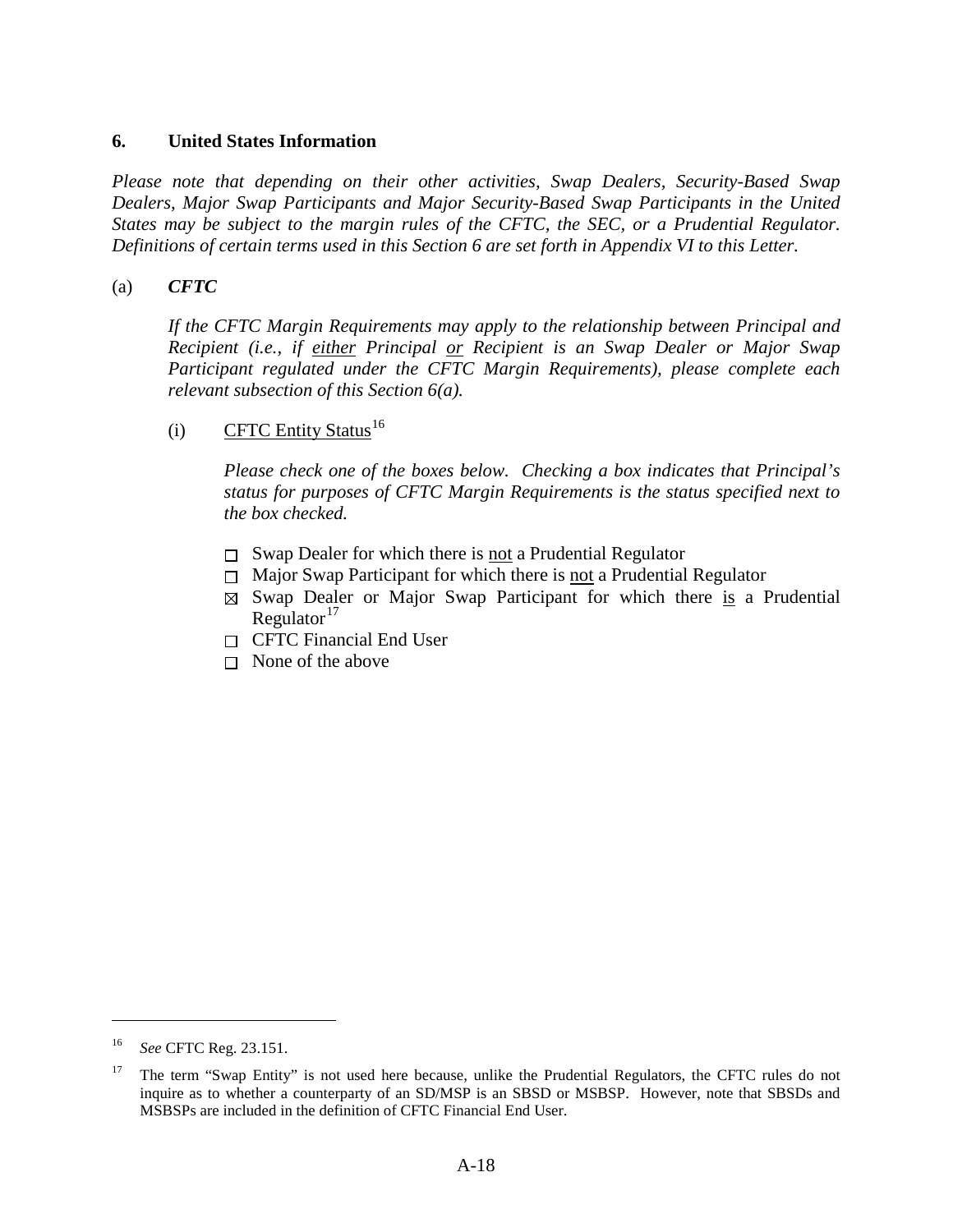## 6. United States Information

*Please note that depending on their other activities, Swap Dealers, Security-Based Swap Dealers, Major Swap Participants and Major Security-Based Swap Participants in the United States may be subject to the margin rules of the CFTC, the SEC, or a Prudential Regulator. Definitions of certain terms used in this Section 6 are set forth in Appendix VI to this Letter.*

(a) ***CFTC***

*If the CFTC Margin Requirements may apply to the relationship between Principal and Recipient (i.e., if either Principal or Recipient is an Swap Dealer or Major Swap Participant regulated under the CFTC Margin Requirements), please complete each relevant subsection of this Section 6(a).*

(i) CFTC Entity Status[16]

*Please check one of the boxes below. Checking a box indicates that Principal's status for purposes of CFTC Margin Requirements is the status specified next to the box checked.*

- ☐ Swap Dealer for which there is not a Prudential Regulator
- ☐ Major Swap Participant for which there is not a Prudential Regulator
- ☒ Swap Dealer or Major Swap Participant for which there is a Prudential Regulator[17]
- ☐ CFTC Financial End User
- ☐ None of the above

---

[16] *See* CFTC Reg. 23.151.

[17] The term "Swap Entity" is not used here because, unlike the Prudential Regulators, the CFTC rules do not inquire as to whether a counterparty of an SD/MSP is an SBSD or MSBSP. However, note that SBSDs and MSBSPs are included in the definition of CFTC Financial End User.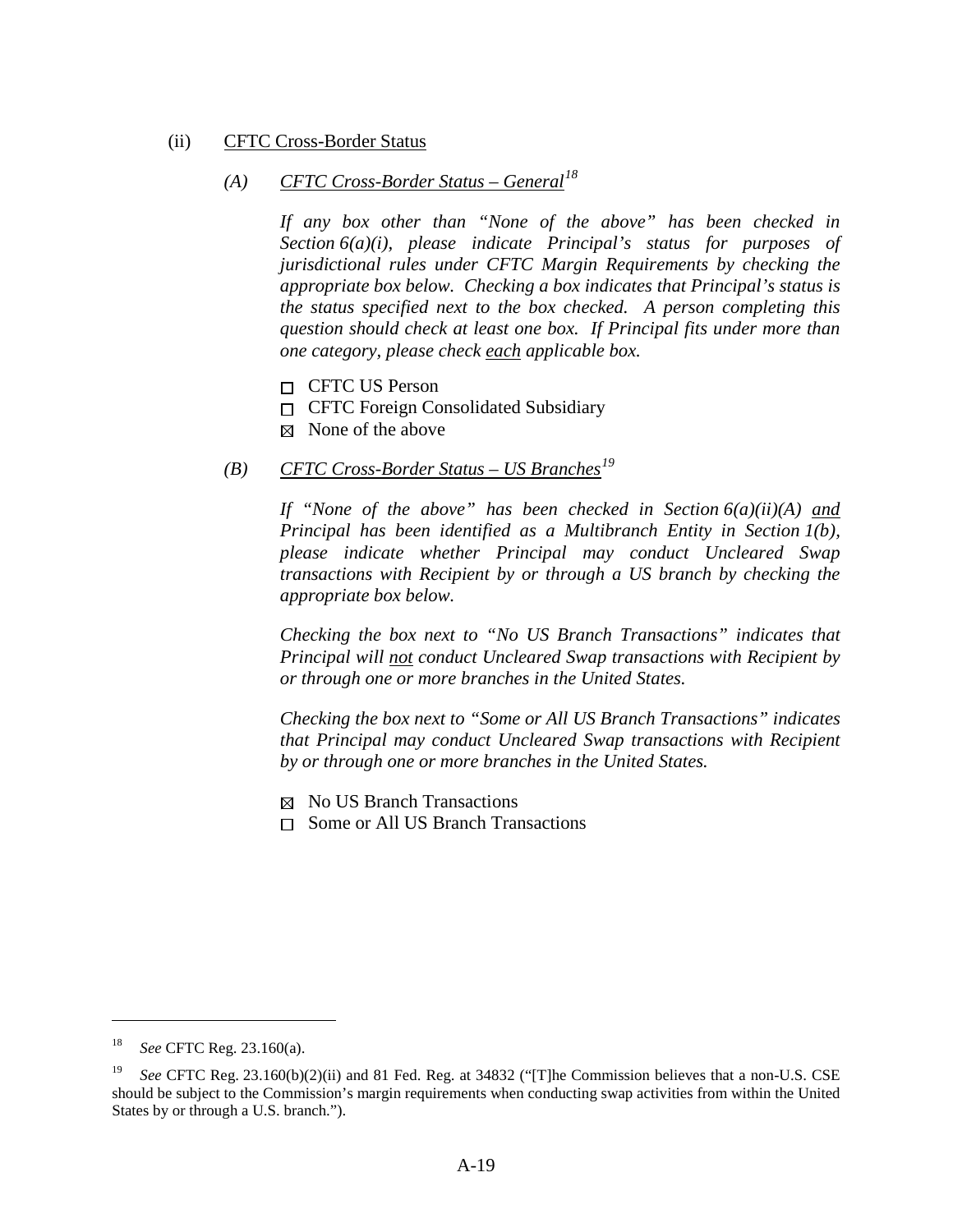(ii) CFTC Cross-Border Status

*(A) CFTC Cross-Border Status – General*[18]

*If any box other than "None of the above" has been checked in Section 6(a)(i), please indicate Principal's status for purposes of jurisdictional rules under CFTC Margin Requirements by checking the appropriate box below. Checking a box indicates that Principal's status is the status specified next to the box checked. A person completing this question should check at least one box. If Principal fits under more than one category, please check each applicable box.*

☐ CFTC US Person
☐ CFTC Foreign Consolidated Subsidiary
☒ None of the above

*(B) CFTC Cross-Border Status – US Branches*[19]

*If "None of the above" has been checked in Section 6(a)(ii)(A) and Principal has been identified as a Multibranch Entity in Section 1(b), please indicate whether Principal may conduct Uncleared Swap transactions with Recipient by or through a US branch by checking the appropriate box below.*

*Checking the box next to "No US Branch Transactions" indicates that Principal will not conduct Uncleared Swap transactions with Recipient by or through one or more branches in the United States.*

*Checking the box next to "Some or All US Branch Transactions" indicates that Principal may conduct Uncleared Swap transactions with Recipient by or through one or more branches in the United States.*

☒ No US Branch Transactions
☐ Some or All US Branch Transactions

---

[18] *See* CFTC Reg. 23.160(a).

[19] *See* CFTC Reg. 23.160(b)(2)(ii) and 81 Fed. Reg. at 34832 ("[T]he Commission believes that a non-U.S. CSE should be subject to the Commission's margin requirements when conducting swap activities from within the United States by or through a U.S. branch.").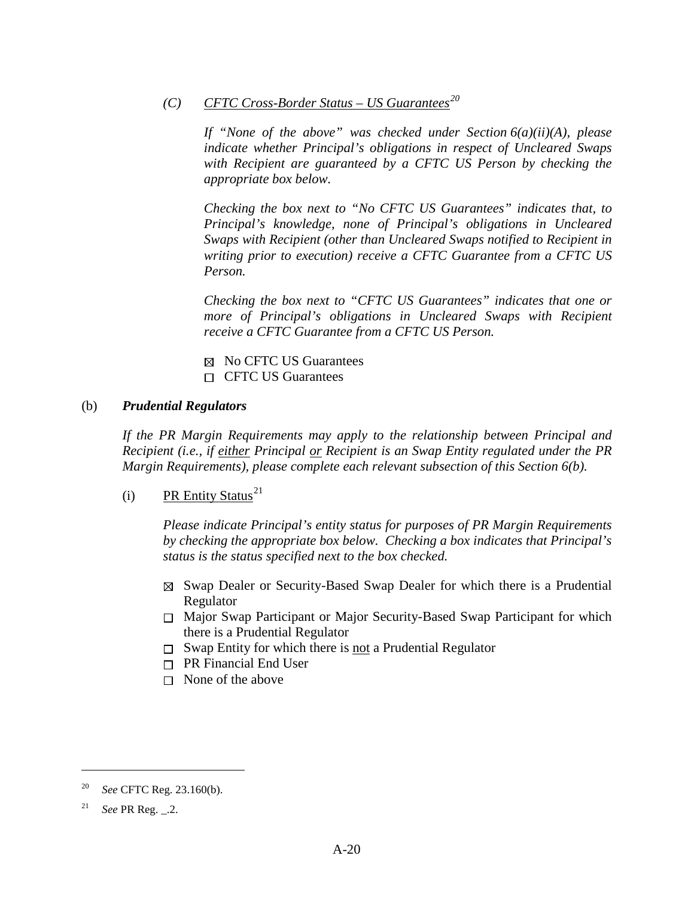*(C)* *CFTC Cross-Border Status – US Guarantees*[20]

*If "None of the above" was checked under Section 6(a)(ii)(A), please indicate whether Principal's obligations in respect of Uncleared Swaps with Recipient are guaranteed by a CFTC US Person by checking the appropriate box below.*

*Checking the box next to "No CFTC US Guarantees" indicates that, to Principal's knowledge, none of Principal's obligations in Uncleared Swaps with Recipient (other than Uncleared Swaps notified to Recipient in writing prior to execution) receive a CFTC Guarantee from a CFTC US Person.*

*Checking the box next to "CFTC US Guarantees" indicates that one or more of Principal's obligations in Uncleared Swaps with Recipient receive a CFTC Guarantee from a CFTC US Person.*

☒ No CFTC US Guarantees
☐ CFTC US Guarantees

(b) ***Prudential Regulators***

*If the PR Margin Requirements may apply to the relationship between Principal and Recipient (i.e., if either Principal or Recipient is an Swap Entity regulated under the PR Margin Requirements), please complete each relevant subsection of this Section 6(b).*

(i) PR Entity Status[21]

*Please indicate Principal's entity status for purposes of PR Margin Requirements by checking the appropriate box below. Checking a box indicates that Principal's status is the status specified next to the box checked.*

☒ Swap Dealer or Security-Based Swap Dealer for which there is a Prudential Regulator
☐ Major Swap Participant or Major Security-Based Swap Participant for which there is a Prudential Regulator
☐ Swap Entity for which there is not a Prudential Regulator
☐ PR Financial End User
☐ None of the above

---

[20] *See* CFTC Reg. 23.160(b).

[21] *See* PR Reg. _.2.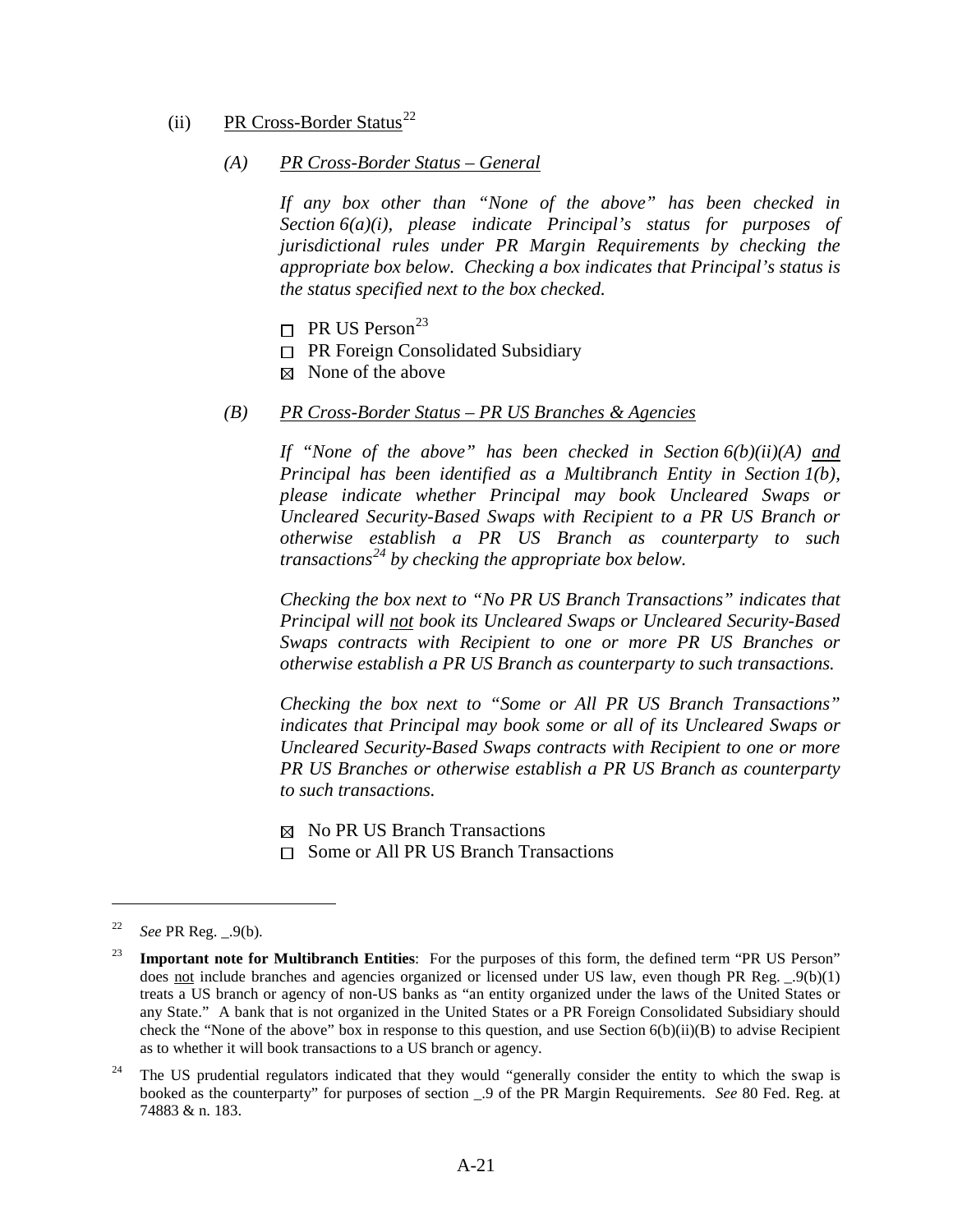(ii) <u>PR Cross-Border Status</u>[22]

*(A) <u>PR Cross-Border Status – General</u>*

*If any box other than "None of the above" has been checked in Section 6(a)(i), please indicate Principal's status for purposes of jurisdictional rules under PR Margin Requirements by checking the appropriate box below. Checking a box indicates that Principal's status is the status specified next to the box checked.*

☐ PR US Person[23]
☐ PR Foreign Consolidated Subsidiary
☒ None of the above

*(B) <u>PR Cross-Border Status – PR US Branches & Agencies</u>*

*If "None of the above" has been checked in Section 6(b)(ii)(A) <u>and</u> Principal has been identified as a Multibranch Entity in Section 1(b), please indicate whether Principal may book Uncleared Swaps or Uncleared Security-Based Swaps with Recipient to a PR US Branch or otherwise establish a PR US Branch as counterparty to such transactions[24] by checking the appropriate box below.*

*Checking the box next to "No PR US Branch Transactions" indicates that Principal will <u>not</u> book its Uncleared Swaps or Uncleared Security-Based Swaps contracts with Recipient to one or more PR US Branches or otherwise establish a PR US Branch as counterparty to such transactions.*

*Checking the box next to "Some or All PR US Branch Transactions" indicates that Principal may book some or all of its Uncleared Swaps or Uncleared Security-Based Swaps contracts with Recipient to one or more PR US Branches or otherwise establish a PR US Branch as counterparty to such transactions.*

☒ No PR US Branch Transactions
☐ Some or All PR US Branch Transactions

---

[22] *See* PR Reg. _.9(b).

[23] **Important note for Multibranch Entities**: For the purposes of this form, the defined term "PR US Person" does <u>not</u> include branches and agencies organized or licensed under US law, even though PR Reg. _.9(b)(1) treats a US branch or agency of non-US banks as "an entity organized under the laws of the United States or any State." A bank that is not organized in the United States or a PR Foreign Consolidated Subsidiary should check the "None of the above" box in response to this question, and use Section 6(b)(ii)(B) to advise Recipient as to whether it will book transactions to a US branch or agency.

[24] The US prudential regulators indicated that they would "generally consider the entity to which the swap is booked as the counterparty" for purposes of section _.9 of the PR Margin Requirements. *See* 80 Fed. Reg. at 74883 & n. 183.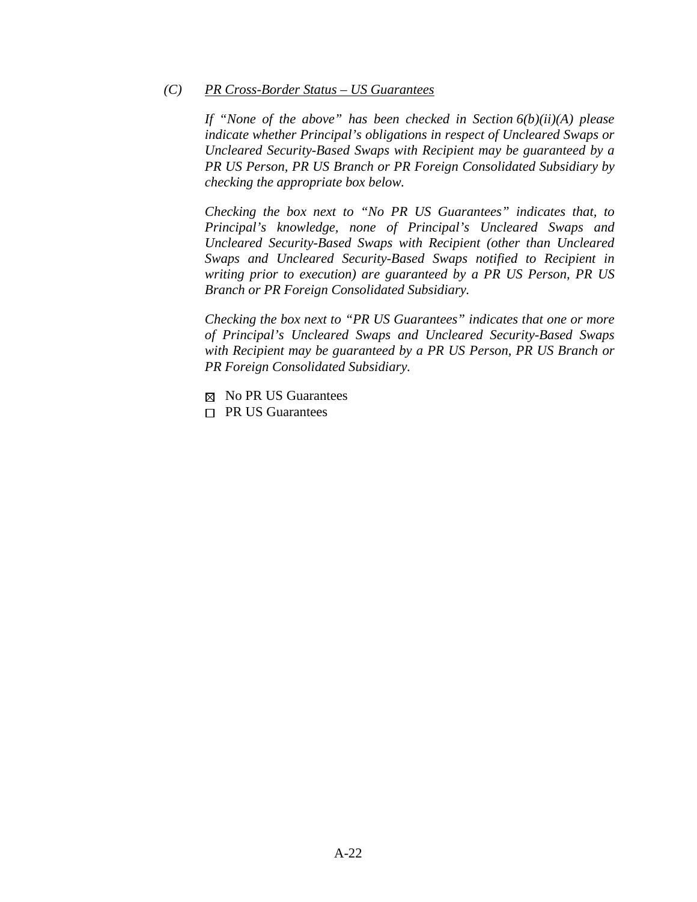*(C)* *PR Cross-Border Status – US Guarantees*

*If "None of the above" has been checked in Section 6(b)(ii)(A) please indicate whether Principal's obligations in respect of Uncleared Swaps or Uncleared Security-Based Swaps with Recipient may be guaranteed by a PR US Person, PR US Branch or PR Foreign Consolidated Subsidiary by checking the appropriate box below.*

*Checking the box next to "No PR US Guarantees" indicates that, to Principal's knowledge, none of Principal's Uncleared Swaps and Uncleared Security-Based Swaps with Recipient (other than Uncleared Swaps and Uncleared Security-Based Swaps notified to Recipient in writing prior to execution) are guaranteed by a PR US Person, PR US Branch or PR Foreign Consolidated Subsidiary.*

*Checking the box next to "PR US Guarantees" indicates that one or more of Principal's Uncleared Swaps and Uncleared Security-Based Swaps with Recipient may be guaranteed by a PR US Person, PR US Branch or PR Foreign Consolidated Subsidiary.*

☒ No PR US Guarantees

☐ PR US Guarantees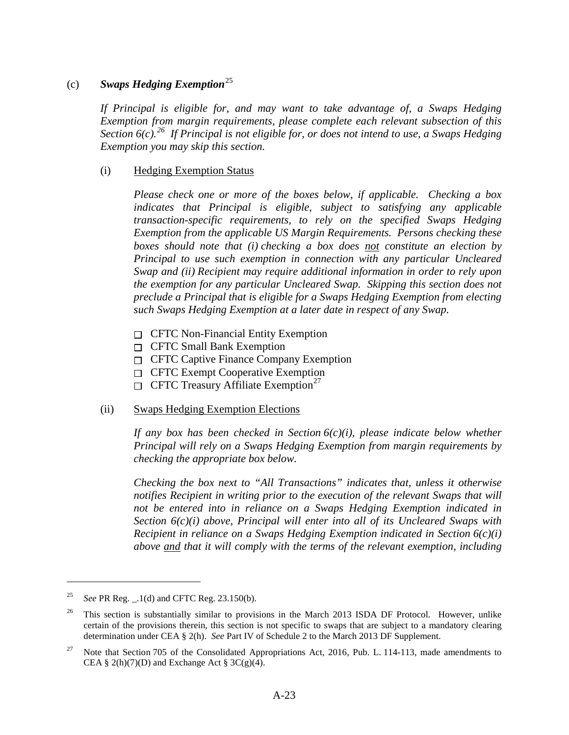(c) ***Swaps Hedging Exemption***[25]

*If Principal is eligible for, and may want to take advantage of, a Swaps Hedging Exemption from margin requirements, please complete each relevant subsection of this Section 6(c).*[26] *If Principal is not eligible for, or does not intend to use, a Swaps Hedging Exemption you may skip this section.*

(i) <u>Hedging Exemption Status</u>

*Please check one or more of the boxes below, if applicable. Checking a box indicates that Principal is eligible, subject to satisfying any applicable transaction-specific requirements, to rely on the specified Swaps Hedging Exemption from the applicable US Margin Requirements. Persons checking these boxes should note that (i) checking a box does <u>not</u> constitute an election by Principal to use such exemption in connection with any particular Uncleared Swap and (ii) Recipient may require additional information in order to rely upon the exemption for any particular Uncleared Swap. Skipping this section does not preclude a Principal that is eligible for a Swaps Hedging Exemption from electing such Swaps Hedging Exemption at a later date in respect of any Swap.*

- ☐ CFTC Non-Financial Entity Exemption
- ☐ CFTC Small Bank Exemption
- ☐ CFTC Captive Finance Company Exemption
- ☐ CFTC Exempt Cooperative Exemption
- ☐ CFTC Treasury Affiliate Exemption[27]

(ii) <u>Swaps Hedging Exemption Elections</u>

*If any box has been checked in Section 6(c)(i), please indicate below whether Principal will rely on a Swaps Hedging Exemption from margin requirements by checking the appropriate box below.*

*Checking the box next to "All Transactions" indicates that, unless it otherwise notifies Recipient in writing prior to the execution of the relevant Swaps that will not be entered into in reliance on a Swaps Hedging Exemption indicated in Section 6(c)(i) above, Principal will enter into all of its Uncleared Swaps with Recipient in reliance on a Swaps Hedging Exemption indicated in Section 6(c)(i) above <u>and</u> that it will comply with the terms of the relevant exemption, including*

---

[25] *See* PR Reg. _.1(d) and CFTC Reg. 23.150(b).

[26] This section is substantially similar to provisions in the March 2013 ISDA DF Protocol. However, unlike certain of the provisions therein, this section is not specific to swaps that are subject to a mandatory clearing determination under CEA § 2(h). *See* Part IV of Schedule 2 to the March 2013 DF Supplement.

[27] Note that Section 705 of the Consolidated Appropriations Act, 2016, Pub. L. 114-113, made amendments to CEA § 2(h)(7)(D) and Exchange Act § 3C(g)(4).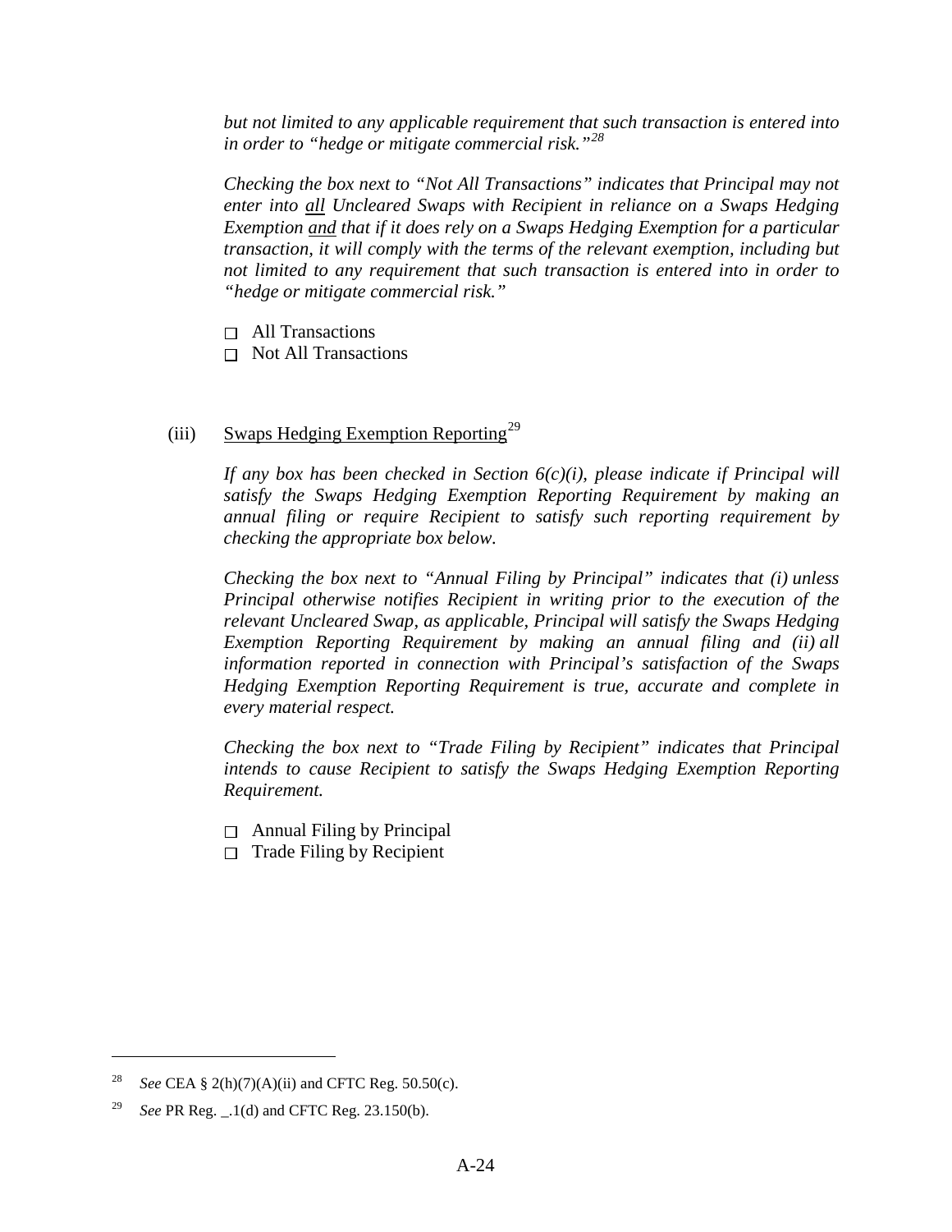*but not limited to any applicable requirement that such transaction is entered into in order to "hedge or mitigate commercial risk."*[28]

*Checking the box next to "Not All Transactions" indicates that Principal may not enter into* *<u>all</u>* *Uncleared Swaps with Recipient in reliance on a Swaps Hedging Exemption* *<u>and</u>* *that if it does rely on a Swaps Hedging Exemption for a particular transaction, it will comply with the terms of the relevant exemption, including but not limited to any requirement that such transaction is entered into in order to "hedge or mitigate commercial risk."*

☐ All Transactions
☐ Not All Transactions

(iii) <u>Swaps Hedging Exemption Reporting</u>[29]

*If any box has been checked in Section 6(c)(i), please indicate if Principal will satisfy the Swaps Hedging Exemption Reporting Requirement by making an annual filing or require Recipient to satisfy such reporting requirement by checking the appropriate box below.*

*Checking the box next to "Annual Filing by Principal" indicates that (i) unless Principal otherwise notifies Recipient in writing prior to the execution of the relevant Uncleared Swap, as applicable, Principal will satisfy the Swaps Hedging Exemption Reporting Requirement by making an annual filing and (ii) all information reported in connection with Principal's satisfaction of the Swaps Hedging Exemption Reporting Requirement is true, accurate and complete in every material respect.*

*Checking the box next to "Trade Filing by Recipient" indicates that Principal intends to cause Recipient to satisfy the Swaps Hedging Exemption Reporting Requirement.*

☐ Annual Filing by Principal
☐ Trade Filing by Recipient

---

[28] *See* CEA § 2(h)(7)(A)(ii) and CFTC Reg. 50.50(c).

[29] *See* PR Reg. _.1(d) and CFTC Reg. 23.150(b).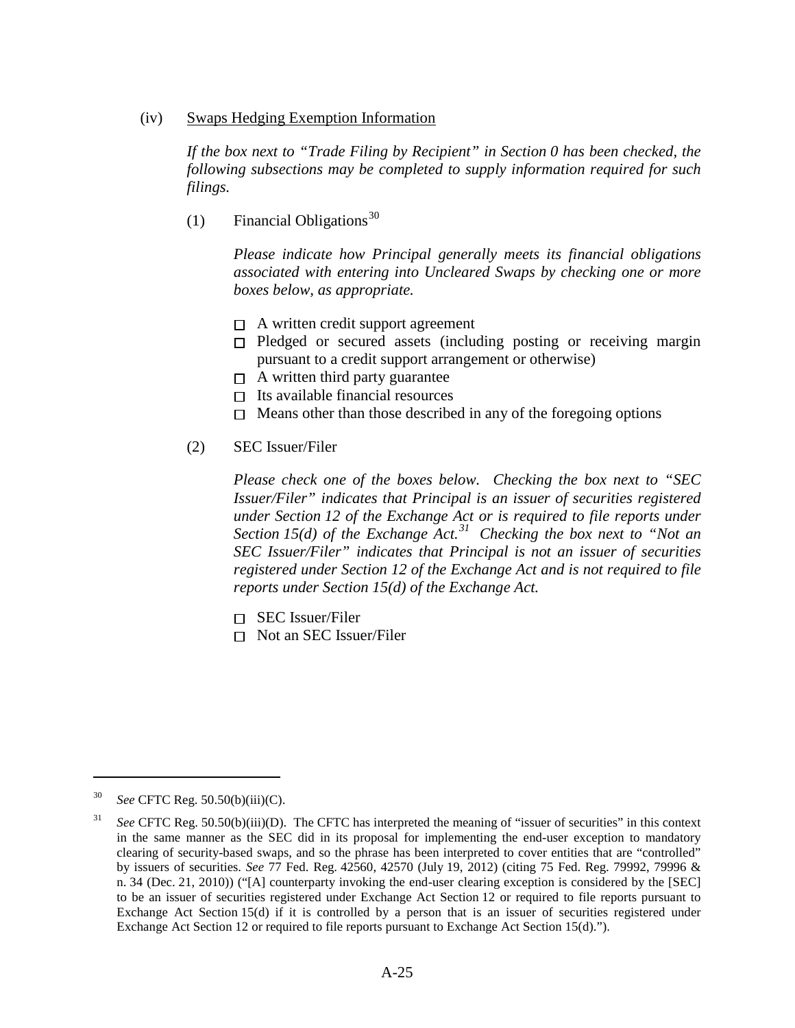(iv) Swaps Hedging Exemption Information

*If the box next to "Trade Filing by Recipient" in Section 0 has been checked, the following subsections may be completed to supply information required for such filings.*

(1) Financial Obligations[30]

*Please indicate how Principal generally meets its financial obligations associated with entering into Uncleared Swaps by checking one or more boxes below, as appropriate.*

- ☐ A written credit support agreement
- ☐ Pledged or secured assets (including posting or receiving margin pursuant to a credit support arrangement or otherwise)
- ☐ A written third party guarantee
- ☐ Its available financial resources
- ☐ Means other than those described in any of the foregoing options

(2) SEC Issuer/Filer

*Please check one of the boxes below. Checking the box next to "SEC Issuer/Filer" indicates that Principal is an issuer of securities registered under Section 12 of the Exchange Act or is required to file reports under Section 15(d) of the Exchange Act.[31] Checking the box next to "Not an SEC Issuer/Filer" indicates that Principal is not an issuer of securities registered under Section 12 of the Exchange Act and is not required to file reports under Section 15(d) of the Exchange Act.*

- ☐ SEC Issuer/Filer
- ☐ Not an SEC Issuer/Filer

---

[30] *See* CFTC Reg. 50.50(b)(iii)(C).

[31] *See* CFTC Reg. 50.50(b)(iii)(D). The CFTC has interpreted the meaning of "issuer of securities" in this context in the same manner as the SEC did in its proposal for implementing the end-user exception to mandatory clearing of security-based swaps, and so the phrase has been interpreted to cover entities that are "controlled" by issuers of securities. *See* 77 Fed. Reg. 42560, 42570 (July 19, 2012) (citing 75 Fed. Reg. 79992, 79996 & n. 34 (Dec. 21, 2010)) ("[A] counterparty invoking the end-user clearing exception is considered by the [SEC] to be an issuer of securities registered under Exchange Act Section 12 or required to file reports pursuant to Exchange Act Section 15(d) if it is controlled by a person that is an issuer of securities registered under Exchange Act Section 12 or required to file reports pursuant to Exchange Act Section 15(d).").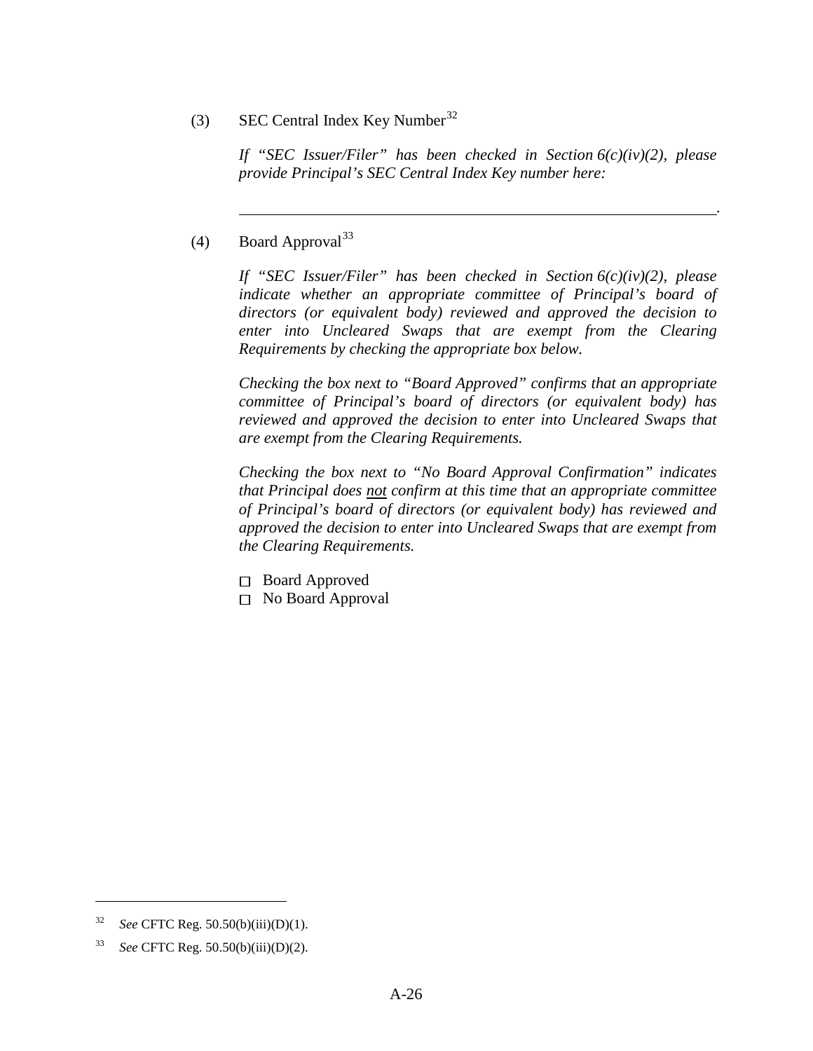(3) SEC Central Index Key Number[32]

*If "SEC Issuer/Filer" has been checked in Section 6(c)(iv)(2), please provide Principal's SEC Central Index Key number here:*

\_\_\_\_\_\_\_\_\_\_\_\_\_\_\_\_\_\_\_\_\_\_\_\_\_\_\_\_\_\_\_\_\_\_\_\_\_\_\_\_\_\_\_\_\_\_\_\_\_\_\_\_\_\_\_\_\_\_\_\_.

(4) Board Approval[33]

*If "SEC Issuer/Filer" has been checked in Section 6(c)(iv)(2), please indicate whether an appropriate committee of Principal's board of directors (or equivalent body) reviewed and approved the decision to enter into Uncleared Swaps that are exempt from the Clearing Requirements by checking the appropriate box below.*

*Checking the box next to "Board Approved" confirms that an appropriate committee of Principal's board of directors (or equivalent body) has reviewed and approved the decision to enter into Uncleared Swaps that are exempt from the Clearing Requirements.*

*Checking the box next to "No Board Approval Confirmation" indicates that Principal does <u>not</u> confirm at this time that an appropriate committee of Principal's board of directors (or equivalent body) has reviewed and approved the decision to enter into Uncleared Swaps that are exempt from the Clearing Requirements.*

☐ Board Approved
☐ No Board Approval

---

[32] *See* CFTC Reg. 50.50(b)(iii)(D)(1).

[33] *See* CFTC Reg. 50.50(b)(iii)(D)(2).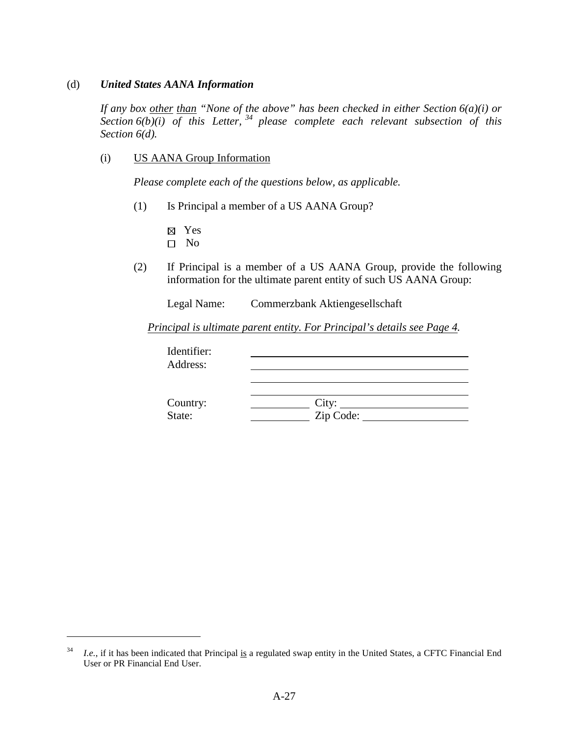(d) ***United States AANA Information***

*If any box* <u>*other*</u> <u>*than*</u> *"None of the above" has been checked in either Section 6(a)(i) or Section 6(b)(i) of this Letter,*[34] *please complete each relevant subsection of this Section 6(d).*

(i) <u>US AANA Group Information</u>

*Please complete each of the questions below, as applicable.*

(1) Is Principal a member of a US AANA Group?

☒ Yes
☐ No

(2) If Principal is a member of a US AANA Group, provide the following information for the ultimate parent entity of such US AANA Group:

Legal Name: Commerzbank Aktiengesellschaft

<u>*Principal is ultimate parent entity. For Principal's details see Page 4.*</u>

Identifier: \_\_\_\_\_\_\_\_\_\_\_\_\_\_\_\_\_\_\_\_

Address: \_\_\_\_\_\_\_\_\_\_\_\_\_\_\_\_\_\_\_\_

Country: \_\_\_\_\_\_\_\_\_\_ City: \_\_\_\_\_\_\_\_\_\_

State: \_\_\_\_\_\_\_\_\_\_ Zip Code: \_\_\_\_\_\_\_\_\_\_

---

[34] *I.e.*, if it has been indicated that Principal <u>is</u> a regulated swap entity in the United States, a CFTC Financial End User or PR Financial End User.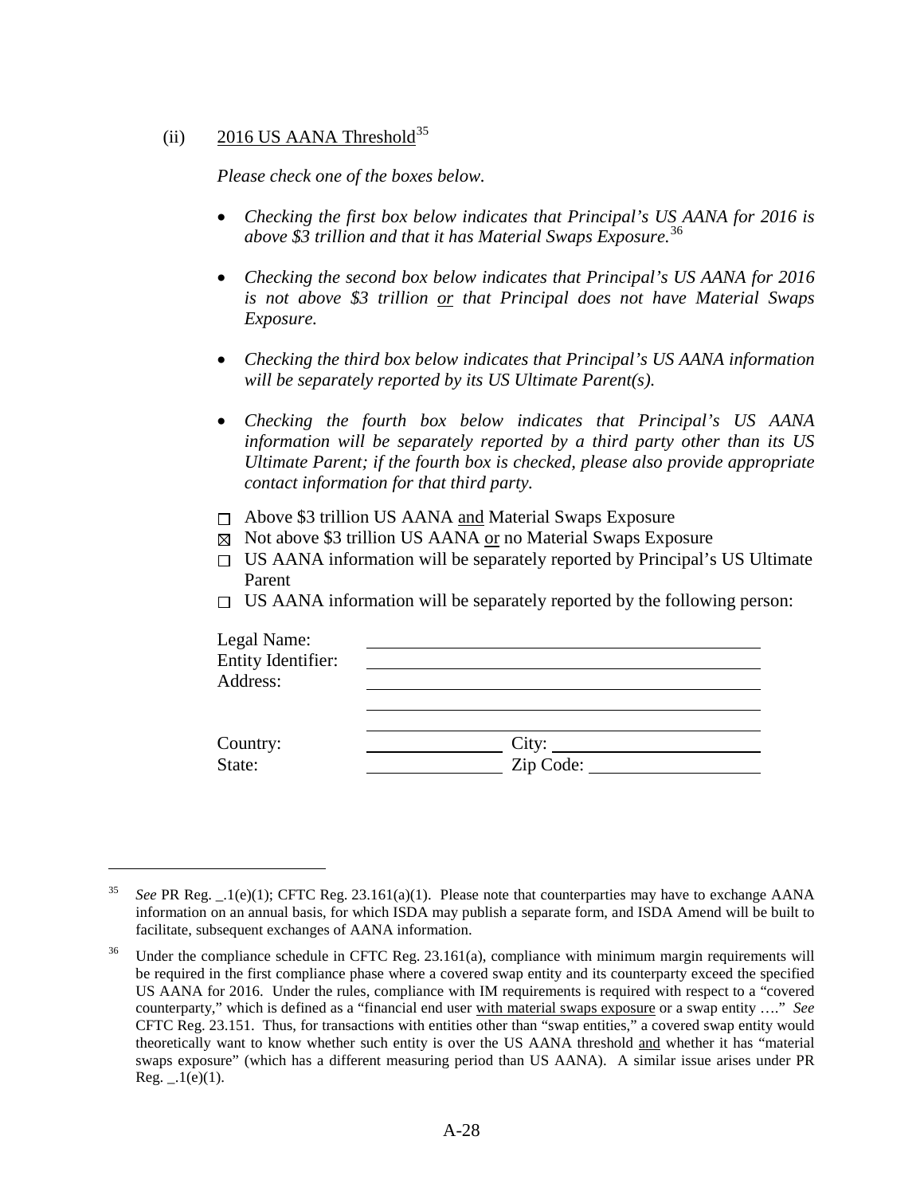(ii) <u>2016 US AANA Threshold</u>[35]

*Please check one of the boxes below.*

- *Checking the first box below indicates that Principal's US AANA for 2016 is above $3 trillion and that it has Material Swaps Exposure.*[36]
- *Checking the second box below indicates that Principal's US AANA for 2016 is not above $3 trillion <u>or</u> that Principal does not have Material Swaps Exposure.*
- *Checking the third box below indicates that Principal's US AANA information will be separately reported by its US Ultimate Parent(s).*
- *Checking the fourth box below indicates that Principal's US AANA information will be separately reported by a third party other than its US Ultimate Parent; if the fourth box is checked, please also provide appropriate contact information for that third party.*

☐ Above $3 trillion US AANA <u>and</u> Material Swaps Exposure
☒ Not above $3 trillion US AANA <u>or</u> no Material Swaps Exposure
☐ US AANA information will be separately reported by Principal's US Ultimate Parent
☐ US AANA information will be separately reported by the following person:

Legal Name: ______________________
Entity Identifier: ______________________
Address: ______________________
______________________
______________________
Country: __________ City: __________
State: __________ Zip Code: __________

---

[35] *See* PR Reg. _.1(e)(1); CFTC Reg. 23.161(a)(1). Please note that counterparties may have to exchange AANA information on an annual basis, for which ISDA may publish a separate form, and ISDA Amend will be built to facilitate, subsequent exchanges of AANA information.

[36] Under the compliance schedule in CFTC Reg. 23.161(a), compliance with minimum margin requirements will be required in the first compliance phase where a covered swap entity and its counterparty exceed the specified US AANA for 2016. Under the rules, compliance with IM requirements is required with respect to a "covered counterparty," which is defined as a "financial end user <u>with material swaps exposure</u> or a swap entity …." *See* CFTC Reg. 23.151. Thus, for transactions with entities other than "swap entities," a covered swap entity would theoretically want to know whether such entity is over the US AANA threshold <u>and</u> whether it has "material swaps exposure" (which has a different measuring period than US AANA). A similar issue arises under PR Reg. _.1(e)(1).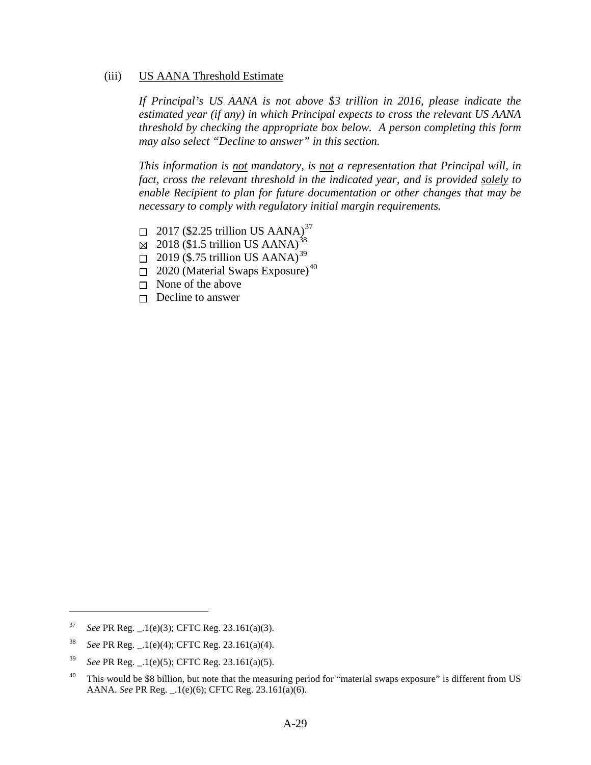(iii) US AANA Threshold Estimate

*If Principal's US AANA is not above $3 trillion in 2016, please indicate the estimated year (if any) in which Principal expects to cross the relevant US AANA threshold by checking the appropriate box below. A person completing this form may also select "Decline to answer" in this section.*

*This information is <u>not</u> mandatory, is <u>not</u> a representation that Principal will, in fact, cross the relevant threshold in the indicated year, and is provided <u>solely</u> to enable Recipient to plan for future documentation or other changes that may be necessary to comply with regulatory initial margin requirements.*

- ☐ 2017 ($2.25 trillion US AANA)[37]
- ☒ 2018 ($1.5 trillion US AANA)[38]
- ☐ 2019 ($.75 trillion US AANA)[39]
- ☐ 2020 (Material Swaps Exposure)[40]
- ☐ None of the above
- ☐ Decline to answer

---

[37] *See* PR Reg. _.1(e)(3); CFTC Reg. 23.161(a)(3).

[38] *See* PR Reg. _.1(e)(4); CFTC Reg. 23.161(a)(4).

[39] *See* PR Reg. _.1(e)(5); CFTC Reg. 23.161(a)(5).

[40] This would be $8 billion, but note that the measuring period for "material swaps exposure" is different from US AANA. *See* PR Reg. _.1(e)(6); CFTC Reg. 23.161(a)(6).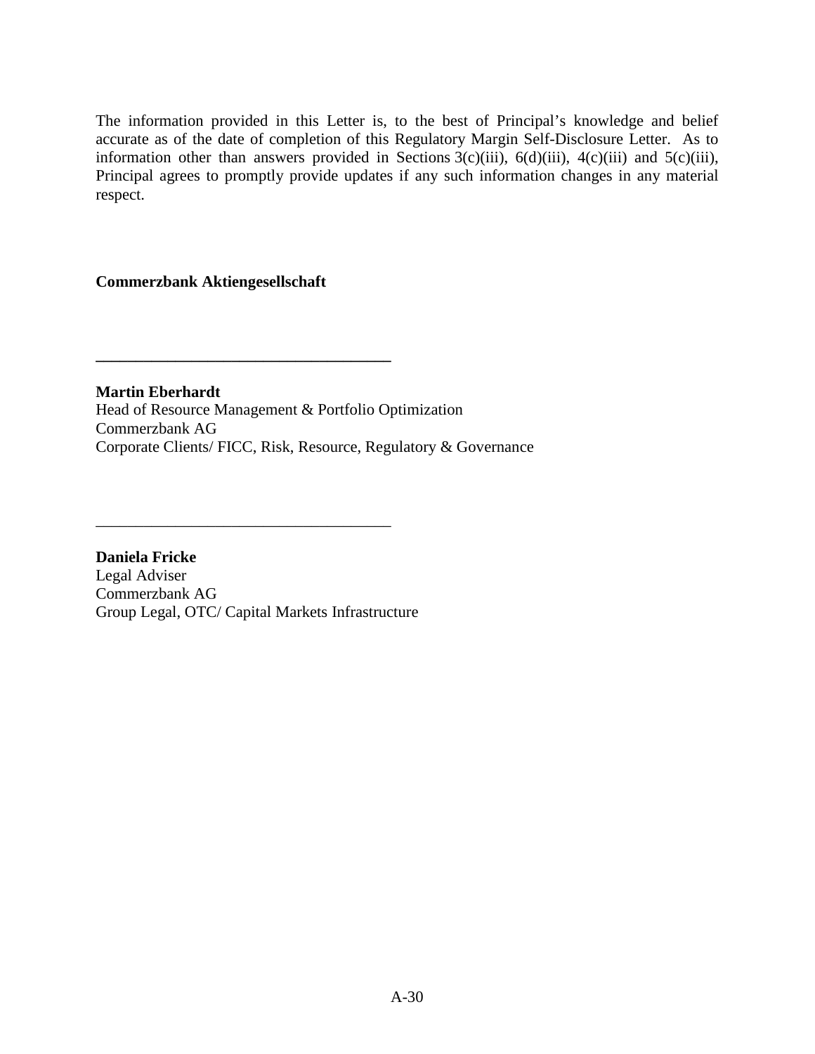The information provided in this Letter is, to the best of Principal's knowledge and belief accurate as of the date of completion of this Regulatory Margin Self-Disclosure Letter. As to information other than answers provided in Sections 3(c)(iii), 6(d)(iii), 4(c)(iii) and 5(c)(iii), Principal agrees to promptly provide updates if any such information changes in any material respect.

**Commerzbank Aktiengesellschaft**

\_\_\_\_\_\_\_\_\_\_\_\_\_\_\_\_\_\_\_\_\_\_\_\_\_\_\_\_\_\_\_\_\_\_\_\_\_

**Martin Eberhardt**
Head of Resource Management & Portfolio Optimization
Commerzbank AG
Corporate Clients/ FICC, Risk, Resource, Regulatory & Governance

\_\_\_\_\_\_\_\_\_\_\_\_\_\_\_\_\_\_\_\_\_\_\_\_\_\_\_\_\_\_\_\_\_\_\_\_\_

**Daniela Fricke**
Legal Adviser
Commerzbank AG
Group Legal, OTC/ Capital Markets Infrastructure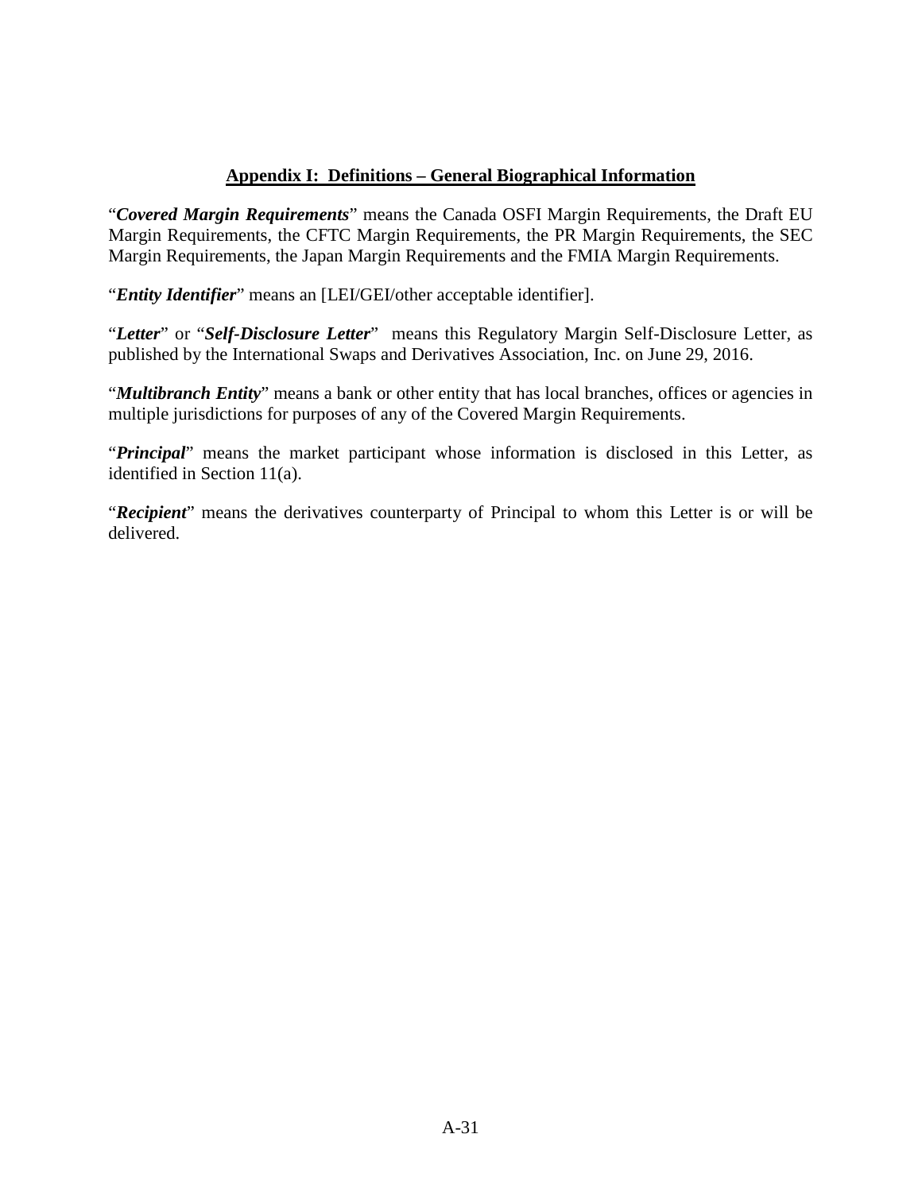## Appendix I: Definitions – General Biographical Information

"***Covered Margin Requirements***" means the Canada OSFI Margin Requirements, the Draft EU Margin Requirements, the CFTC Margin Requirements, the PR Margin Requirements, the SEC Margin Requirements, the Japan Margin Requirements and the FMIA Margin Requirements.

"***Entity Identifier***" means an [LEI/GEI/other acceptable identifier].

"***Letter***" or "***Self-Disclosure Letter***" means this Regulatory Margin Self-Disclosure Letter, as published by the International Swaps and Derivatives Association, Inc. on June 29, 2016.

"***Multibranch Entity***" means a bank or other entity that has local branches, offices or agencies in multiple jurisdictions for purposes of any of the Covered Margin Requirements.

"***Principal***" means the market participant whose information is disclosed in this Letter, as identified in Section 11(a).

"***Recipient***" means the derivatives counterparty of Principal to whom this Letter is or will be delivered.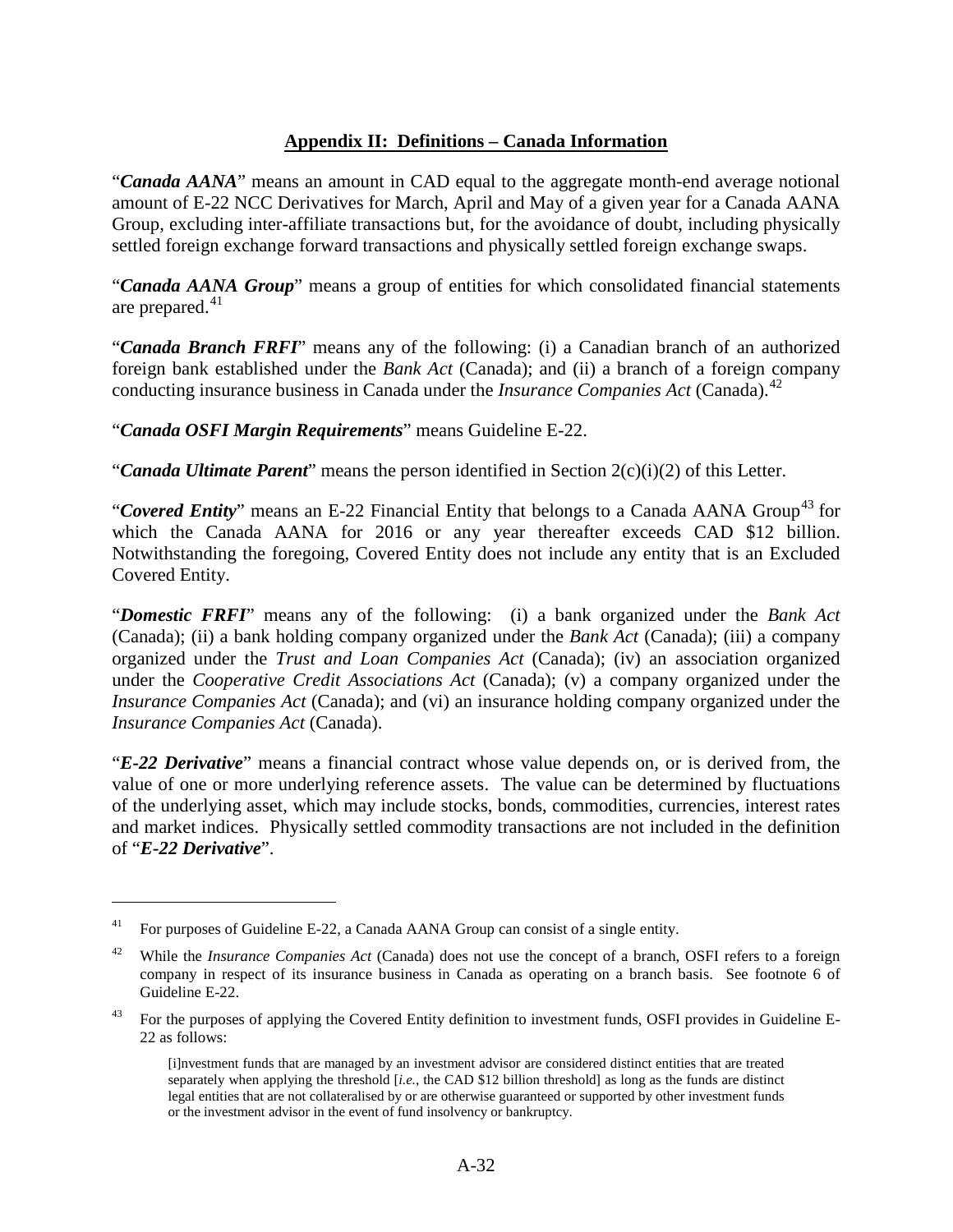## Appendix II: Definitions – Canada Information

"***Canada AANA***" means an amount in CAD equal to the aggregate month-end average notional amount of E-22 NCC Derivatives for March, April and May of a given year for a Canada AANA Group, excluding inter-affiliate transactions but, for the avoidance of doubt, including physically settled foreign exchange forward transactions and physically settled foreign exchange swaps.

"***Canada AANA Group***" means a group of entities for which consolidated financial statements are prepared.[41]

"***Canada Branch FRFI***" means any of the following: (i) a Canadian branch of an authorized foreign bank established under the *Bank Act* (Canada); and (ii) a branch of a foreign company conducting insurance business in Canada under the *Insurance Companies Act* (Canada).[42]

"***Canada OSFI Margin Requirements***" means Guideline E-22.

"***Canada Ultimate Parent***" means the person identified in Section 2(c)(i)(2) of this Letter.

"***Covered Entity***" means an E-22 Financial Entity that belongs to a Canada AANA Group[43] for which the Canada AANA for 2016 or any year thereafter exceeds CAD $12 billion. Notwithstanding the foregoing, Covered Entity does not include any entity that is an Excluded Covered Entity.

"***Domestic FRFI***" means any of the following: (i) a bank organized under the *Bank Act* (Canada); (ii) a bank holding company organized under the *Bank Act* (Canada); (iii) a company organized under the *Trust and Loan Companies Act* (Canada); (iv) an association organized under the *Cooperative Credit Associations Act* (Canada); (v) a company organized under the *Insurance Companies Act* (Canada); and (vi) an insurance holding company organized under the *Insurance Companies Act* (Canada).

"***E-22 Derivative***" means a financial contract whose value depends on, or is derived from, the value of one or more underlying reference assets. The value can be determined by fluctuations of the underlying asset, which may include stocks, bonds, commodities, currencies, interest rates and market indices. Physically settled commodity transactions are not included in the definition of "***E-22 Derivative***".

---

[41] For purposes of Guideline E-22, a Canada AANA Group can consist of a single entity.

[42] While the *Insurance Companies Act* (Canada) does not use the concept of a branch, OSFI refers to a foreign company in respect of its insurance business in Canada as operating on a branch basis. See footnote 6 of Guideline E-22.

[43] For the purposes of applying the Covered Entity definition to investment funds, OSFI provides in Guideline E-22 as follows:

> [i]nvestment funds that are managed by an investment advisor are considered distinct entities that are treated separately when applying the threshold [*i.e.*, the CAD $12 billion threshold] as long as the funds are distinct legal entities that are not collateralised by or are otherwise guaranteed or supported by other investment funds or the investment advisor in the event of fund insolvency or bankruptcy.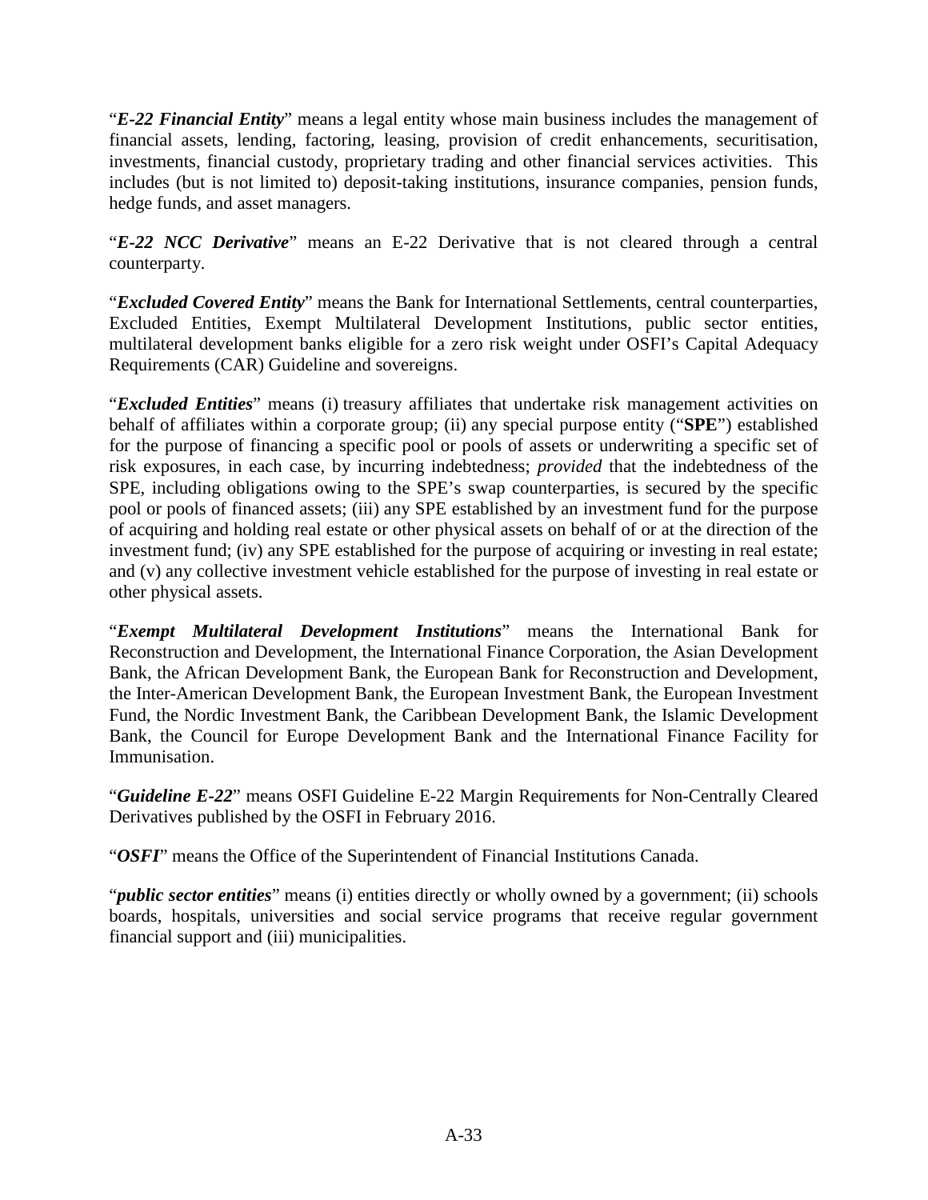"***E-22 Financial Entity***" means a legal entity whose main business includes the management of financial assets, lending, factoring, leasing, provision of credit enhancements, securitisation, investments, financial custody, proprietary trading and other financial services activities. This includes (but is not limited to) deposit-taking institutions, insurance companies, pension funds, hedge funds, and asset managers.

"***E-22 NCC Derivative***" means an E-22 Derivative that is not cleared through a central counterparty.

"***Excluded Covered Entity***" means the Bank for International Settlements, central counterparties, Excluded Entities, Exempt Multilateral Development Institutions, public sector entities, multilateral development banks eligible for a zero risk weight under OSFI's Capital Adequacy Requirements (CAR) Guideline and sovereigns.

"***Excluded Entities***" means (i) treasury affiliates that undertake risk management activities on behalf of affiliates within a corporate group; (ii) any special purpose entity ("**SPE**") established for the purpose of financing a specific pool or pools of assets or underwriting a specific set of risk exposures, in each case, by incurring indebtedness; *provided* that the indebtedness of the SPE, including obligations owing to the SPE's swap counterparties, is secured by the specific pool or pools of financed assets; (iii) any SPE established by an investment fund for the purpose of acquiring and holding real estate or other physical assets on behalf of or at the direction of the investment fund; (iv) any SPE established for the purpose of acquiring or investing in real estate; and (v) any collective investment vehicle established for the purpose of investing in real estate or other physical assets.

"***Exempt Multilateral Development Institutions***" means the International Bank for Reconstruction and Development, the International Finance Corporation, the Asian Development Bank, the African Development Bank, the European Bank for Reconstruction and Development, the Inter-American Development Bank, the European Investment Bank, the European Investment Fund, the Nordic Investment Bank, the Caribbean Development Bank, the Islamic Development Bank, the Council for Europe Development Bank and the International Finance Facility for Immunisation.

"***Guideline E-22***" means OSFI Guideline E-22 Margin Requirements for Non-Centrally Cleared Derivatives published by the OSFI in February 2016.

"***OSFI***" means the Office of the Superintendent of Financial Institutions Canada.

"***public sector entities***" means (i) entities directly or wholly owned by a government; (ii) schools boards, hospitals, universities and social service programs that receive regular government financial support and (iii) municipalities.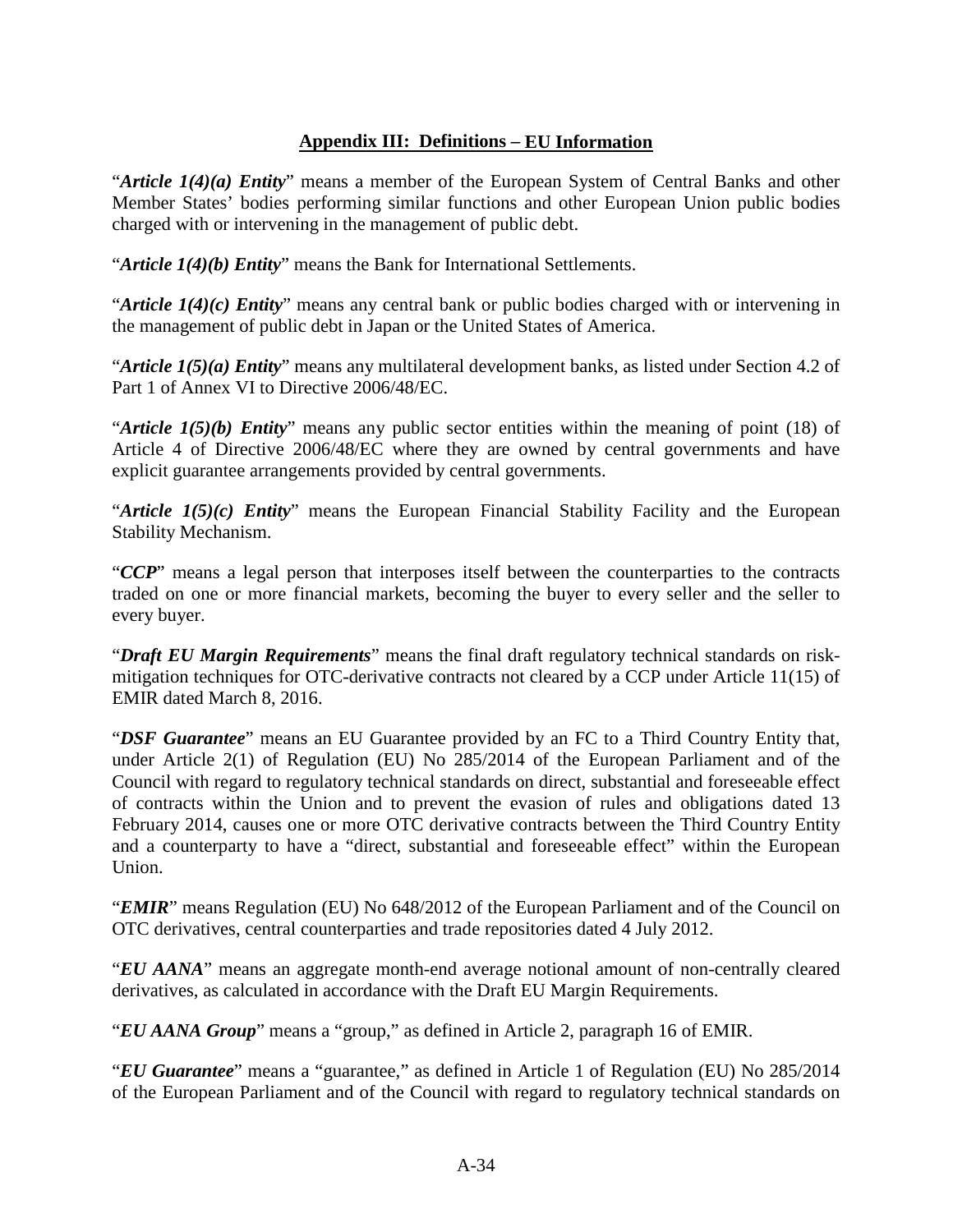## Appendix III: Definitions – EU Information

"***Article 1(4)(a) Entity***" means a member of the European System of Central Banks and other Member States' bodies performing similar functions and other European Union public bodies charged with or intervening in the management of public debt.

"***Article 1(4)(b) Entity***" means the Bank for International Settlements.

"***Article 1(4)(c) Entity***" means any central bank or public bodies charged with or intervening in the management of public debt in Japan or the United States of America.

"***Article 1(5)(a) Entity***" means any multilateral development banks, as listed under Section 4.2 of Part 1 of Annex VI to Directive 2006/48/EC.

"***Article 1(5)(b) Entity***" means any public sector entities within the meaning of point (18) of Article 4 of Directive 2006/48/EC where they are owned by central governments and have explicit guarantee arrangements provided by central governments.

"***Article 1(5)(c) Entity***" means the European Financial Stability Facility and the European Stability Mechanism.

"***CCP***" means a legal person that interposes itself between the counterparties to the contracts traded on one or more financial markets, becoming the buyer to every seller and the seller to every buyer.

"***Draft EU Margin Requirements***" means the final draft regulatory technical standards on risk-mitigation techniques for OTC-derivative contracts not cleared by a CCP under Article 11(15) of EMIR dated March 8, 2016.

"***DSF Guarantee***" means an EU Guarantee provided by an FC to a Third Country Entity that, under Article 2(1) of Regulation (EU) No 285/2014 of the European Parliament and of the Council with regard to regulatory technical standards on direct, substantial and foreseeable effect of contracts within the Union and to prevent the evasion of rules and obligations dated 13 February 2014, causes one or more OTC derivative contracts between the Third Country Entity and a counterparty to have a "direct, substantial and foreseeable effect" within the European Union.

"***EMIR***" means Regulation (EU) No 648/2012 of the European Parliament and of the Council on OTC derivatives, central counterparties and trade repositories dated 4 July 2012.

"***EU AANA***" means an aggregate month-end average notional amount of non-centrally cleared derivatives, as calculated in accordance with the Draft EU Margin Requirements.

"***EU AANA Group***" means a "group," as defined in Article 2, paragraph 16 of EMIR.

"***EU Guarantee***" means a "guarantee," as defined in Article 1 of Regulation (EU) No 285/2014 of the European Parliament and of the Council with regard to regulatory technical standards on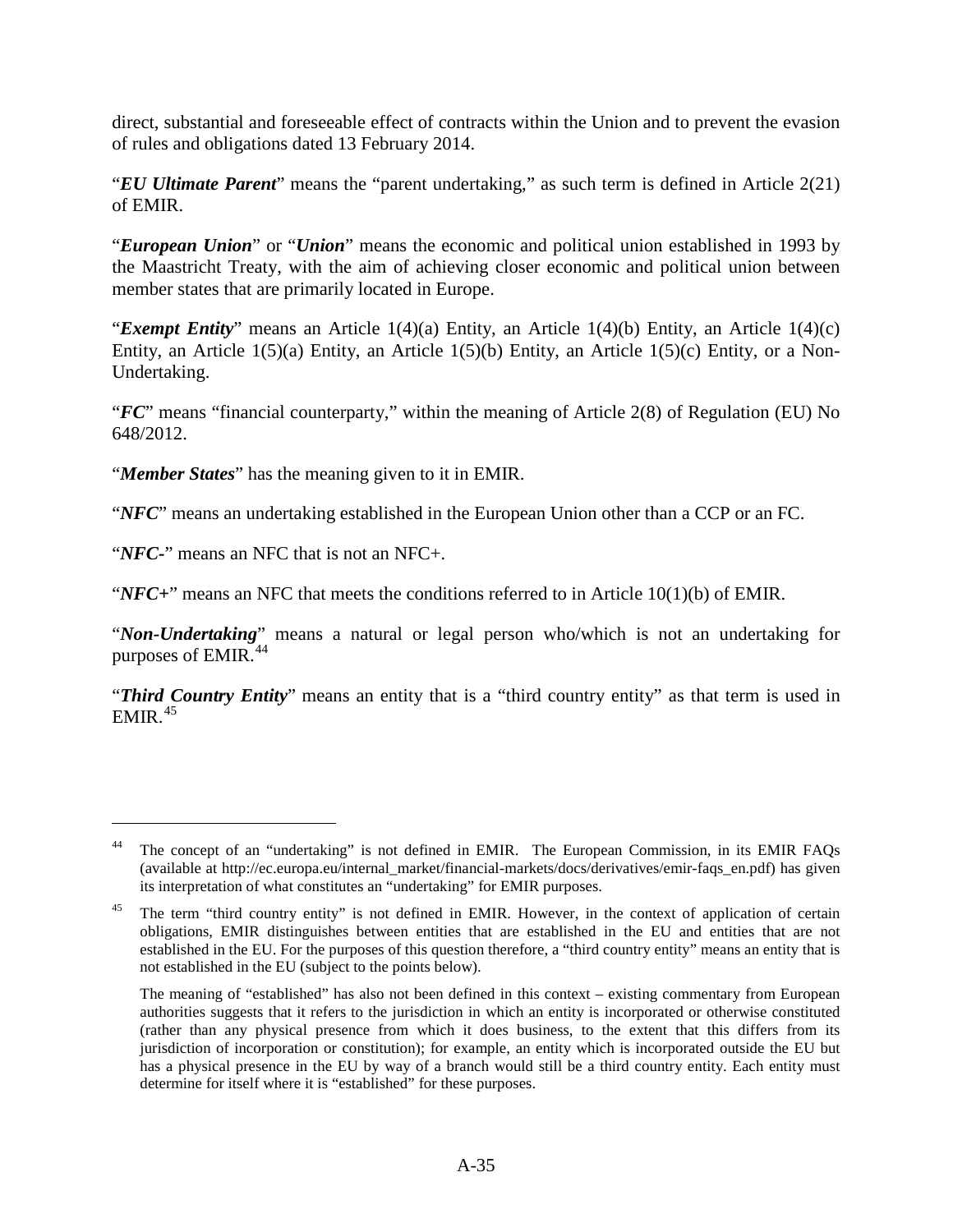direct, substantial and foreseeable effect of contracts within the Union and to prevent the evasion of rules and obligations dated 13 February 2014.

"***EU Ultimate Parent***" means the "parent undertaking," as such term is defined in Article 2(21) of EMIR.

"***European Union***" or "***Union***" means the economic and political union established in 1993 by the Maastricht Treaty, with the aim of achieving closer economic and political union between member states that are primarily located in Europe.

"***Exempt Entity***" means an Article 1(4)(a) Entity, an Article 1(4)(b) Entity, an Article 1(4)(c) Entity, an Article 1(5)(a) Entity, an Article 1(5)(b) Entity, an Article 1(5)(c) Entity, or a Non-Undertaking.

"***FC***" means "financial counterparty," within the meaning of Article 2(8) of Regulation (EU) No 648/2012.

"***Member States***" has the meaning given to it in EMIR.

"***NFC***" means an undertaking established in the European Union other than a CCP or an FC.

"***NFC-***" means an NFC that is not an NFC+.

"***NFC+***" means an NFC that meets the conditions referred to in Article 10(1)(b) of EMIR.

"***Non-Undertaking***" means a natural or legal person who/which is not an undertaking for purposes of EMIR.[44]

"***Third Country Entity***" means an entity that is a "third country entity" as that term is used in EMIR.[45]

---

[44] The concept of an "undertaking" is not defined in EMIR. The European Commission, in its EMIR FAQs (available at http://ec.europa.eu/internal_market/financial-markets/docs/derivatives/emir-faqs_en.pdf) has given its interpretation of what constitutes an "undertaking" for EMIR purposes.

[45] The term "third country entity" is not defined in EMIR. However, in the context of application of certain obligations, EMIR distinguishes between entities that are established in the EU and entities that are not established in the EU. For the purposes of this question therefore, a "third country entity" means an entity that is not established in the EU (subject to the points below).

The meaning of "established" has also not been defined in this context – existing commentary from European authorities suggests that it refers to the jurisdiction in which an entity is incorporated or otherwise constituted (rather than any physical presence from which it does business, to the extent that this differs from its jurisdiction of incorporation or constitution); for example, an entity which is incorporated outside the EU but has a physical presence in the EU by way of a branch would still be a third country entity. Each entity must determine for itself where it is "established" for these purposes.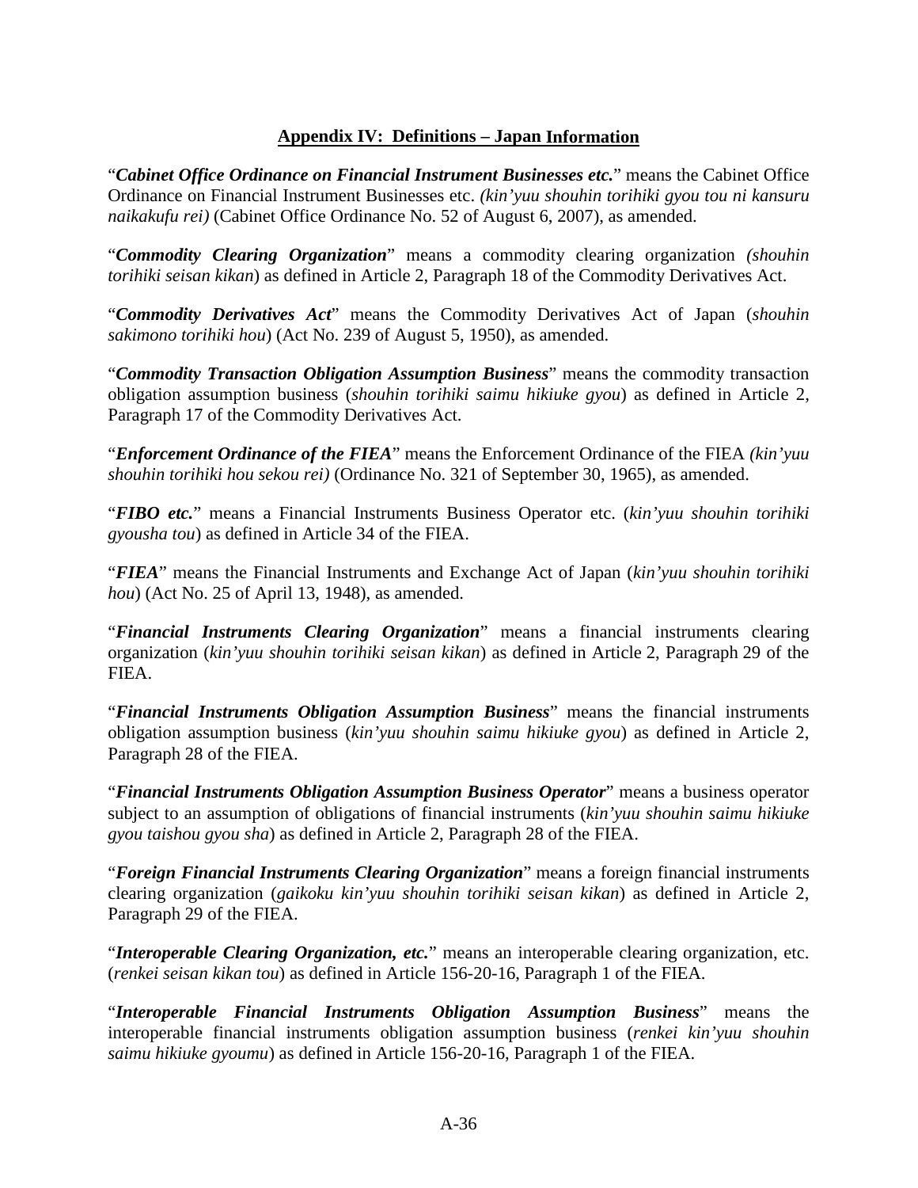## Appendix IV: Definitions – Japan Information

"***Cabinet Office Ordinance on Financial Instrument Businesses etc.***" means the Cabinet Office Ordinance on Financial Instrument Businesses etc. *(kin'yuu shouhin torihiki gyou tou ni kansuru naikakufu rei)* (Cabinet Office Ordinance No. 52 of August 6, 2007), as amended.

"***Commodity Clearing Organization***" means a commodity clearing organization *(shouhin torihiki seisan kikan*) as defined in Article 2, Paragraph 18 of the Commodity Derivatives Act.

"***Commodity Derivatives Act***" means the Commodity Derivatives Act of Japan (*shouhin sakimono torihiki hou*) (Act No. 239 of August 5, 1950), as amended.

"***Commodity Transaction Obligation Assumption Business***" means the commodity transaction obligation assumption business (*shouhin torihiki saimu hikiuke gyou*) as defined in Article 2, Paragraph 17 of the Commodity Derivatives Act.

"***Enforcement Ordinance of the FIEA***" means the Enforcement Ordinance of the FIEA *(kin'yuu shouhin torihiki hou sekou rei)* (Ordinance No. 321 of September 30, 1965), as amended.

"***FIBO etc.***" means a Financial Instruments Business Operator etc. (*kin'yuu shouhin torihiki gyousha tou*) as defined in Article 34 of the FIEA.

"***FIEA***" means the Financial Instruments and Exchange Act of Japan (*kin'yuu shouhin torihiki hou*) (Act No. 25 of April 13, 1948), as amended.

"***Financial Instruments Clearing Organization***" means a financial instruments clearing organization (*kin'yuu shouhin torihiki seisan kikan*) as defined in Article 2, Paragraph 29 of the FIEA.

"***Financial Instruments Obligation Assumption Business***" means the financial instruments obligation assumption business (*kin'yuu shouhin saimu hikiuke gyou*) as defined in Article 2, Paragraph 28 of the FIEA.

"***Financial Instruments Obligation Assumption Business Operator***" means a business operator subject to an assumption of obligations of financial instruments (*kin'yuu shouhin saimu hikiuke gyou taishou gyou sha*) as defined in Article 2, Paragraph 28 of the FIEA.

"***Foreign Financial Instruments Clearing Organization***" means a foreign financial instruments clearing organization (*gaikoku kin'yuu shouhin torihiki seisan kikan*) as defined in Article 2, Paragraph 29 of the FIEA.

"***Interoperable Clearing Organization, etc.***" means an interoperable clearing organization, etc. (*renkei seisan kikan tou*) as defined in Article 156-20-16, Paragraph 1 of the FIEA.

"***Interoperable Financial Instruments Obligation Assumption Business***" means the interoperable financial instruments obligation assumption business (*renkei kin'yuu shouhin saimu hikiuke gyoumu*) as defined in Article 156-20-16, Paragraph 1 of the FIEA.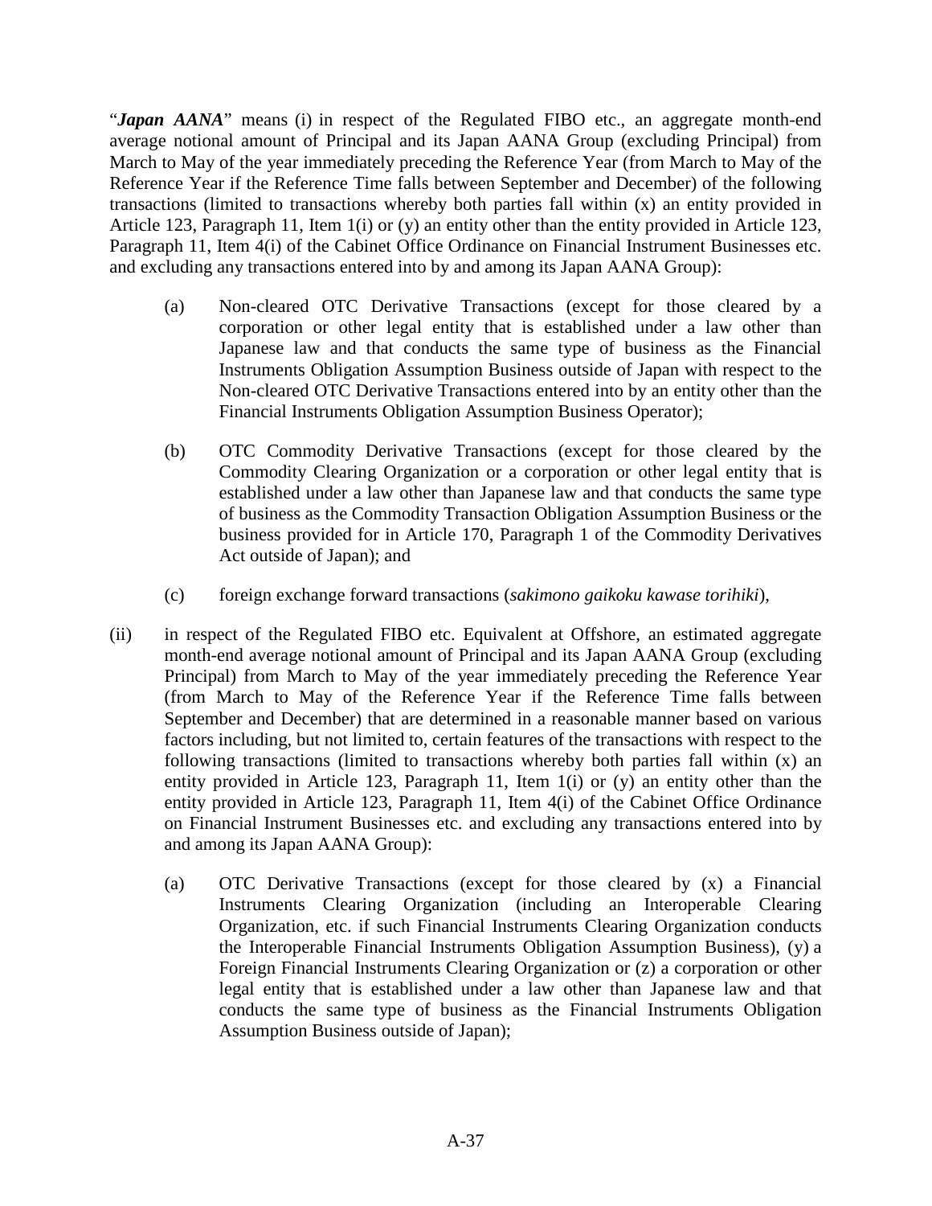"***Japan AANA***" means (i) in respect of the Regulated FIBO etc., an aggregate month-end average notional amount of Principal and its Japan AANA Group (excluding Principal) from March to May of the year immediately preceding the Reference Year (from March to May of the Reference Year if the Reference Time falls between September and December) of the following transactions (limited to transactions whereby both parties fall within (x) an entity provided in Article 123, Paragraph 11, Item 1(i) or (y) an entity other than the entity provided in Article 123, Paragraph 11, Item 4(i) of the Cabinet Office Ordinance on Financial Instrument Businesses etc. and excluding any transactions entered into by and among its Japan AANA Group):

(a) Non-cleared OTC Derivative Transactions (except for those cleared by a corporation or other legal entity that is established under a law other than Japanese law and that conducts the same type of business as the Financial Instruments Obligation Assumption Business outside of Japan with respect to the Non-cleared OTC Derivative Transactions entered into by an entity other than the Financial Instruments Obligation Assumption Business Operator);

(b) OTC Commodity Derivative Transactions (except for those cleared by the Commodity Clearing Organization or a corporation or other legal entity that is established under a law other than Japanese law and that conducts the same type of business as the Commodity Transaction Obligation Assumption Business or the business provided for in Article 170, Paragraph 1 of the Commodity Derivatives Act outside of Japan); and

(c) foreign exchange forward transactions (*sakimono gaikoku kawase torihiki*),

(ii) in respect of the Regulated FIBO etc. Equivalent at Offshore, an estimated aggregate month-end average notional amount of Principal and its Japan AANA Group (excluding Principal) from March to May of the year immediately preceding the Reference Year (from March to May of the Reference Year if the Reference Time falls between September and December) that are determined in a reasonable manner based on various factors including, but not limited to, certain features of the transactions with respect to the following transactions (limited to transactions whereby both parties fall within (x) an entity provided in Article 123, Paragraph 11, Item 1(i) or (y) an entity other than the entity provided in Article 123, Paragraph 11, Item 4(i) of the Cabinet Office Ordinance on Financial Instrument Businesses etc. and excluding any transactions entered into by and among its Japan AANA Group):

(a) OTC Derivative Transactions (except for those cleared by (x) a Financial Instruments Clearing Organization (including an Interoperable Clearing Organization, etc. if such Financial Instruments Clearing Organization conducts the Interoperable Financial Instruments Obligation Assumption Business), (y) a Foreign Financial Instruments Clearing Organization or (z) a corporation or other legal entity that is established under a law other than Japanese law and that conducts the same type of business as the Financial Instruments Obligation Assumption Business outside of Japan);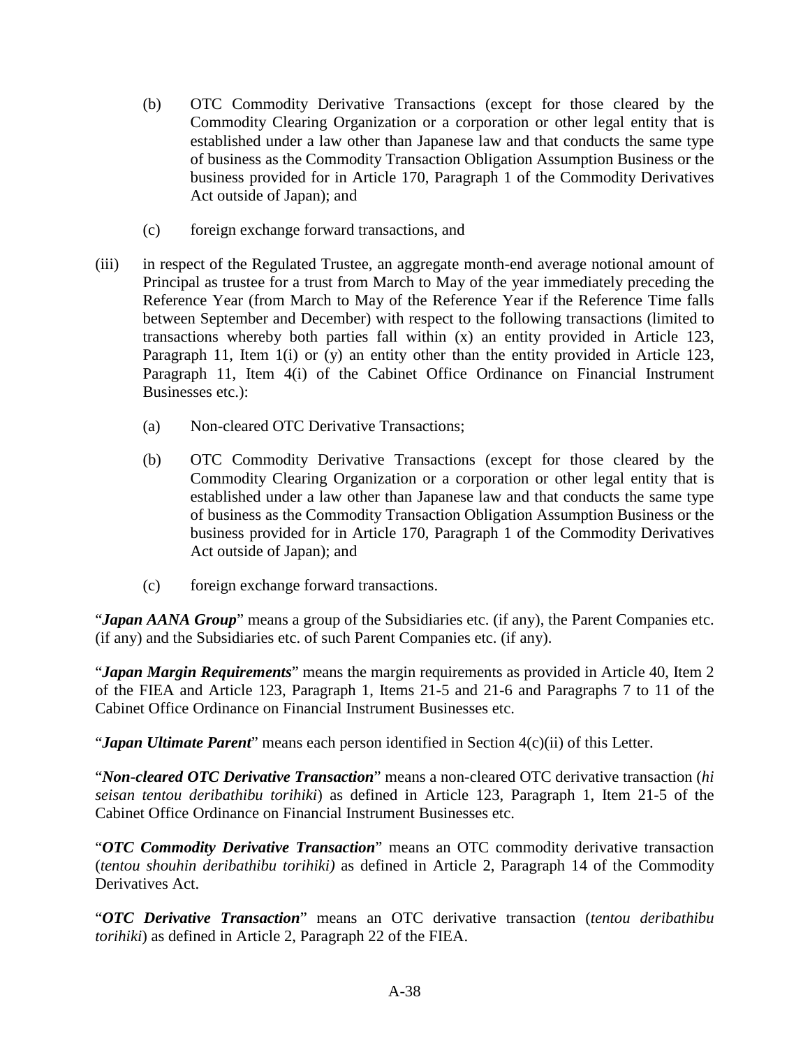(b) OTC Commodity Derivative Transactions (except for those cleared by the Commodity Clearing Organization or a corporation or other legal entity that is established under a law other than Japanese law and that conducts the same type of business as the Commodity Transaction Obligation Assumption Business or the business provided for in Article 170, Paragraph 1 of the Commodity Derivatives Act outside of Japan); and

(c) foreign exchange forward transactions, and

(iii) in respect of the Regulated Trustee, an aggregate month-end average notional amount of Principal as trustee for a trust from March to May of the year immediately preceding the Reference Year (from March to May of the Reference Year if the Reference Time falls between September and December) with respect to the following transactions (limited to transactions whereby both parties fall within (x) an entity provided in Article 123, Paragraph 11, Item 1(i) or (y) an entity other than the entity provided in Article 123, Paragraph 11, Item 4(i) of the Cabinet Office Ordinance on Financial Instrument Businesses etc.):

(a) Non-cleared OTC Derivative Transactions;

(b) OTC Commodity Derivative Transactions (except for those cleared by the Commodity Clearing Organization or a corporation or other legal entity that is established under a law other than Japanese law and that conducts the same type of business as the Commodity Transaction Obligation Assumption Business or the business provided for in Article 170, Paragraph 1 of the Commodity Derivatives Act outside of Japan); and

(c) foreign exchange forward transactions.

"***Japan AANA Group***" means a group of the Subsidiaries etc. (if any), the Parent Companies etc. (if any) and the Subsidiaries etc. of such Parent Companies etc. (if any).

"***Japan Margin Requirements***" means the margin requirements as provided in Article 40, Item 2 of the FIEA and Article 123, Paragraph 1, Items 21-5 and 21-6 and Paragraphs 7 to 11 of the Cabinet Office Ordinance on Financial Instrument Businesses etc.

"***Japan Ultimate Parent***" means each person identified in Section 4(c)(ii) of this Letter.

"***Non-cleared OTC Derivative Transaction***" means a non-cleared OTC derivative transaction (*hi seisan tentou deribathibu torihiki*) as defined in Article 123, Paragraph 1, Item 21-5 of the Cabinet Office Ordinance on Financial Instrument Businesses etc.

"***OTC Commodity Derivative Transaction***" means an OTC commodity derivative transaction (*tentou shouhin deribathibu torihiki)* as defined in Article 2, Paragraph 14 of the Commodity Derivatives Act.

"***OTC Derivative Transaction***" means an OTC derivative transaction (*tentou deribathibu torihiki*) as defined in Article 2, Paragraph 22 of the FIEA.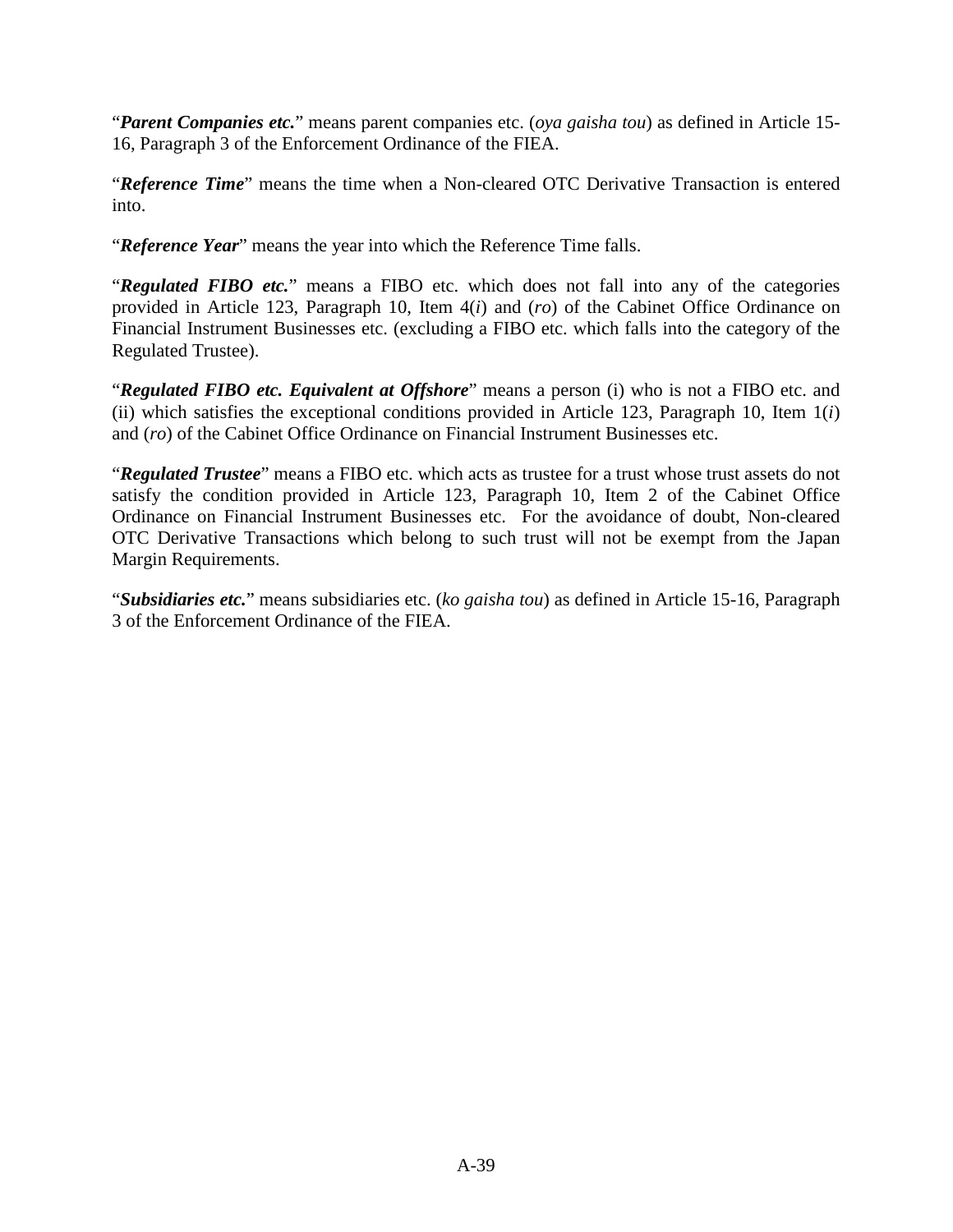"***Parent Companies etc.***" means parent companies etc. (*oya gaisha tou*) as defined in Article 15-16, Paragraph 3 of the Enforcement Ordinance of the FIEA.

"***Reference Time***" means the time when a Non-cleared OTC Derivative Transaction is entered into.

"***Reference Year***" means the year into which the Reference Time falls.

"***Regulated FIBO etc.***" means a FIBO etc. which does not fall into any of the categories provided in Article 123, Paragraph 10, Item 4(*i*) and (*ro*) of the Cabinet Office Ordinance on Financial Instrument Businesses etc. (excluding a FIBO etc. which falls into the category of the Regulated Trustee).

"***Regulated FIBO etc. Equivalent at Offshore***" means a person (i) who is not a FIBO etc. and (ii) which satisfies the exceptional conditions provided in Article 123, Paragraph 10, Item 1(*i*) and (*ro*) of the Cabinet Office Ordinance on Financial Instrument Businesses etc.

"***Regulated Trustee***" means a FIBO etc. which acts as trustee for a trust whose trust assets do not satisfy the condition provided in Article 123, Paragraph 10, Item 2 of the Cabinet Office Ordinance on Financial Instrument Businesses etc. For the avoidance of doubt, Non-cleared OTC Derivative Transactions which belong to such trust will not be exempt from the Japan Margin Requirements.

"***Subsidiaries etc.***" means subsidiaries etc. (*ko gaisha tou*) as defined in Article 15-16, Paragraph 3 of the Enforcement Ordinance of the FIEA.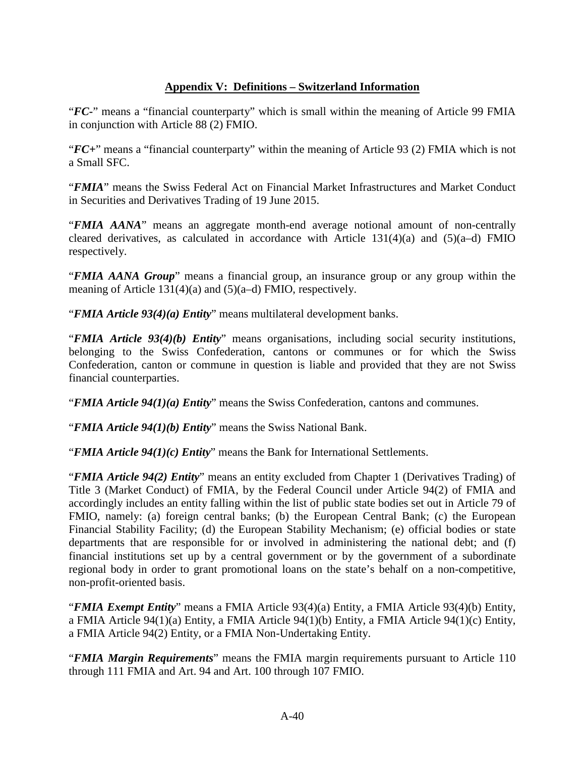## Appendix V: Definitions – Switzerland Information

"***FC-***" means a "financial counterparty" which is small within the meaning of Article 99 FMIA in conjunction with Article 88 (2) FMIO.

"***FC+***" means a "financial counterparty" within the meaning of Article 93 (2) FMIA which is not a Small SFC.

"***FMIA***" means the Swiss Federal Act on Financial Market Infrastructures and Market Conduct in Securities and Derivatives Trading of 19 June 2015.

"***FMIA AANA***" means an aggregate month-end average notional amount of non-centrally cleared derivatives, as calculated in accordance with Article 131(4)(a) and (5)(a–d) FMIO respectively.

"***FMIA AANA Group***" means a financial group, an insurance group or any group within the meaning of Article 131(4)(a) and (5)(a–d) FMIO, respectively.

"***FMIA Article 93(4)(a) Entity***" means multilateral development banks.

"***FMIA Article 93(4)(b) Entity***" means organisations, including social security institutions, belonging to the Swiss Confederation, cantons or communes or for which the Swiss Confederation, canton or commune in question is liable and provided that they are not Swiss financial counterparties.

"***FMIA Article 94(1)(a) Entity***" means the Swiss Confederation, cantons and communes.

"***FMIA Article 94(1)(b) Entity***" means the Swiss National Bank.

"***FMIA Article 94(1)(c) Entity***" means the Bank for International Settlements.

"***FMIA Article 94(2) Entity***" means an entity excluded from Chapter 1 (Derivatives Trading) of Title 3 (Market Conduct) of FMIA, by the Federal Council under Article 94(2) of FMIA and accordingly includes an entity falling within the list of public state bodies set out in Article 79 of FMIO, namely: (a) foreign central banks; (b) the European Central Bank; (c) the European Financial Stability Facility; (d) the European Stability Mechanism; (e) official bodies or state departments that are responsible for or involved in administering the national debt; and (f) financial institutions set up by a central government or by the government of a subordinate regional body in order to grant promotional loans on the state's behalf on a non-competitive, non-profit-oriented basis.

"***FMIA Exempt Entity***" means a FMIA Article 93(4)(a) Entity, a FMIA Article 93(4)(b) Entity, a FMIA Article 94(1)(a) Entity, a FMIA Article 94(1)(b) Entity, a FMIA Article 94(1)(c) Entity, a FMIA Article 94(2) Entity, or a FMIA Non-Undertaking Entity.

"***FMIA Margin Requirements***" means the FMIA margin requirements pursuant to Article 110 through 111 FMIA and Art. 94 and Art. 100 through 107 FMIO.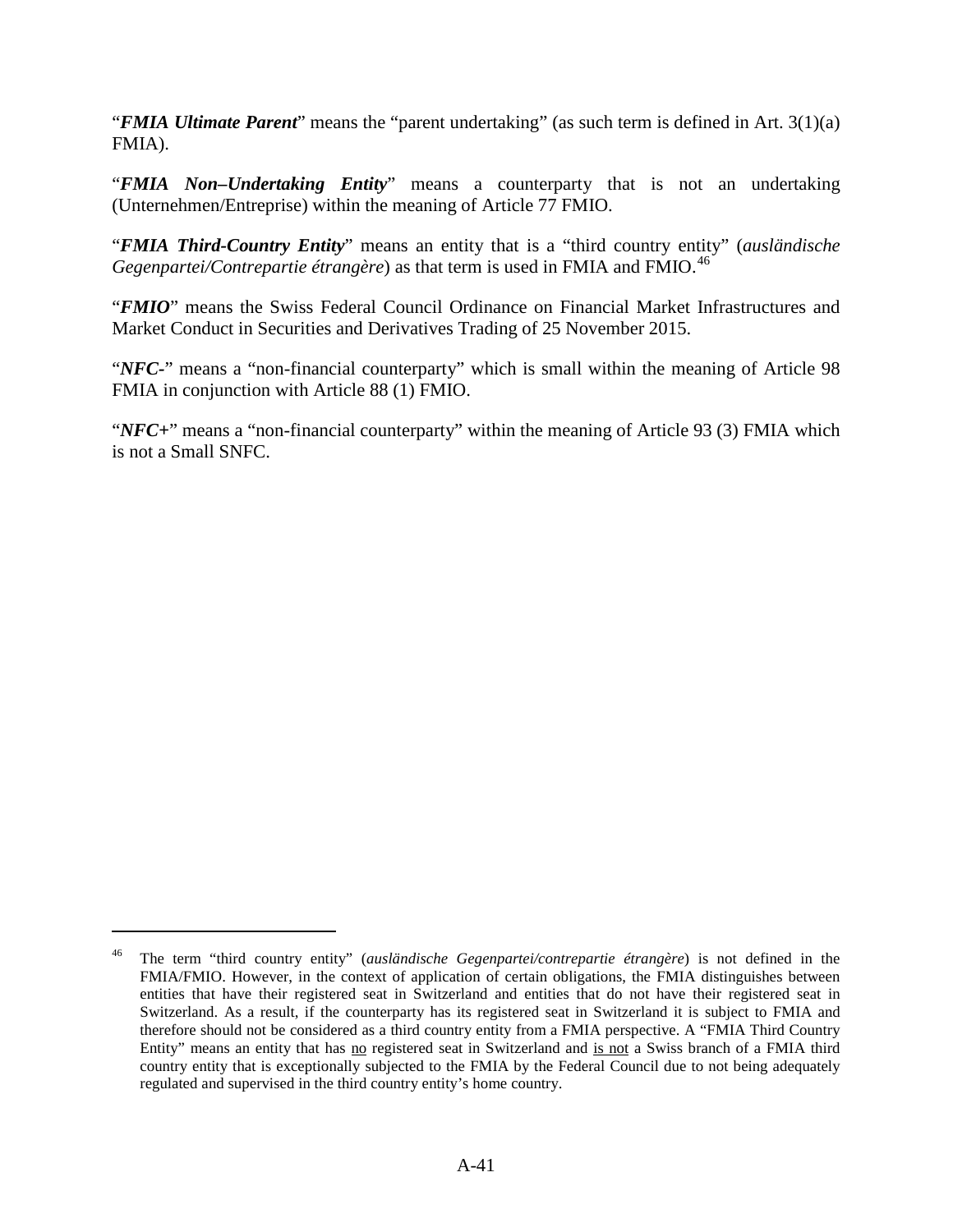"***FMIA Ultimate Parent***" means the "parent undertaking" (as such term is defined in Art. 3(1)(a) FMIA).

"***FMIA Non–Undertaking Entity***" means a counterparty that is not an undertaking (Unternehmen/Entreprise) within the meaning of Article 77 FMIO.

"***FMIA Third-Country Entity***" means an entity that is a "third country entity" (*ausländische Gegenpartei/Contrepartie étrangère*) as that term is used in FMIA and FMIO.[46]

"***FMIO***" means the Swiss Federal Council Ordinance on Financial Market Infrastructures and Market Conduct in Securities and Derivatives Trading of 25 November 2015.

"***NFC-***" means a "non-financial counterparty" which is small within the meaning of Article 98 FMIA in conjunction with Article 88 (1) FMIO.

"***NFC+***" means a "non-financial counterparty" within the meaning of Article 93 (3) FMIA which is not a Small SNFC.

---

[46] The term "third country entity" (*ausländische Gegenpartei/contrepartie étrangère*) is not defined in the FMIA/FMIO. However, in the context of application of certain obligations, the FMIA distinguishes between entities that have their registered seat in Switzerland and entities that do not have their registered seat in Switzerland. As a result, if the counterparty has its registered seat in Switzerland it is subject to FMIA and therefore should not be considered as a third country entity from a FMIA perspective. A "FMIA Third Country Entity" means an entity that has no registered seat in Switzerland and is not a Swiss branch of a FMIA third country entity that is exceptionally subjected to the FMIA by the Federal Council due to not being adequately regulated and supervised in the third country entity's home country.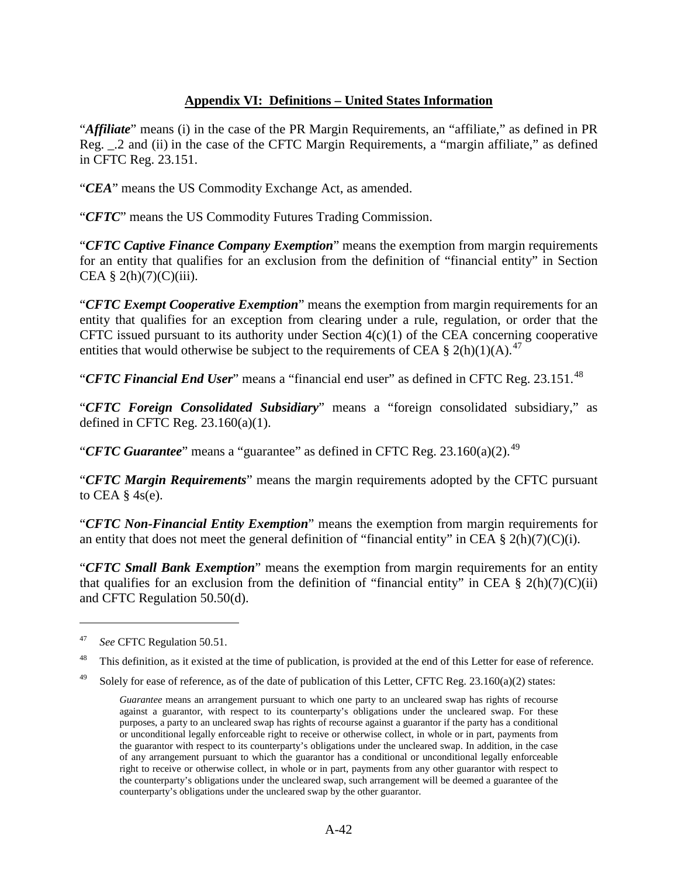## **Appendix VI: Definitions – United States Information**

"***Affiliate***" means (i) in the case of the PR Margin Requirements, an "affiliate," as defined in PR Reg. _.2 and (ii) in the case of the CFTC Margin Requirements, a "margin affiliate," as defined in CFTC Reg. 23.151.

"***CEA***" means the US Commodity Exchange Act, as amended.

"***CFTC***" means the US Commodity Futures Trading Commission.

"***CFTC Captive Finance Company Exemption***" means the exemption from margin requirements for an entity that qualifies for an exclusion from the definition of "financial entity" in Section CEA § 2(h)(7)(C)(iii).

"***CFTC Exempt Cooperative Exemption***" means the exemption from margin requirements for an entity that qualifies for an exception from clearing under a rule, regulation, or order that the CFTC issued pursuant to its authority under Section 4(c)(1) of the CEA concerning cooperative entities that would otherwise be subject to the requirements of CEA § 2(h)(1)(A).[47]

"***CFTC Financial End User***" means a "financial end user" as defined in CFTC Reg. 23.151.[48]

"***CFTC Foreign Consolidated Subsidiary***" means a "foreign consolidated subsidiary," as defined in CFTC Reg. 23.160(a)(1).

"***CFTC Guarantee***" means a "guarantee" as defined in CFTC Reg. 23.160(a)(2).[49]

"***CFTC Margin Requirements***" means the margin requirements adopted by the CFTC pursuant to CEA § 4s(e).

"***CFTC Non-Financial Entity Exemption***" means the exemption from margin requirements for an entity that does not meet the general definition of "financial entity" in CEA § 2(h)(7)(C)(i).

"***CFTC Small Bank Exemption***" means the exemption from margin requirements for an entity that qualifies for an exclusion from the definition of "financial entity" in CEA § 2(h)(7)(C)(ii) and CFTC Regulation 50.50(d).

---

[47] *See* CFTC Regulation 50.51.

[48] This definition, as it existed at the time of publication, is provided at the end of this Letter for ease of reference.

[49] Solely for ease of reference, as of the date of publication of this Letter, CFTC Reg. 23.160(a)(2) states:

> *Guarantee* means an arrangement pursuant to which one party to an uncleared swap has rights of recourse against a guarantor, with respect to its counterparty's obligations under the uncleared swap. For these purposes, a party to an uncleared swap has rights of recourse against a guarantor if the party has a conditional or unconditional legally enforceable right to receive or otherwise collect, in whole or in part, payments from the guarantor with respect to its counterparty's obligations under the uncleared swap. In addition, in the case of any arrangement pursuant to which the guarantor has a conditional or unconditional legally enforceable right to receive or otherwise collect, in whole or in part, payments from any other guarantor with respect to the counterparty's obligations under the uncleared swap, such arrangement will be deemed a guarantee of the counterparty's obligations under the uncleared swap by the other guarantor.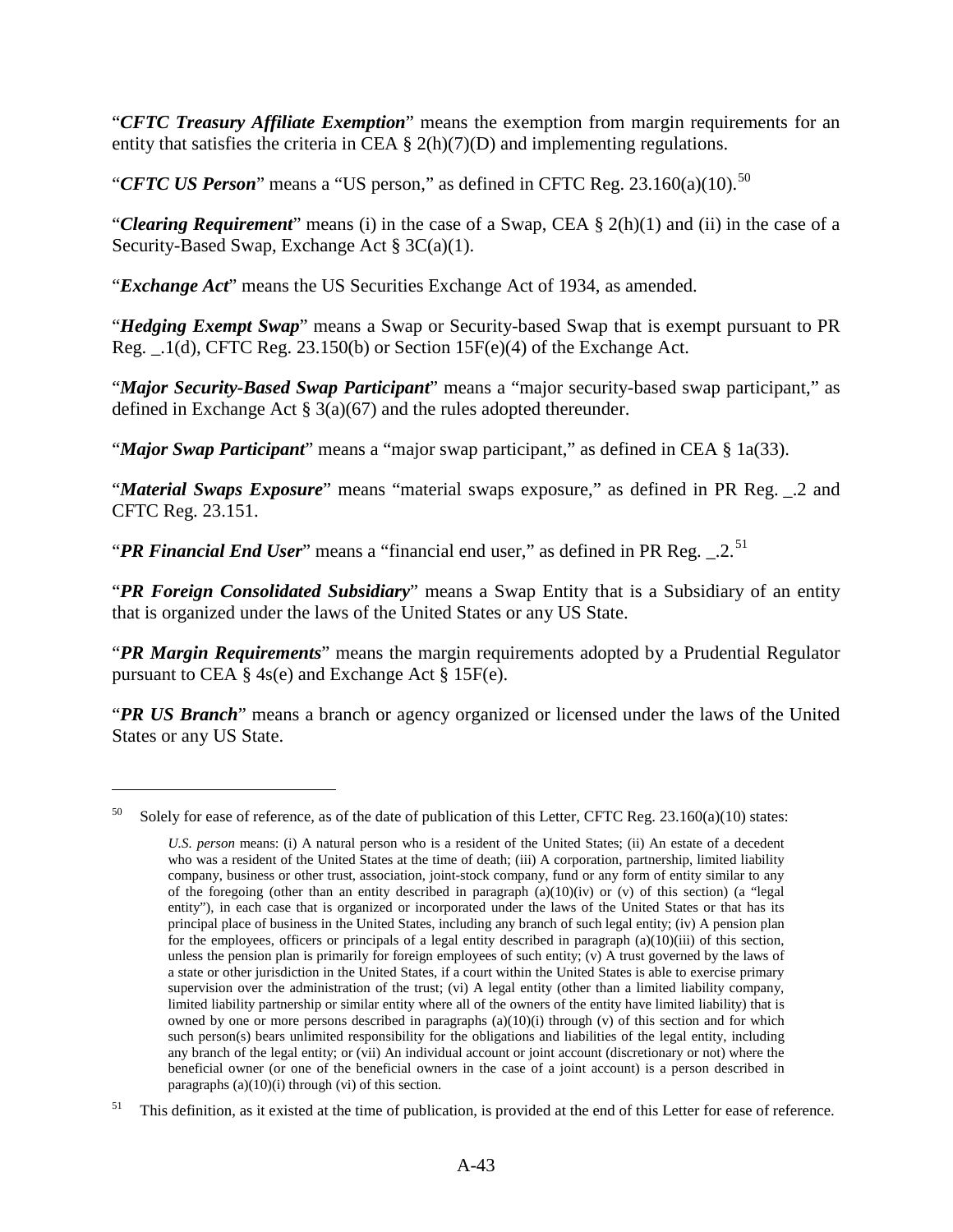"***CFTC Treasury Affiliate Exemption***" means the exemption from margin requirements for an entity that satisfies the criteria in CEA § 2(h)(7)(D) and implementing regulations.

"***CFTC US Person***" means a "US person," as defined in CFTC Reg. 23.160(a)(10).[50]

"***Clearing Requirement***" means (i) in the case of a Swap, CEA § 2(h)(1) and (ii) in the case of a Security-Based Swap, Exchange Act § 3C(a)(1).

"***Exchange Act***" means the US Securities Exchange Act of 1934, as amended.

"***Hedging Exempt Swap***" means a Swap or Security-based Swap that is exempt pursuant to PR Reg. _.1(d), CFTC Reg. 23.150(b) or Section 15F(e)(4) of the Exchange Act.

"***Major Security-Based Swap Participant***" means a "major security-based swap participant," as defined in Exchange Act § 3(a)(67) and the rules adopted thereunder.

"***Major Swap Participant***" means a "major swap participant," as defined in CEA § 1a(33).

"***Material Swaps Exposure***" means "material swaps exposure," as defined in PR Reg. _.2 and CFTC Reg. 23.151.

"***PR Financial End User***" means a "financial end user," as defined in PR Reg. _.2.[51]

"***PR Foreign Consolidated Subsidiary***" means a Swap Entity that is a Subsidiary of an entity that is organized under the laws of the United States or any US State.

"***PR Margin Requirements***" means the margin requirements adopted by a Prudential Regulator pursuant to CEA § 4s(e) and Exchange Act § 15F(e).

"***PR US Branch***" means a branch or agency organized or licensed under the laws of the United States or any US State.

---

[50] Solely for ease of reference, as of the date of publication of this Letter, CFTC Reg. 23.160(a)(10) states:

> *U.S. person* means: (i) A natural person who is a resident of the United States; (ii) An estate of a decedent who was a resident of the United States at the time of death; (iii) A corporation, partnership, limited liability company, business or other trust, association, joint-stock company, fund or any form of entity similar to any of the foregoing (other than an entity described in paragraph (a)(10)(iv) or (v) of this section) (a "legal entity"), in each case that is organized or incorporated under the laws of the United States or that has its principal place of business in the United States, including any branch of such legal entity; (iv) A pension plan for the employees, officers or principals of a legal entity described in paragraph (a)(10)(iii) of this section, unless the pension plan is primarily for foreign employees of such entity; (v) A trust governed by the laws of a state or other jurisdiction in the United States, if a court within the United States is able to exercise primary supervision over the administration of the trust; (vi) A legal entity (other than a limited liability company, limited liability partnership or similar entity where all of the owners of the entity have limited liability) that is owned by one or more persons described in paragraphs (a)(10)(i) through (v) of this section and for which such person(s) bears unlimited responsibility for the obligations and liabilities of the legal entity, including any branch of the legal entity; or (vii) An individual account or joint account (discretionary or not) where the beneficial owner (or one of the beneficial owners in the case of a joint account) is a person described in paragraphs (a)(10)(i) through (vi) of this section.

[51] This definition, as it existed at the time of publication, is provided at the end of this Letter for ease of reference.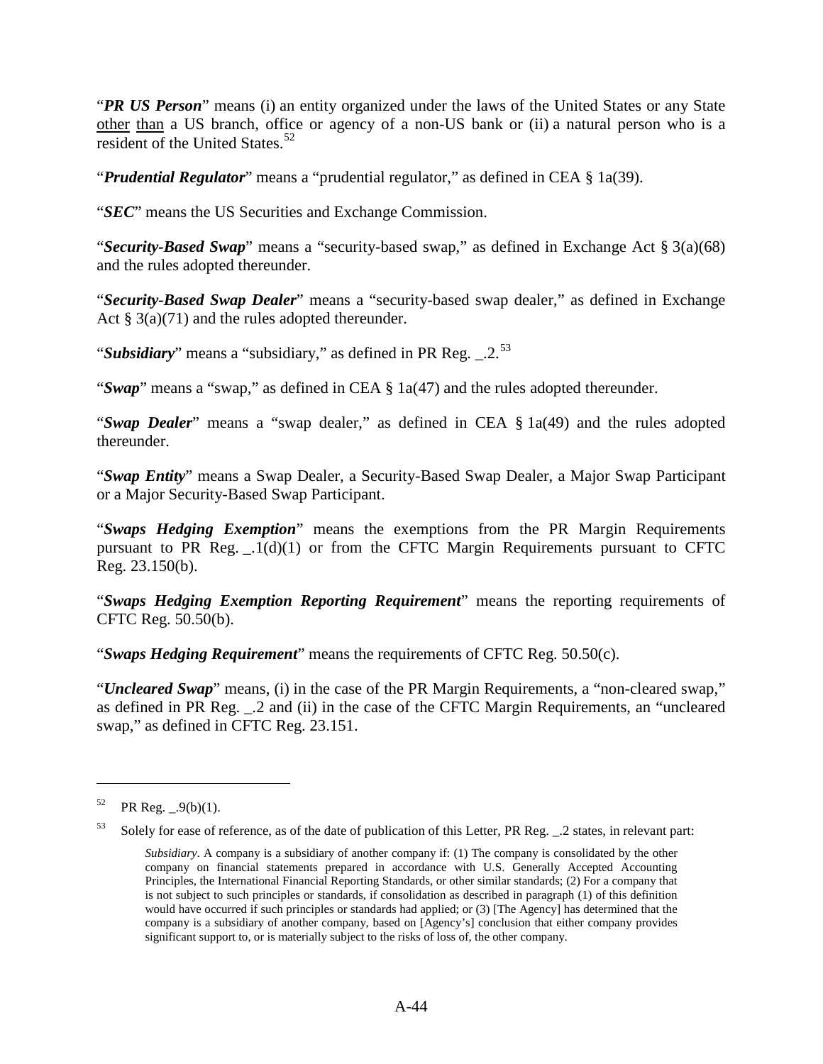"***PR US Person***" means (i) an entity organized under the laws of the United States or any State <u>other</u> <u>than</u> a US branch, office or agency of a non-US bank or (ii) a natural person who is a resident of the United States.[52]

"***Prudential Regulator***" means a "prudential regulator," as defined in CEA § 1a(39).

"***SEC***" means the US Securities and Exchange Commission.

"***Security-Based Swap***" means a "security-based swap," as defined in Exchange Act § 3(a)(68) and the rules adopted thereunder.

"***Security-Based Swap Dealer***" means a "security-based swap dealer," as defined in Exchange Act § 3(a)(71) and the rules adopted thereunder.

"***Subsidiary***" means a "subsidiary," as defined in PR Reg. _.2.[53]

"***Swap***" means a "swap," as defined in CEA § 1a(47) and the rules adopted thereunder.

"***Swap Dealer***" means a "swap dealer," as defined in CEA § 1a(49) and the rules adopted thereunder.

"***Swap Entity***" means a Swap Dealer, a Security-Based Swap Dealer, a Major Swap Participant or a Major Security-Based Swap Participant.

"***Swaps Hedging Exemption***" means the exemptions from the PR Margin Requirements pursuant to PR Reg. _.1(d)(1) or from the CFTC Margin Requirements pursuant to CFTC Reg. 23.150(b).

"***Swaps Hedging Exemption Reporting Requirement***" means the reporting requirements of CFTC Reg. 50.50(b).

"***Swaps Hedging Requirement***" means the requirements of CFTC Reg. 50.50(c).

"***Uncleared Swap***" means, (i) in the case of the PR Margin Requirements, a "non-cleared swap," as defined in PR Reg. _.2 and (ii) in the case of the CFTC Margin Requirements, an "uncleared swap," as defined in CFTC Reg. 23.151.

---

[52] PR Reg. _.9(b)(1).

[53] Solely for ease of reference, as of the date of publication of this Letter, PR Reg. _.2 states, in relevant part:

> *Subsidiary*. A company is a subsidiary of another company if: (1) The company is consolidated by the other company on financial statements prepared in accordance with U.S. Generally Accepted Accounting Principles, the International Financial Reporting Standards, or other similar standards; (2) For a company that is not subject to such principles or standards, if consolidation as described in paragraph (1) of this definition would have occurred if such principles or standards had applied; or (3) [The Agency] has determined that the company is a subsidiary of another company, based on [Agency's] conclusion that either company provides significant support to, or is materially subject to the risks of loss of, the other company.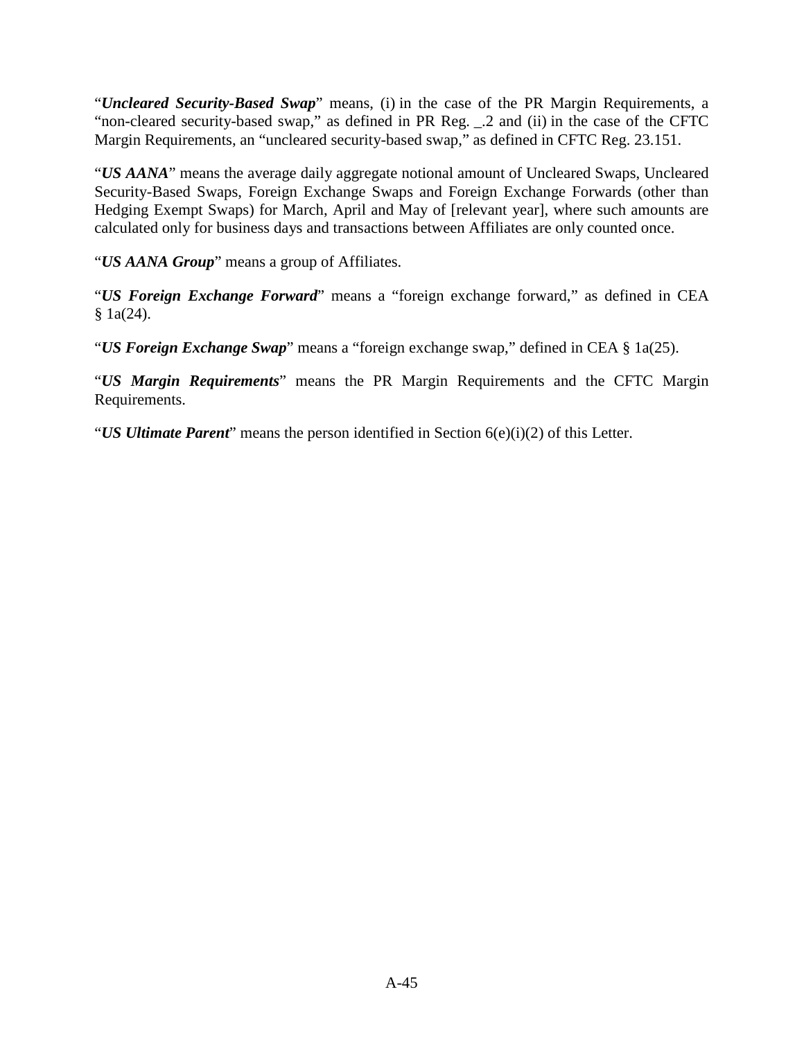"***Uncleared Security-Based Swap***" means, (i) in the case of the PR Margin Requirements, a "non-cleared security-based swap," as defined in PR Reg. _.2 and (ii) in the case of the CFTC Margin Requirements, an "uncleared security-based swap," as defined in CFTC Reg. 23.151.

"***US AANA***" means the average daily aggregate notional amount of Uncleared Swaps, Uncleared Security-Based Swaps, Foreign Exchange Swaps and Foreign Exchange Forwards (other than Hedging Exempt Swaps) for March, April and May of [relevant year], where such amounts are calculated only for business days and transactions between Affiliates are only counted once.

"***US AANA Group***" means a group of Affiliates.

"***US Foreign Exchange Forward***" means a "foreign exchange forward," as defined in CEA § 1a(24).

"***US Foreign Exchange Swap***" means a "foreign exchange swap," defined in CEA § 1a(25).

"***US Margin Requirements***" means the PR Margin Requirements and the CFTC Margin Requirements.

"***US Ultimate Parent***" means the person identified in Section 6(e)(i)(2) of this Letter.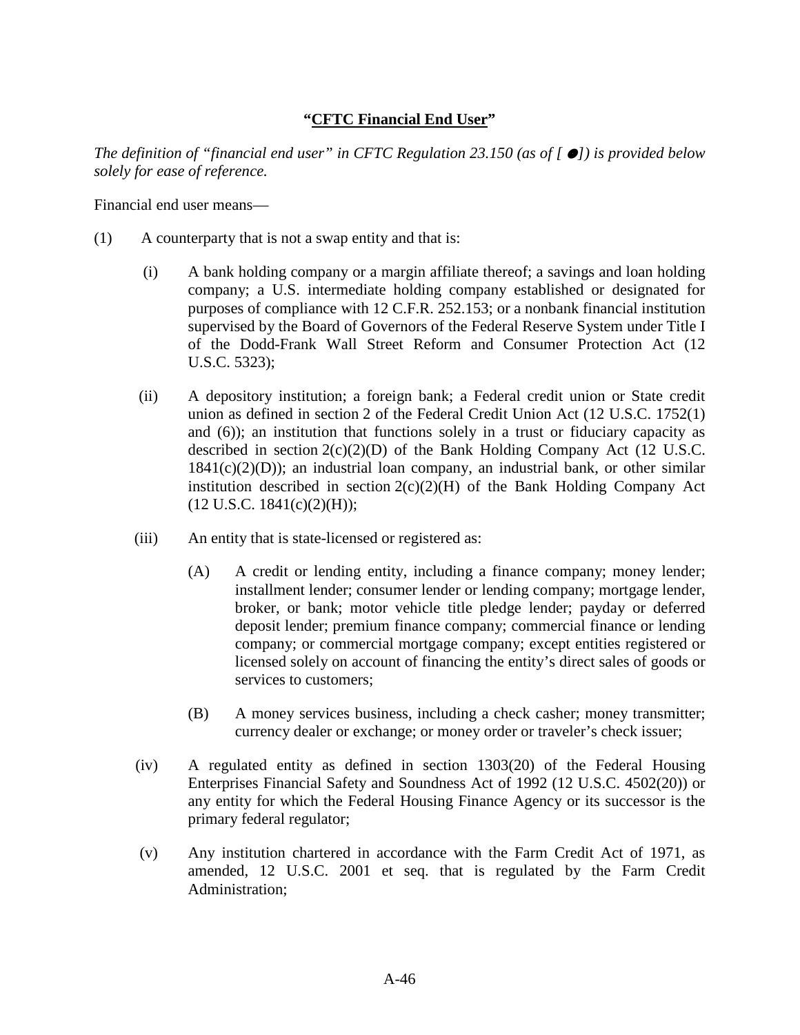**"<u>CFTC Financial End User</u>"**

*The definition of "financial end user" in CFTC Regulation 23.150 (as of [ ●]) is provided below solely for ease of reference.*

Financial end user means—

(1) A counterparty that is not a swap entity and that is:

(i) A bank holding company or a margin affiliate thereof; a savings and loan holding company; a U.S. intermediate holding company established or designated for purposes of compliance with 12 C.F.R. 252.153; or a nonbank financial institution supervised by the Board of Governors of the Federal Reserve System under Title I of the Dodd-Frank Wall Street Reform and Consumer Protection Act (12 U.S.C. 5323);

(ii) A depository institution; a foreign bank; a Federal credit union or State credit union as defined in section 2 of the Federal Credit Union Act (12 U.S.C. 1752(1) and (6)); an institution that functions solely in a trust or fiduciary capacity as described in section 2(c)(2)(D) of the Bank Holding Company Act (12 U.S.C. 1841(c)(2)(D)); an industrial loan company, an industrial bank, or other similar institution described in section 2(c)(2)(H) of the Bank Holding Company Act (12 U.S.C. 1841(c)(2)(H));

(iii) An entity that is state-licensed or registered as:

(A) A credit or lending entity, including a finance company; money lender; installment lender; consumer lender or lending company; mortgage lender, broker, or bank; motor vehicle title pledge lender; payday or deferred deposit lender; premium finance company; commercial finance or lending company; or commercial mortgage company; except entities registered or licensed solely on account of financing the entity's direct sales of goods or services to customers;

(B) A money services business, including a check casher; money transmitter; currency dealer or exchange; or money order or traveler's check issuer;

(iv) A regulated entity as defined in section 1303(20) of the Federal Housing Enterprises Financial Safety and Soundness Act of 1992 (12 U.S.C. 4502(20)) or any entity for which the Federal Housing Finance Agency or its successor is the primary federal regulator;

(v) Any institution chartered in accordance with the Farm Credit Act of 1971, as amended, 12 U.S.C. 2001 et seq. that is regulated by the Farm Credit Administration;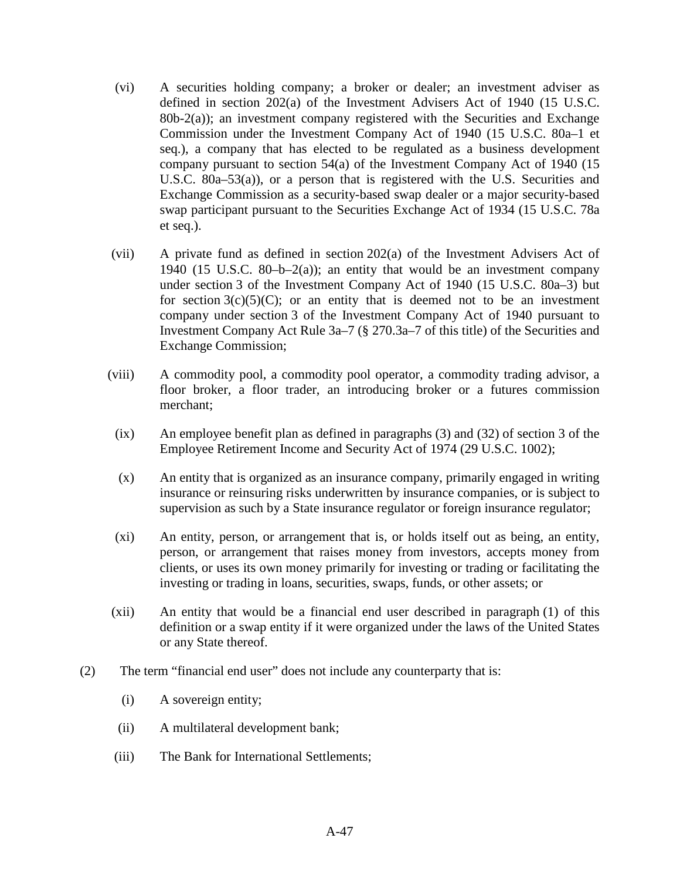(vi) A securities holding company; a broker or dealer; an investment adviser as defined in section 202(a) of the Investment Advisers Act of 1940 (15 U.S.C. 80b-2(a)); an investment company registered with the Securities and Exchange Commission under the Investment Company Act of 1940 (15 U.S.C. 80a–1 et seq.), a company that has elected to be regulated as a business development company pursuant to section 54(a) of the Investment Company Act of 1940 (15 U.S.C. 80a–53(a)), or a person that is registered with the U.S. Securities and Exchange Commission as a security-based swap dealer or a major security-based swap participant pursuant to the Securities Exchange Act of 1934 (15 U.S.C. 78a et seq.).

(vii) A private fund as defined in section 202(a) of the Investment Advisers Act of 1940 (15 U.S.C. 80–b–2(a)); an entity that would be an investment company under section 3 of the Investment Company Act of 1940 (15 U.S.C. 80a–3) but for section 3(c)(5)(C); or an entity that is deemed not to be an investment company under section 3 of the Investment Company Act of 1940 pursuant to Investment Company Act Rule 3a–7 (§ 270.3a–7 of this title) of the Securities and Exchange Commission;

(viii) A commodity pool, a commodity pool operator, a commodity trading advisor, a floor broker, a floor trader, an introducing broker or a futures commission merchant;

(ix) An employee benefit plan as defined in paragraphs (3) and (32) of section 3 of the Employee Retirement Income and Security Act of 1974 (29 U.S.C. 1002);

(x) An entity that is organized as an insurance company, primarily engaged in writing insurance or reinsuring risks underwritten by insurance companies, or is subject to supervision as such by a State insurance regulator or foreign insurance regulator;

(xi) An entity, person, or arrangement that is, or holds itself out as being, an entity, person, or arrangement that raises money from investors, accepts money from clients, or uses its own money primarily for investing or trading or facilitating the investing or trading in loans, securities, swaps, funds, or other assets; or

(xii) An entity that would be a financial end user described in paragraph (1) of this definition or a swap entity if it were organized under the laws of the United States or any State thereof.

(2) The term "financial end user" does not include any counterparty that is:

(i) A sovereign entity;

(ii) A multilateral development bank;

(iii) The Bank for International Settlements;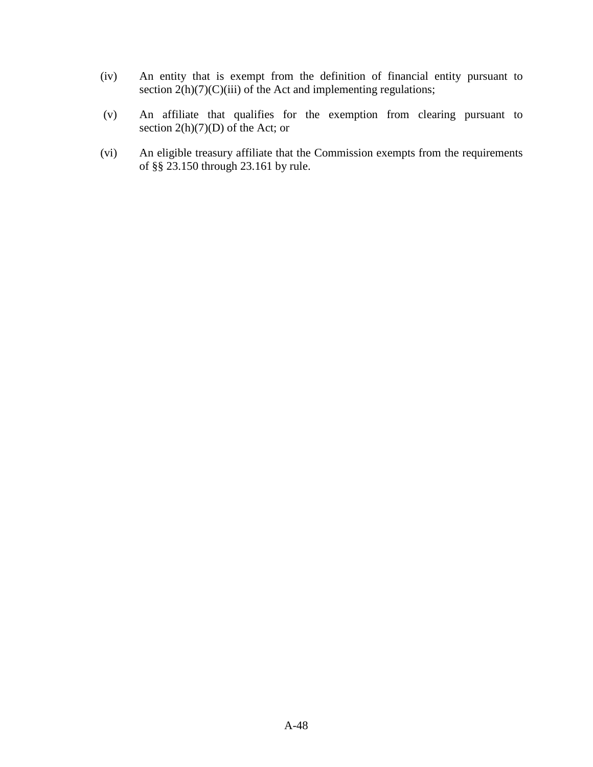(iv) An entity that is exempt from the definition of financial entity pursuant to section 2(h)(7)(C)(iii) of the Act and implementing regulations;

(v) An affiliate that qualifies for the exemption from clearing pursuant to section 2(h)(7)(D) of the Act; or

(vi) An eligible treasury affiliate that the Commission exempts from the requirements of §§ 23.150 through 23.161 by rule.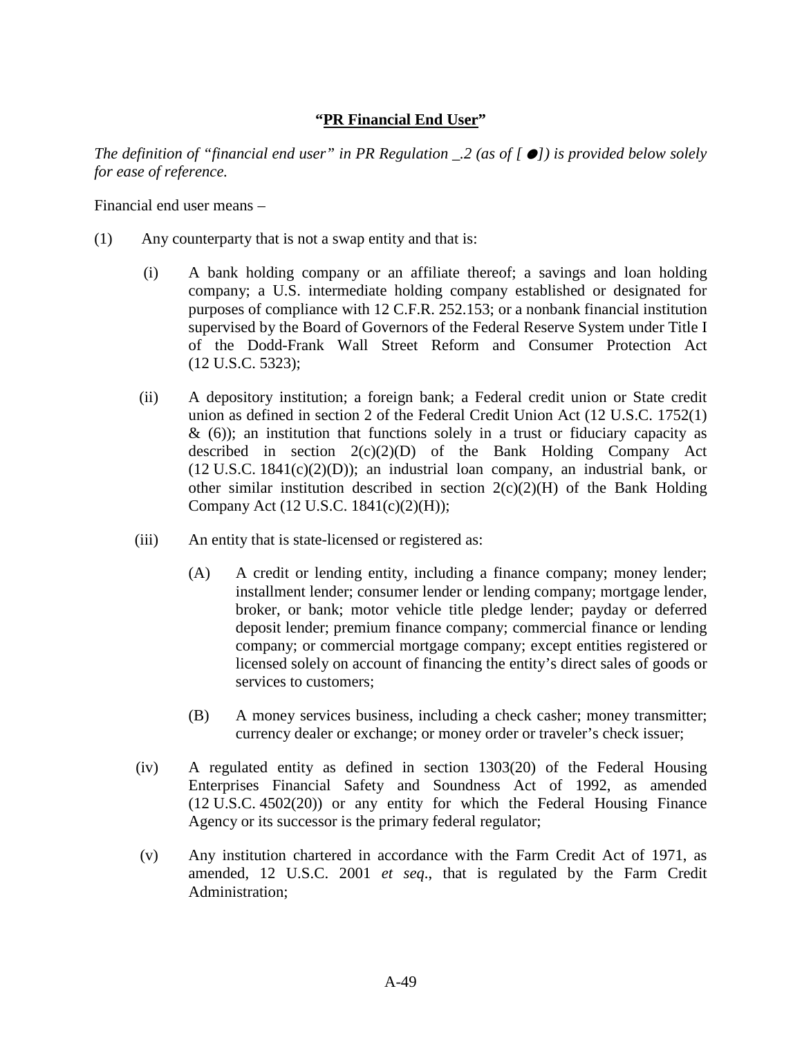**"<u>PR Financial End User</u>"**

*The definition of "financial end user" in PR Regulation _.2 (as of [ ●]) is provided below solely for ease of reference.*

Financial end user means –

(1) Any counterparty that is not a swap entity and that is:

(i) A bank holding company or an affiliate thereof; a savings and loan holding company; a U.S. intermediate holding company established or designated for purposes of compliance with 12 C.F.R. 252.153; or a nonbank financial institution supervised by the Board of Governors of the Federal Reserve System under Title I of the Dodd-Frank Wall Street Reform and Consumer Protection Act (12 U.S.C. 5323);

(ii) A depository institution; a foreign bank; a Federal credit union or State credit union as defined in section 2 of the Federal Credit Union Act (12 U.S.C. 1752(1) & (6)); an institution that functions solely in a trust or fiduciary capacity as described in section 2(c)(2)(D) of the Bank Holding Company Act (12 U.S.C. 1841(c)(2)(D)); an industrial loan company, an industrial bank, or other similar institution described in section 2(c)(2)(H) of the Bank Holding Company Act (12 U.S.C. 1841(c)(2)(H));

(iii) An entity that is state-licensed or registered as:

(A) A credit or lending entity, including a finance company; money lender; installment lender; consumer lender or lending company; mortgage lender, broker, or bank; motor vehicle title pledge lender; payday or deferred deposit lender; premium finance company; commercial finance or lending company; or commercial mortgage company; except entities registered or licensed solely on account of financing the entity's direct sales of goods or services to customers;

(B) A money services business, including a check casher; money transmitter; currency dealer or exchange; or money order or traveler's check issuer;

(iv) A regulated entity as defined in section 1303(20) of the Federal Housing Enterprises Financial Safety and Soundness Act of 1992, as amended (12 U.S.C. 4502(20)) or any entity for which the Federal Housing Finance Agency or its successor is the primary federal regulator;

(v) Any institution chartered in accordance with the Farm Credit Act of 1971, as amended, 12 U.S.C. 2001 *et seq*., that is regulated by the Farm Credit Administration;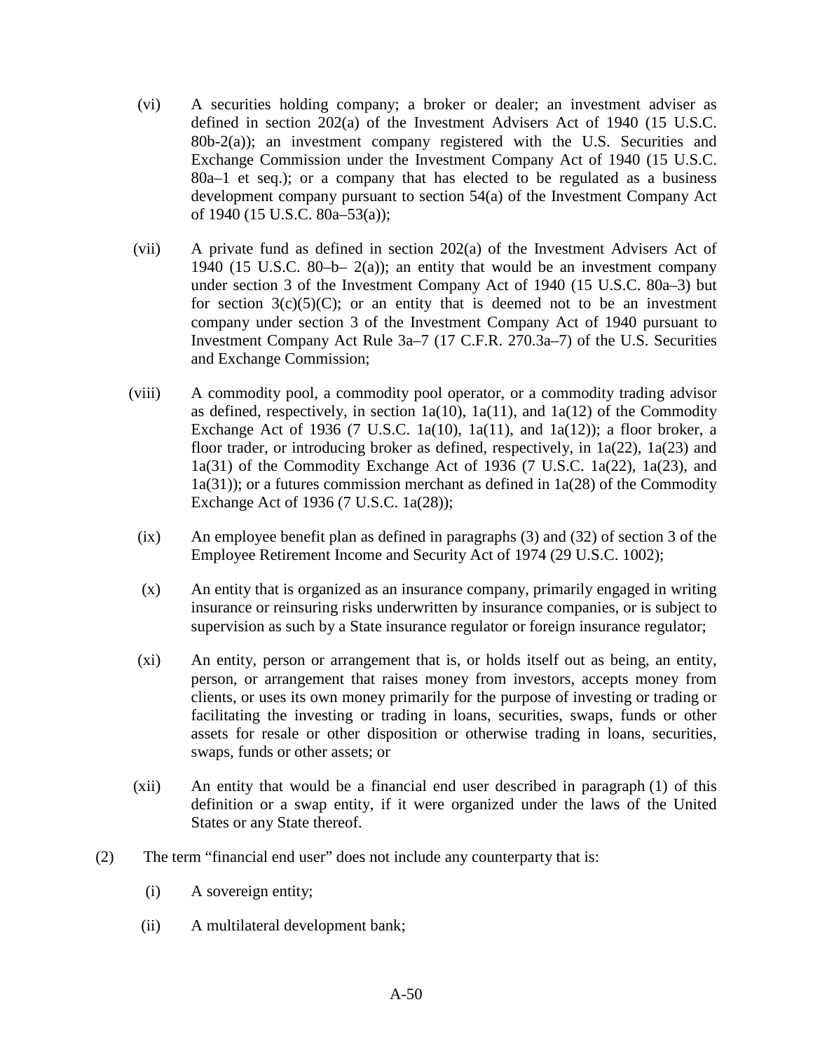(vi) A securities holding company; a broker or dealer; an investment adviser as defined in section 202(a) of the Investment Advisers Act of 1940 (15 U.S.C. 80b-2(a)); an investment company registered with the U.S. Securities and Exchange Commission under the Investment Company Act of 1940 (15 U.S.C. 80a–1 et seq.); or a company that has elected to be regulated as a business development company pursuant to section 54(a) of the Investment Company Act of 1940 (15 U.S.C. 80a–53(a));

(vii) A private fund as defined in section 202(a) of the Investment Advisers Act of 1940 (15 U.S.C. 80–b– 2(a)); an entity that would be an investment company under section 3 of the Investment Company Act of 1940 (15 U.S.C. 80a–3) but for section 3(c)(5)(C); or an entity that is deemed not to be an investment company under section 3 of the Investment Company Act of 1940 pursuant to Investment Company Act Rule 3a–7 (17 C.F.R. 270.3a–7) of the U.S. Securities and Exchange Commission;

(viii) A commodity pool, a commodity pool operator, or a commodity trading advisor as defined, respectively, in section 1a(10), 1a(11), and 1a(12) of the Commodity Exchange Act of 1936 (7 U.S.C. 1a(10), 1a(11), and 1a(12)); a floor broker, a floor trader, or introducing broker as defined, respectively, in 1a(22), 1a(23) and 1a(31) of the Commodity Exchange Act of 1936 (7 U.S.C. 1a(22), 1a(23), and 1a(31)); or a futures commission merchant as defined in 1a(28) of the Commodity Exchange Act of 1936 (7 U.S.C. 1a(28));

(ix) An employee benefit plan as defined in paragraphs (3) and (32) of section 3 of the Employee Retirement Income and Security Act of 1974 (29 U.S.C. 1002);

(x) An entity that is organized as an insurance company, primarily engaged in writing insurance or reinsuring risks underwritten by insurance companies, or is subject to supervision as such by a State insurance regulator or foreign insurance regulator;

(xi) An entity, person or arrangement that is, or holds itself out as being, an entity, person, or arrangement that raises money from investors, accepts money from clients, or uses its own money primarily for the purpose of investing or trading or facilitating the investing or trading in loans, securities, swaps, funds or other assets for resale or other disposition or otherwise trading in loans, securities, swaps, funds or other assets; or

(xii) An entity that would be a financial end user described in paragraph (1) of this definition or a swap entity, if it were organized under the laws of the United States or any State thereof.

(2) The term "financial end user" does not include any counterparty that is:

(i) A sovereign entity;

(ii) A multilateral development bank;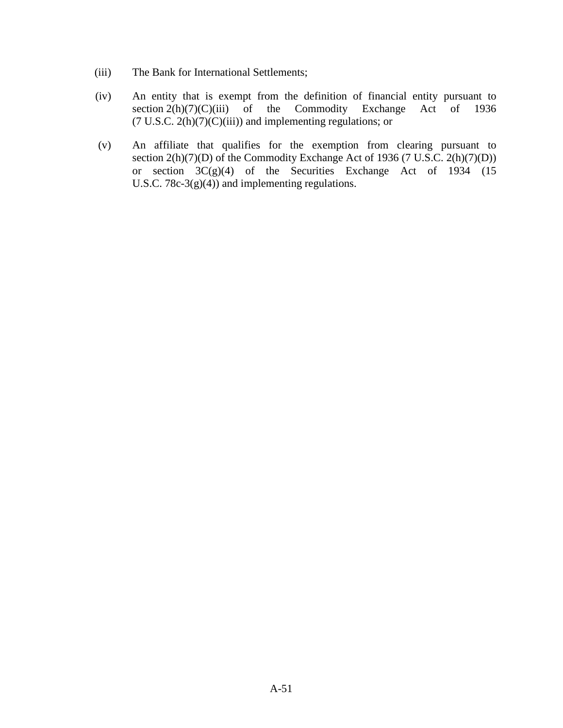(iii) The Bank for International Settlements;

(iv) An entity that is exempt from the definition of financial entity pursuant to section 2(h)(7)(C)(iii) of the Commodity Exchange Act of 1936 (7 U.S.C. 2(h)(7)(C)(iii)) and implementing regulations; or

(v) An affiliate that qualifies for the exemption from clearing pursuant to section 2(h)(7)(D) of the Commodity Exchange Act of 1936 (7 U.S.C. 2(h)(7)(D)) or section 3C(g)(4) of the Securities Exchange Act of 1934 (15 U.S.C. 78c-3(g)(4)) and implementing regulations.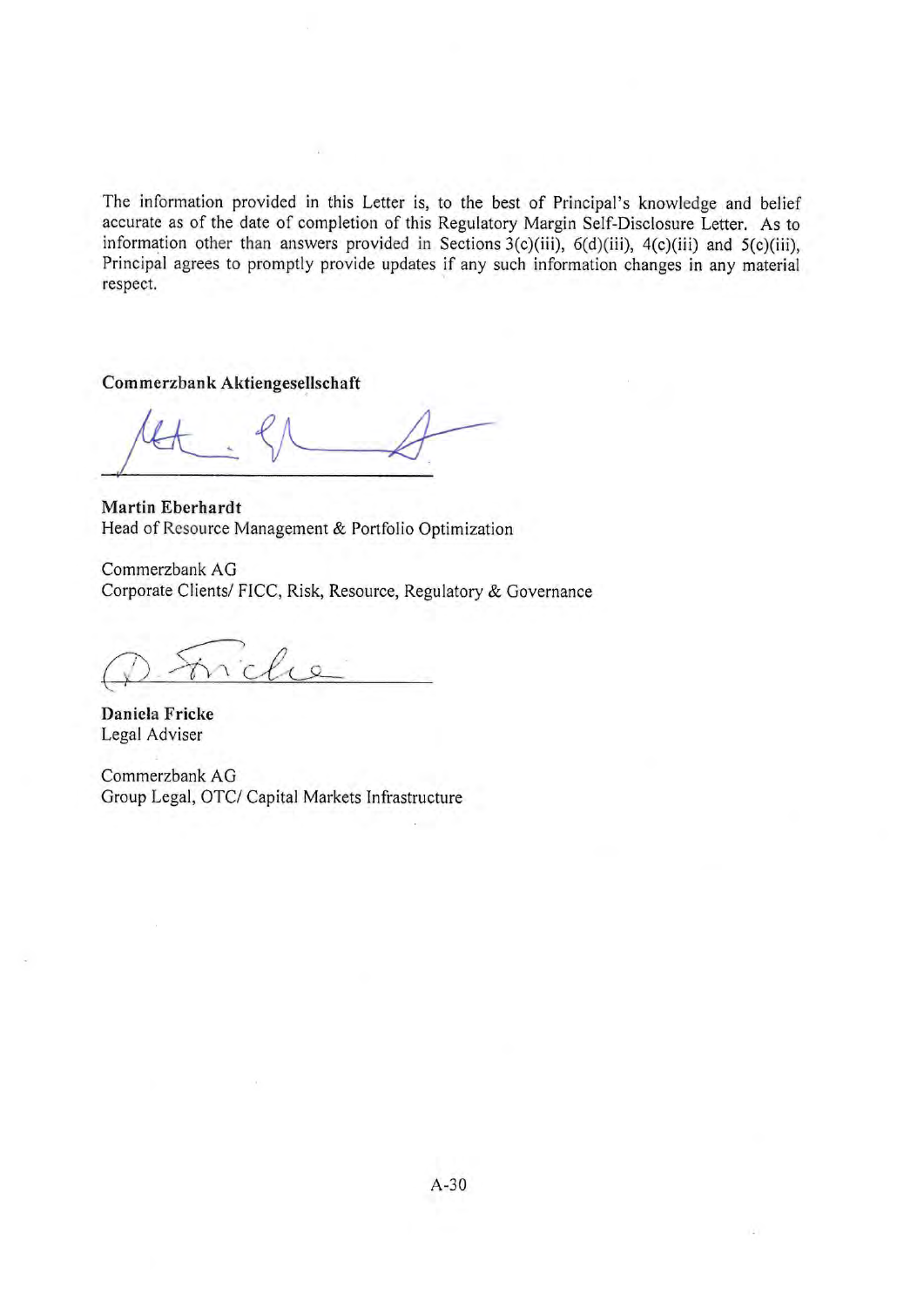The information provided in this Letter is, to the best of Principal's knowledge and belief accurate as of the date of completion of this Regulatory Margin Self-Disclosure Letter. As to information other than answers provided in Sections 3(c)(iii), 6(d)(iii), 4(c)(iii) and 5(c)(iii), Principal agrees to promptly provide updates if any such information changes in any material respect.

**Commerzbank Aktiengesellschaft**

**Martin Eberhardt**
Head of Resource Management & Portfolio Optimization

Commerzbank AG
Corporate Clients/ FICC, Risk, Resource, Regulatory & Governance

**Daniela Fricke**
Legal Adviser

Commerzbank AG
Group Legal, OTC/ Capital Markets Infrastructure